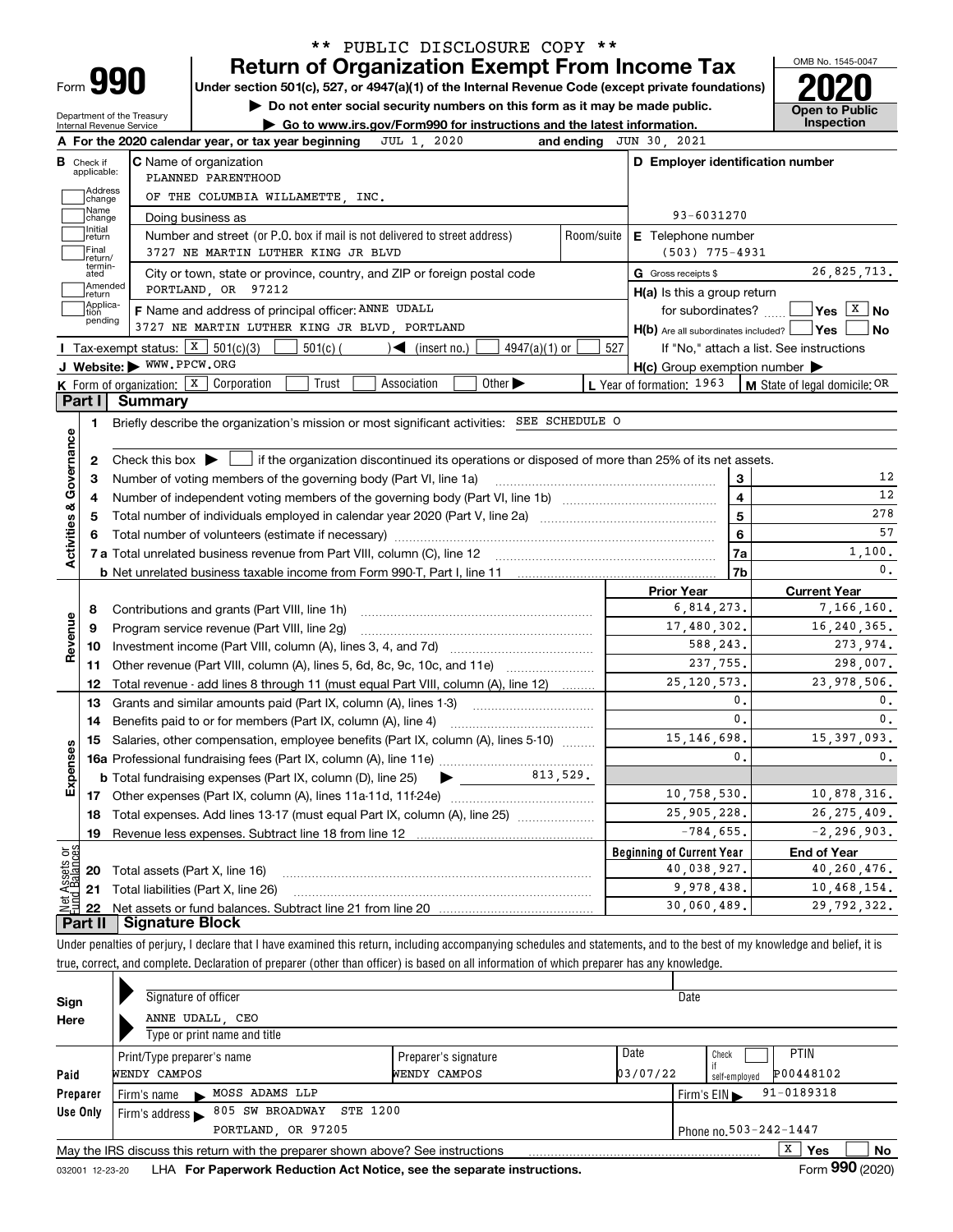\*\* PUBLIC DISCLOSURE COPY \*\*

Form **990**

# Return of Organization Exempt From Income Tax

**Under section 501(c), 527, or 4947(a)(1) of the Internal Revenue Code (except private foundations)**

▶ Do not enter social security numbers on this form as it may be made public.

▶ Go to www.irs.gov/Form990 for instructions and the latest information.

OMB No. 1545-0047

**2020**

**Open to Public Inspection**

Department of the Treasury
Internal Revenue Service

**A** For the 2020 calendar year, or tax year beginning JUL 1, 2020 and ending JUN 30, 2021

**B** Check if applicable: Address change, Name change, Initial return, Final return/terminated, Amended return, Application pending

**C** Name of organization
PLANNED PARENTHOOD
OF THE COLUMBIA WILLAMETTE, INC.

Doing business as

Number and street (or P.O. box if mail is not delivered to street address) Room/suite
3727 NE MARTIN LUTHER KING JR BLVD

City or town, state or province, country, and ZIP or foreign postal code
PORTLAND, OR 97212

**D** Employer identification number
93-6031270

**E** Telephone number
(503) 775-4931

**G** Gross receipts $ 26,825,713.

**F** Name and address of principal officer: ANNE UDALL
3727 NE MARTIN LUTHER KING JR BLVD, PORTLAND

**H(a)** Is this a group return for subordinates? Yes [ ] No [X]

**H(b)** Are all subordinates included? Yes [ ] No [ ]
If "No," attach a list. See instructions

**H(c)** Group exemption number ▶

**I** Tax-exempt status: [X] 501(c)(3) [ ] 501(c) ( ) ◀ (insert no.) [ ] 4947(a)(1) or [ ] 527

**J** Website: ▶ WWW.PPCW.ORG

**K** Form of organization: [X] Corporation [ ] Trust [ ] Association [ ] Other ▶

**L** Year of formation: 1963

**M** State of legal domicile: OR

## Part I Summary

**Activities & Governance**

1 Briefly describe the organization's mission or most significant activities: SEE SCHEDULE O

2 Check this box ▶ [ ] if the organization discontinued its operations or disposed of more than 25% of its net assets.

| | | | |
|---|---|---|---|
| 3 | Number of voting members of the governing body (Part VI, line 1a) | 3 | 12 |
| 4 | Number of independent voting members of the governing body (Part VI, line 1b) | 4 | 12 |
| 5 | Total number of individuals employed in calendar year 2020 (Part V, line 2a) | 5 | 278 |
| 6 | Total number of volunteers (estimate if necessary) | 6 | 57 |
| 7a | Total unrelated business revenue from Part VIII, column (C), line 12 | 7a | 1,100. |
| b | Net unrelated business taxable income from Form 990-T, Part I, line 11 | 7b | 0. |

| | | | Prior Year | Current Year |
|---|---|---|---|---|
| **Revenue** | 8 | Contributions and grants (Part VIII, line 1h) | 6,814,273. | 7,166,160. |
| | 9 | Program service revenue (Part VIII, line 2g) | 17,480,302. | 16,240,365. |
| | 10 | Investment income (Part VIII, column (A), lines 3, 4, and 7d) | 588,243. | 273,974. |
| | 11 | Other revenue (Part VIII, column (A), lines 5, 6d, 8c, 9c, 10c, and 11e) | 237,755. | 298,007. |
| | 12 | Total revenue - add lines 8 through 11 (must equal Part VIII, column (A), line 12) | 25,120,573. | 23,978,506. |
| **Expenses** | 13 | Grants and similar amounts paid (Part IX, column (A), lines 1-3) | 0. | 0. |
| | 14 | Benefits paid to or for members (Part IX, column (A), line 4) | 0. | 0. |
| | 15 | Salaries, other compensation, employee benefits (Part IX, column (A), lines 5-10) | 15,146,698. | 15,397,093. |
| | 16a | Professional fundraising fees (Part IX, column (A), line 11e) | 0. | 0. |
| | b | Total fundraising expenses (Part IX, column (D), line 25) ▶ 813,529. | | |
| | 17 | Other expenses (Part IX, column (A), lines 11a-11d, 11f-24e) | 10,758,530. | 10,878,316. |
| | 18 | Total expenses. Add lines 13-17 (must equal Part IX, column (A), line 25) | 25,905,228. | 26,275,409. |
| | 19 | Revenue less expenses. Subtract line 18 from line 12 | -784,655. | -2,296,903. |

| | | | Beginning of Current Year | End of Year |
|---|---|---|---|---|
| **Net Assets or Fund Balances** | 20 | Total assets (Part X, line 16) | 40,038,927. | 40,260,476. |
| | 21 | Total liabilities (Part X, line 26) | 9,978,438. | 10,468,154. |
| | 22 | Net assets or fund balances. Subtract line 21 from line 20 | 30,060,489. | 29,792,322. |

## Part II Signature Block

Under penalties of perjury, I declare that I have examined this return, including accompanying schedules and statements, and to the best of my knowledge and belief, it is true, correct, and complete. Declaration of preparer (other than officer) is based on all information of which preparer has any knowledge.

**Sign Here**

Signature of officer Date

ANNE UDALL, CEO
Type or print name and title

**Paid Preparer Use Only**

| Print/Type preparer's name | Preparer's signature | Date | Check if self-employed | PTIN |
|---|---|---|---|---|
| WENDY CAMPOS | WENDY CAMPOS | 03/07/22 | [ ] | P00448102 |

Firm's name ▶ MOSS ADAMS LLP Firm's EIN ▶ 91-0189318

Firm's address ▶ 805 SW BROADWAY STE 1200
PORTLAND, OR 97205 Phone no. 503-242-1447

May the IRS discuss this return with the preparer shown above? See instructions [X] Yes [ ] No

032001 12-23-20 LHA **For Paperwork Reduction Act Notice, see the separate instructions.** Form **990** (2020)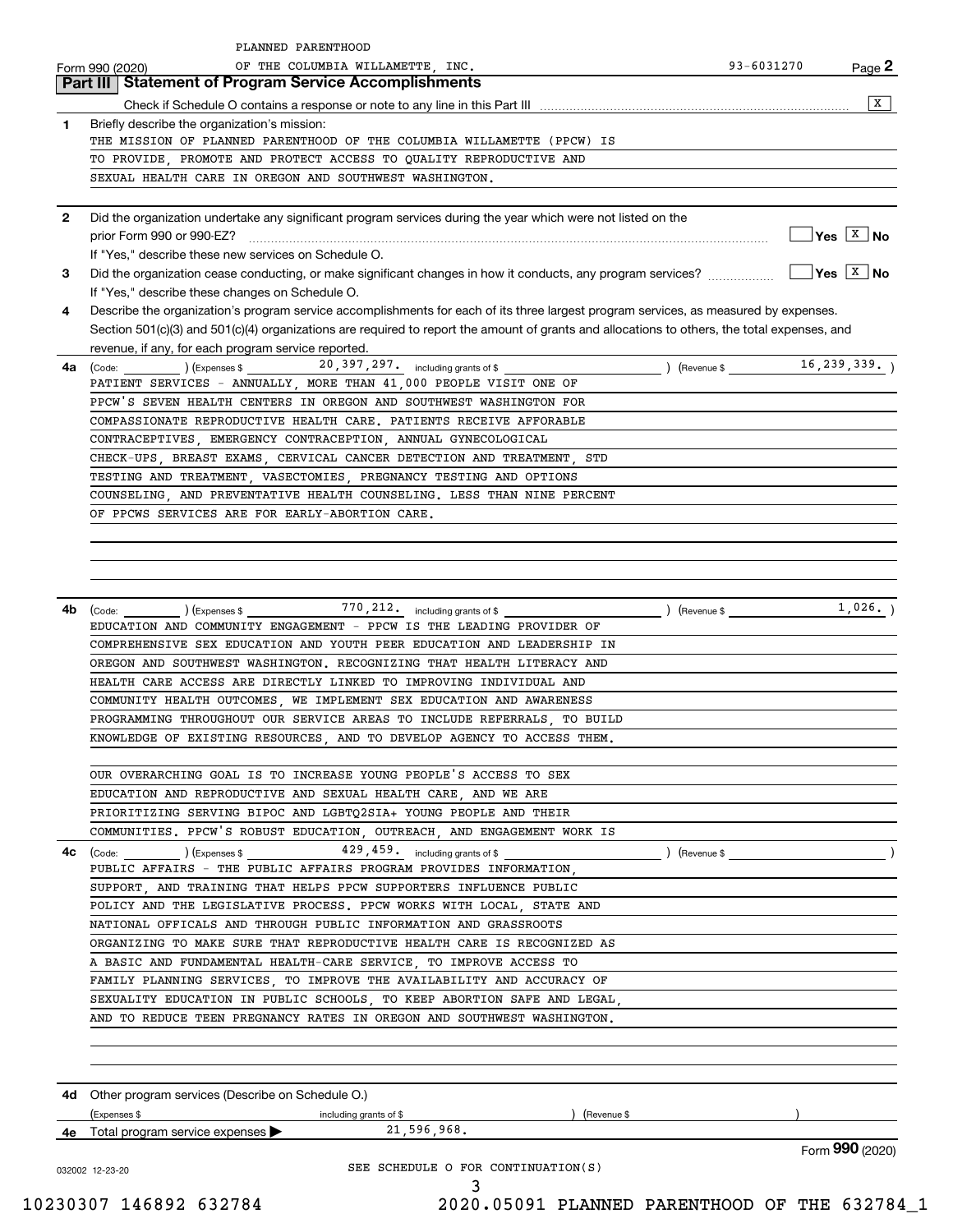PLANNED PARENTHOOD

Form 990 (2020) OF THE COLUMBIA WILLAMETTE, INC. 93-6031270 Page **2**

## Part III Statement of Program Service Accomplishments

Check if Schedule O contains a response or note to any line in this Part III [X]

**1** Briefly describe the organization's mission:

THE MISSION OF PLANNED PARENTHOOD OF THE COLUMBIA WILLAMETTE (PPCW) IS TO PROVIDE, PROMOTE AND PROTECT ACCESS TO QUALITY REPRODUCTIVE AND SEXUAL HEALTH CARE IN OREGON AND SOUTHWEST WASHINGTON.

**2** Did the organization undertake any significant program services during the year which were not listed on the prior Form 990 or 990-EZ? [ ] Yes [X] No

If "Yes," describe these new services on Schedule O.

**3** Did the organization cease conducting, or make significant changes in how it conducts, any program services? [ ] Yes [X] No

If "Yes," describe these changes on Schedule O.

**4** Describe the organization's program service accomplishments for each of its three largest program services, as measured by expenses. Section 501(c)(3) and 501(c)(4) organizations are required to report the amount of grants and allocations to others, the total expenses, and revenue, if any, for each program service reported.

**4a** (Code: ) (Expenses $ 20,397,297. including grants of $ ) (Revenue $ 16,239,339. )

PATIENT SERVICES - ANNUALLY, MORE THAN 41,000 PEOPLE VISIT ONE OF PPCW'S SEVEN HEALTH CENTERS IN OREGON AND SOUTHWEST WASHINGTON FOR COMPASSIONATE REPRODUCTIVE HEALTH CARE. PATIENTS RECEIVE AFFORABLE CONTRACEPTIVES, EMERGENCY CONTRACEPTION, ANNUAL GYNECOLOGICAL CHECK-UPS, BREAST EXAMS, CERVICAL CANCER DETECTION AND TREATMENT, STD TESTING AND TREATMENT, VASECTOMIES, PREGNANCY TESTING AND OPTIONS COUNSELING, AND PREVENTATIVE HEALTH COUNSELING. LESS THAN NINE PERCENT OF PPCWS SERVICES ARE FOR EARLY-ABORTION CARE.

**4b** (Code: ) (Expenses $ 770,212. including grants of $ ) (Revenue $ 1,026. )

EDUCATION AND COMMUNITY ENGAGEMENT - PPCW IS THE LEADING PROVIDER OF COMPREHENSIVE SEX EDUCATION AND YOUTH PEER EDUCATION AND LEADERSHIP IN OREGON AND SOUTHWEST WASHINGTON. RECOGNIZING THAT HEALTH LITERACY AND HEALTH CARE ACCESS ARE DIRECTLY LINKED TO IMPROVING INDIVIDUAL AND COMMUNITY HEALTH OUTCOMES, WE IMPLEMENT SEX EDUCATION AND AWARENESS PROGRAMMING THROUGHOUT OUR SERVICE AREAS TO INCLUDE REFERRALS, TO BUILD KNOWLEDGE OF EXISTING RESOURCES, AND TO DEVELOP AGENCY TO ACCESS THEM.

OUR OVERARCHING GOAL IS TO INCREASE YOUNG PEOPLE'S ACCESS TO SEX EDUCATION AND REPRODUCTIVE AND SEXUAL HEALTH CARE, AND WE ARE PRIORITIZING SERVING BIPOC AND LGBTQ2SIA+ YOUNG PEOPLE AND THEIR COMMUNITIES. PPCW'S ROBUST EDUCATION, OUTREACH, AND ENGAGEMENT WORK IS

**4c** (Code: ) (Expenses $ 429,459. including grants of $ ) (Revenue $ )

PUBLIC AFFAIRS - THE PUBLIC AFFAIRS PROGRAM PROVIDES INFORMATION, SUPPORT, AND TRAINING THAT HELPS PPCW SUPPORTERS INFLUENCE PUBLIC POLICY AND THE LEGISLATIVE PROCESS. PPCW WORKS WITH LOCAL, STATE AND NATIONAL OFFICALS AND THROUGH PUBLIC INFORMATION AND GRASSROOTS ORGANIZING TO MAKE SURE THAT REPRODUCTIVE HEALTH CARE IS RECOGNIZED AS A BASIC AND FUNDAMENTAL HEALTH-CARE SERVICE, TO IMPROVE ACCESS TO FAMILY PLANNING SERVICES, TO IMPROVE THE AVAILABILITY AND ACCURACY OF SEXUALITY EDUCATION IN PUBLIC SCHOOLS, TO KEEP ABORTION SAFE AND LEGAL, AND TO REDUCE TEEN PREGNANCY RATES IN OREGON AND SOUTHWEST WASHINGTON.

**4d** Other program services (Describe on Schedule O.)

(Expenses $ including grants of $ ) (Revenue $ )

**4e** Total program service expenses ▶ 21,596,968.

Form **990** (2020)

032002 12-23-20

SEE SCHEDULE O FOR CONTINUATION(S)

10230307 146892 632784 2020.05091 PLANNED PARENTHOOD OF THE 632784_1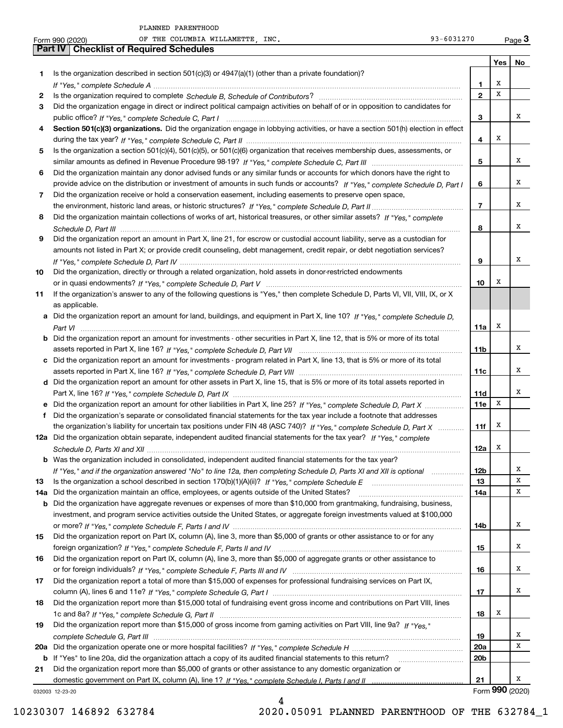PLANNED PARENTHOOD

Form 990 (2020) OF THE COLUMBIA WILLAMETTE, INC. 93-6031270 Page **3**

## Part IV Checklist of Required Schedules

| | | | Yes | No |
|---|---|---|---|---|
| **1** | Is the organization described in section 501(c)(3) or 4947(a)(1) (other than a private foundation)? *If "Yes," complete Schedule A* | **1** | X | |
| **2** | Is the organization required to complete *Schedule B, Schedule of Contributors*? | **2** | X | |
| **3** | Did the organization engage in direct or indirect political campaign activities on behalf of or in opposition to candidates for public office? *If "Yes," complete Schedule C, Part I* | **3** | | X |
| **4** | **Section 501(c)(3) organizations.** Did the organization engage in lobbying activities, or have a section 501(h) election in effect during the tax year? *If "Yes," complete Schedule C, Part II* | **4** | X | |
| **5** | Is the organization a section 501(c)(4), 501(c)(5), or 501(c)(6) organization that receives membership dues, assessments, or similar amounts as defined in Revenue Procedure 98-19? *If "Yes," complete Schedule C, Part III* | **5** | | X |
| **6** | Did the organization maintain any donor advised funds or any similar funds or accounts for which donors have the right to provide advice on the distribution or investment of amounts in such funds or accounts? *If "Yes," complete Schedule D, Part I* | **6** | | X |
| **7** | Did the organization receive or hold a conservation easement, including easements to preserve open space, the environment, historic land areas, or historic structures? *If "Yes," complete Schedule D, Part II* | **7** | | X |
| **8** | Did the organization maintain collections of works of art, historical treasures, or other similar assets? *If "Yes," complete Schedule D, Part III* | **8** | | X |
| **9** | Did the organization report an amount in Part X, line 21, for escrow or custodial account liability, serve as a custodian for amounts not listed in Part X; or provide credit counseling, debt management, credit repair, or debt negotiation services? *If "Yes," complete Schedule D, Part IV* | **9** | | X |
| **10** | Did the organization, directly or through a related organization, hold assets in donor-restricted endowments or in quasi endowments? *If "Yes," complete Schedule D, Part V* | **10** | X | |
| **11** | If the organization's answer to any of the following questions is "Yes," then complete Schedule D, Parts VI, VII, VIII, IX, or X as applicable. | | | |
| **a** | Did the organization report an amount for land, buildings, and equipment in Part X, line 10? *If "Yes," complete Schedule D, Part VI* | **11a** | X | |
| **b** | Did the organization report an amount for investments - other securities in Part X, line 12, that is 5% or more of its total assets reported in Part X, line 16? *If "Yes," complete Schedule D, Part VII* | **11b** | | X |
| **c** | Did the organization report an amount for investments - program related in Part X, line 13, that is 5% or more of its total assets reported in Part X, line 16? *If "Yes," complete Schedule D, Part VIII* | **11c** | | X |
| **d** | Did the organization report an amount for other assets in Part X, line 15, that is 5% or more of its total assets reported in Part X, line 16? *If "Yes," complete Schedule D, Part IX* | **11d** | | X |
| **e** | Did the organization report an amount for other liabilities in Part X, line 25? *If "Yes," complete Schedule D, Part X* | **11e** | X | |
| **f** | Did the organization's separate or consolidated financial statements for the tax year include a footnote that addresses the organization's liability for uncertain tax positions under FIN 48 (ASC 740)? *If "Yes," complete Schedule D, Part X* | **11f** | X | |
| **12a** | Did the organization obtain separate, independent audited financial statements for the tax year? *If "Yes," complete Schedule D, Parts XI and XII* | **12a** | X | |
| **b** | Was the organization included in consolidated, independent audited financial statements for the tax year? *If "Yes," and if the organization answered "No" to line 12a, then completing Schedule D, Parts XI and XII is optional* | **12b** | | X |
| **13** | Is the organization a school described in section 170(b)(1)(A)(ii)? *If "Yes," complete Schedule E* | **13** | | X |
| **14a** | Did the organization maintain an office, employees, or agents outside of the United States? | **14a** | | X |
| **b** | Did the organization have aggregate revenues or expenses of more than $10,000 from grantmaking, fundraising, business, investment, and program service activities outside the United States, or aggregate foreign investments valued at $100,000 or more? *If "Yes," complete Schedule F, Parts I and IV* | **14b** | | X |
| **15** | Did the organization report on Part IX, column (A), line 3, more than $5,000 of grants or other assistance to or for any foreign organization? *If "Yes," complete Schedule F, Parts II and IV* | **15** | | X |
| **16** | Did the organization report on Part IX, column (A), line 3, more than $5,000 of aggregate grants or other assistance to or for foreign individuals? *If "Yes," complete Schedule F, Parts III and IV* | **16** | | X |
| **17** | Did the organization report a total of more than $15,000 of expenses for professional fundraising services on Part IX, column (A), lines 6 and 11e? *If "Yes," complete Schedule G, Part I* | **17** | | X |
| **18** | Did the organization report more than $15,000 total of fundraising event gross income and contributions on Part VIII, lines 1c and 8a? *If "Yes," complete Schedule G, Part II* | **18** | X | |
| **19** | Did the organization report more than $15,000 of gross income from gaming activities on Part VIII, line 9a? *If "Yes," complete Schedule G, Part III* | **19** | | X |
| **20a** | Did the organization operate one or more hospital facilities? *If "Yes," complete Schedule H* | **20a** | | X |
| **b** | If "Yes" to line 20a, did the organization attach a copy of its audited financial statements to this return? | **20b** | | |
| **21** | Did the organization report more than $5,000 of grants or other assistance to any domestic organization or domestic government on Part IX, column (A), line 1? *If "Yes," complete Schedule I, Parts I and II* | **21** | | X |

032003 12-23-20 Form **990** (2020)

10230307 146892 632784 2020.05091 PLANNED PARENTHOOD OF THE 632784_1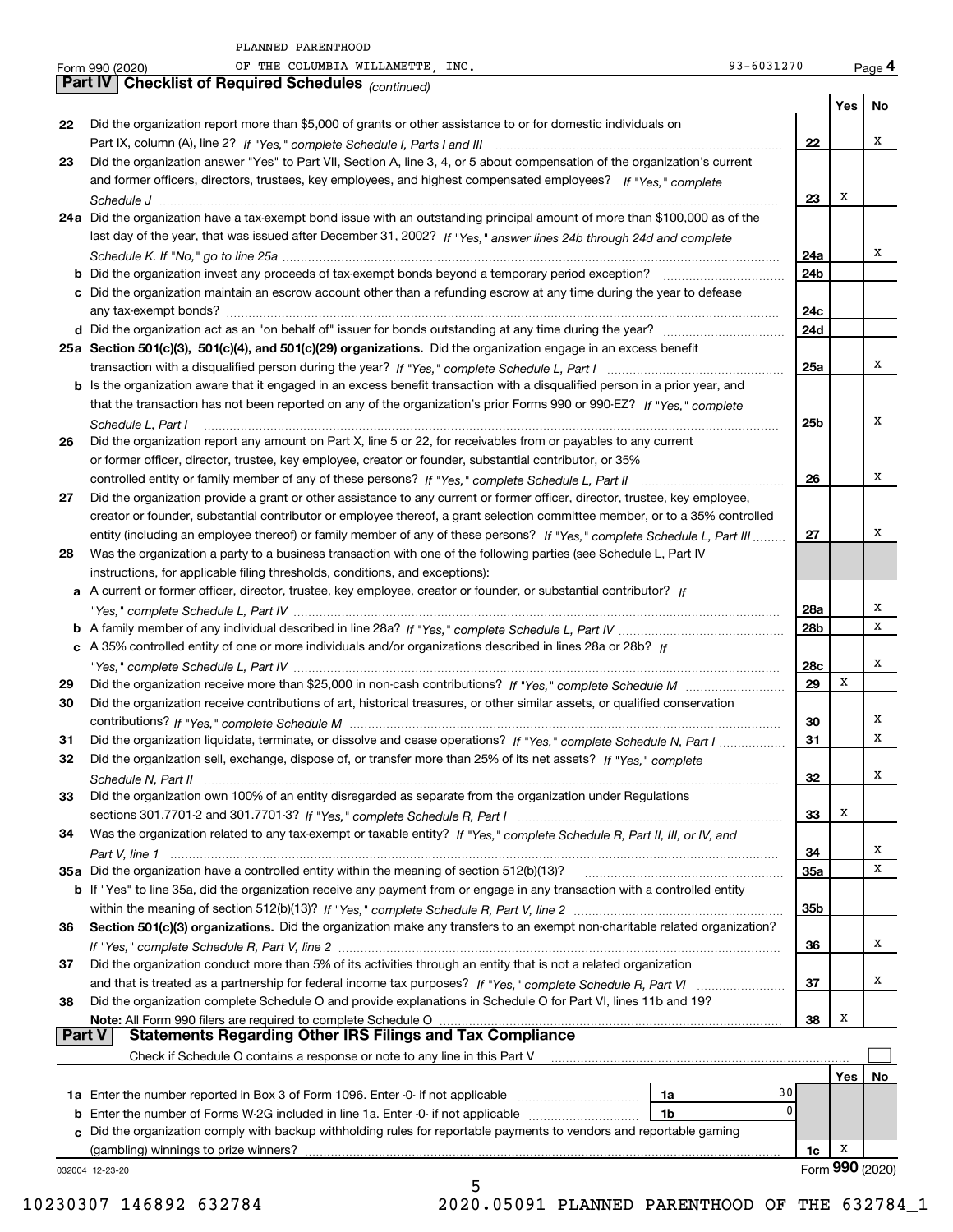PLANNED PARENTHOOD OF THE COLUMBIA WILLAMETTE, INC. 93-6031270

## Part IV Checklist of Required Schedules *(continued)*

| | | | Yes | No |
|---|---|---|---|---|
| 22 | Did the organization report more than $5,000 of grants or other assistance to or for domestic individuals on Part IX, column (A), line 2? *If "Yes," complete Schedule I, Parts I and III* | 22 | | X |
| 23 | Did the organization answer "Yes" to Part VII, Section A, line 3, 4, or 5 about compensation of the organization's current and former officers, directors, trustees, key employees, and highest compensated employees? *If "Yes," complete Schedule J* | 23 | X | |
| 24a | Did the organization have a tax-exempt bond issue with an outstanding principal amount of more than $100,000 as of the last day of the year, that was issued after December 31, 2002? *If "Yes," answer lines 24b through 24d and complete Schedule K. If "No," go to line 25a* | 24a | | X |
| b | Did the organization invest any proceeds of tax-exempt bonds beyond a temporary period exception? | 24b | | |
| c | Did the organization maintain an escrow account other than a refunding escrow at any time during the year to defease any tax-exempt bonds? | 24c | | |
| d | Did the organization act as an "on behalf of" issuer for bonds outstanding at any time during the year? | 24d | | |
| 25a | **Section 501(c)(3), 501(c)(4), and 501(c)(29) organizations.** Did the organization engage in an excess benefit transaction with a disqualified person during the year? *If "Yes," complete Schedule L, Part I* | 25a | | X |
| b | Is the organization aware that it engaged in an excess benefit transaction with a disqualified person in a prior year, and that the transaction has not been reported on any of the organization's prior Forms 990 or 990-EZ? *If "Yes," complete Schedule L, Part I* | 25b | | X |
| 26 | Did the organization report any amount on Part X, line 5 or 22, for receivables from or payables to any current or former officer, director, trustee, key employee, creator or founder, substantial contributor, or 35% controlled entity or family member of any of these persons? *If "Yes," complete Schedule L, Part II* | 26 | | X |
| 27 | Did the organization provide a grant or other assistance to any current or former officer, director, trustee, key employee, creator or founder, substantial contributor or employee thereof, a grant selection committee member, or to a 35% controlled entity (including an employee thereof) or family member of any of these persons? *If "Yes," complete Schedule L, Part III* | 27 | | X |
| 28 | Was the organization a party to a business transaction with one of the following parties (see Schedule L, Part IV instructions, for applicable filing thresholds, conditions, and exceptions): | | | |
| a | A current or former officer, director, trustee, key employee, creator or founder, or substantial contributor? *If "Yes," complete Schedule L, Part IV* | 28a | | X |
| b | A family member of any individual described in line 28a? *If "Yes," complete Schedule L, Part IV* | 28b | | X |
| c | A 35% controlled entity of one or more individuals and/or organizations described in lines 28a or 28b? *If "Yes," complete Schedule L, Part IV* | 28c | | X |
| 29 | Did the organization receive more than $25,000 in non-cash contributions? *If "Yes," complete Schedule M* | 29 | X | |
| 30 | Did the organization receive contributions of art, historical treasures, or other similar assets, or qualified conservation contributions? *If "Yes," complete Schedule M* | 30 | | X |
| 31 | Did the organization liquidate, terminate, or dissolve and cease operations? *If "Yes," complete Schedule N, Part I* | 31 | | X |
| 32 | Did the organization sell, exchange, dispose of, or transfer more than 25% of its net assets? *If "Yes," complete Schedule N, Part II* | 32 | | X |
| 33 | Did the organization own 100% of an entity disregarded as separate from the organization under Regulations sections 301.7701-2 and 301.7701-3? *If "Yes," complete Schedule R, Part I* | 33 | X | |
| 34 | Was the organization related to any tax-exempt or taxable entity? *If "Yes," complete Schedule R, Part II, III, or IV, and Part V, line 1* | 34 | | X |
| 35a | Did the organization have a controlled entity within the meaning of section 512(b)(13)? | 35a | | X |
| b | If "Yes" to line 35a, did the organization receive any payment from or engage in any transaction with a controlled entity within the meaning of section 512(b)(13)? *If "Yes," complete Schedule R, Part V, line 2* | 35b | | |
| 36 | **Section 501(c)(3) organizations.** Did the organization make any transfers to an exempt non-charitable related organization? *If "Yes," complete Schedule R, Part V, line 2* | 36 | | X |
| 37 | Did the organization conduct more than 5% of its activities through an entity that is not a related organization and that is treated as a partnership for federal income tax purposes? *If "Yes," complete Schedule R, Part VI* | 37 | | X |
| 38 | Did the organization complete Schedule O and provide explanations in Schedule O for Part VI, lines 11b and 19? **Note:** All Form 990 filers are required to complete Schedule O | 38 | X | |

## Part V Statements Regarding Other IRS Filings and Tax Compliance

Check if Schedule O contains a response or note to any line in this Part V ☐

| | | | | | Yes | No |
|---|---|---|---|---|---|---|
| 1a | Enter the number reported in Box 3 of Form 1096. Enter -0- if not applicable | 1a | 30 | | | |
| b | Enter the number of Forms W-2G included in line 1a. Enter -0- if not applicable | 1b | 0 | | | |
| c | Did the organization comply with backup withholding rules for reportable payments to vendors and reportable gaming (gambling) winnings to prize winners? | | | 1c | X | |

032004 12-23-20 Form **990** (2020)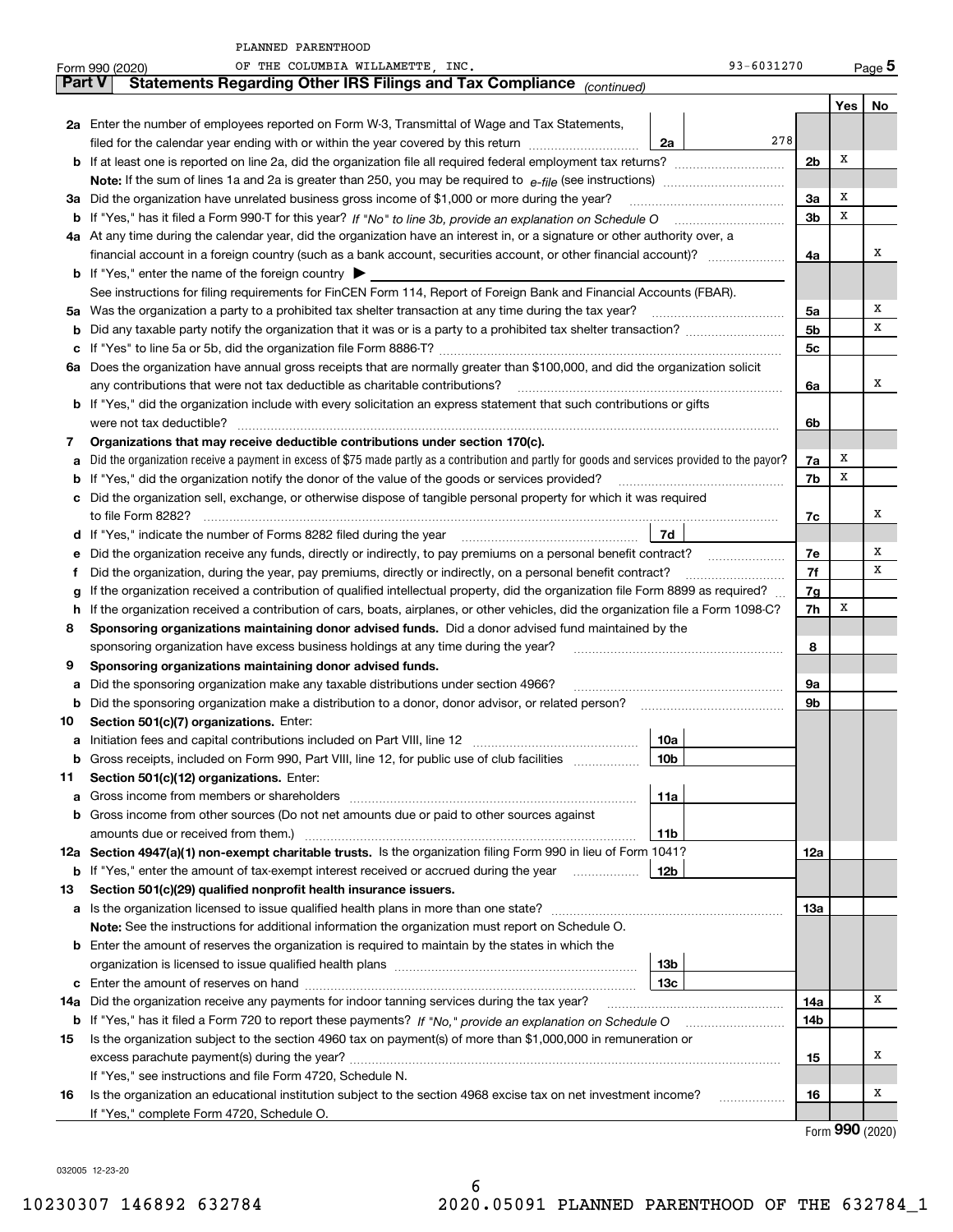PLANNED PARENTHOOD

Form 990 (2020) OF THE COLUMBIA WILLAMETTE, INC. 93-6031270 Page 5

## Part V Statements Regarding Other IRS Filings and Tax Compliance *(continued)*

| | | | | | Yes | No |
|---|---|---|---|---|---|---|
| **2a** | Enter the number of employees reported on Form W-3, Transmittal of Wage and Tax Statements, filed for the calendar year ending with or within the year covered by this return | 2a | 278 | | | |
| **b** | If at least one is reported on line 2a, did the organization file all required federal employment tax returns? | | | 2b | X | |
| | **Note:** If the sum of lines 1a and 2a is greater than 250, you may be required to *e-file* (see instructions) | | | | | |
| **3a** | Did the organization have unrelated business gross income of $1,000 or more during the year? | | | 3a | X | |
| **b** | If "Yes," has it filed a Form 990-T for this year? *If "No" to line 3b, provide an explanation on Schedule O* | | | 3b | X | |
| **4a** | At any time during the calendar year, did the organization have an interest in, or a signature or other authority over, a financial account in a foreign country (such as a bank account, securities account, or other financial account)? | | | 4a | | X |
| **b** | If "Yes," enter the name of the foreign country ▶ | | | | | |
| | See instructions for filing requirements for FinCEN Form 114, Report of Foreign Bank and Financial Accounts (FBAR). | | | | | |
| **5a** | Was the organization a party to a prohibited tax shelter transaction at any time during the tax year? | | | 5a | | X |
| **b** | Did any taxable party notify the organization that it was or is a party to a prohibited tax shelter transaction? | | | 5b | | X |
| **c** | If "Yes" to line 5a or 5b, did the organization file Form 8886-T? | | | 5c | | |
| **6a** | Does the organization have annual gross receipts that are normally greater than $100,000, and did the organization solicit any contributions that were not tax deductible as charitable contributions? | | | 6a | | X |
| **b** | If "Yes," did the organization include with every solicitation an express statement that such contributions or gifts were not tax deductible? | | | 6b | | |
| **7** | **Organizations that may receive deductible contributions under section 170(c).** | | | | | |
| **a** | Did the organization receive a payment in excess of $75 made partly as a contribution and partly for goods and services provided to the payor? | | | 7a | X | |
| **b** | If "Yes," did the organization notify the donor of the value of the goods or services provided? | | | 7b | X | |
| **c** | Did the organization sell, exchange, or otherwise dispose of tangible personal property for which it was required to file Form 8282? | | | 7c | | X |
| **d** | If "Yes," indicate the number of Forms 8282 filed during the year | 7d | | | | |
| **e** | Did the organization receive any funds, directly or indirectly, to pay premiums on a personal benefit contract? | | | 7e | | X |
| **f** | Did the organization, during the year, pay premiums, directly or indirectly, on a personal benefit contract? | | | 7f | | X |
| **g** | If the organization received a contribution of qualified intellectual property, did the organization file Form 8899 as required? | | | 7g | | |
| **h** | If the organization received a contribution of cars, boats, airplanes, or other vehicles, did the organization file a Form 1098-C? | | | 7h | X | |
| **8** | **Sponsoring organizations maintaining donor advised funds.** Did a donor advised fund maintained by the sponsoring organization have excess business holdings at any time during the year? | | | 8 | | |
| **9** | **Sponsoring organizations maintaining donor advised funds.** | | | | | |
| **a** | Did the sponsoring organization make any taxable distributions under section 4966? | | | 9a | | |
| **b** | Did the sponsoring organization make a distribution to a donor, donor advisor, or related person? | | | 9b | | |
| **10** | **Section 501(c)(7) organizations.** Enter: | | | | | |
| **a** | Initiation fees and capital contributions included on Part VIII, line 12 | 10a | | | | |
| **b** | Gross receipts, included on Form 990, Part VIII, line 12, for public use of club facilities | 10b | | | | |
| **11** | **Section 501(c)(12) organizations.** Enter: | | | | | |
| **a** | Gross income from members or shareholders | 11a | | | | |
| **b** | Gross income from other sources (Do not net amounts due or paid to other sources against amounts due or received from them.) | 11b | | | | |
| **12a** | **Section 4947(a)(1) non-exempt charitable trusts.** Is the organization filing Form 990 in lieu of Form 1041? | | | 12a | | |
| **b** | If "Yes," enter the amount of tax-exempt interest received or accrued during the year | 12b | | | | |
| **13** | **Section 501(c)(29) qualified nonprofit health insurance issuers.** | | | | | |
| **a** | Is the organization licensed to issue qualified health plans in more than one state? | | | 13a | | |
| | **Note:** See the instructions for additional information the organization must report on Schedule O. | | | | | |
| **b** | Enter the amount of reserves the organization is required to maintain by the states in which the organization is licensed to issue qualified health plans | 13b | | | | |
| **c** | Enter the amount of reserves on hand | 13c | | | | |
| **14a** | Did the organization receive any payments for indoor tanning services during the tax year? | | | 14a | | X |
| **b** | If "Yes," has it filed a Form 720 to report these payments? *If "No," provide an explanation on Schedule O* | | | 14b | | |
| **15** | Is the organization subject to the section 4960 tax on payment(s) of more than $1,000,000 in remuneration or excess parachute payment(s) during the year? | | | 15 | | X |
| | If "Yes," see instructions and file Form 4720, Schedule N. | | | | | |
| **16** | Is the organization an educational institution subject to the section 4968 excise tax on net investment income? | | | 16 | | X |
| | If "Yes," complete Form 4720, Schedule O. | | | | | |

Form **990** (2020)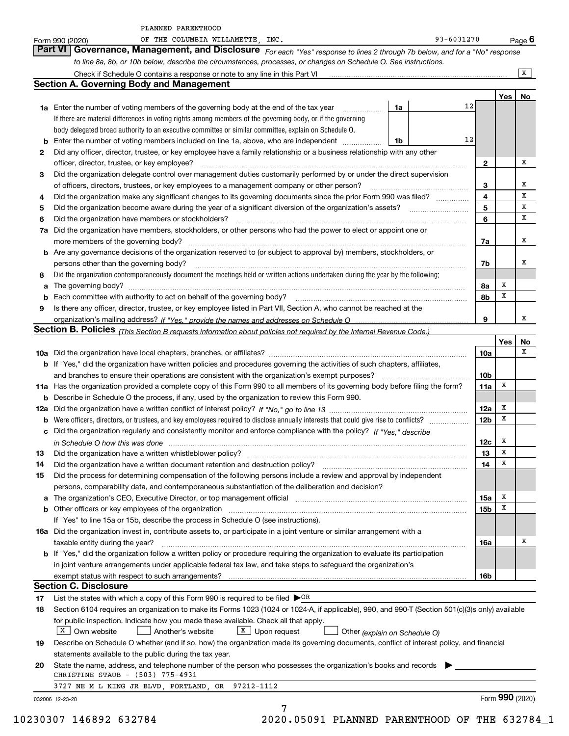PLANNED PARENTHOOD

Form 990 (2020) OF THE COLUMBIA WILLAMETTE, INC. 93-6031270 Page **6**

## Part VI Governance, Management, and Disclosure

*For each "Yes" response to lines 2 through 7b below, and for a "No" response to line 8a, 8b, or 10b below, describe the circumstances, processes, or changes on Schedule O. See instructions.*

Check if Schedule O contains a response or note to any line in this Part VI ..... [X]

### Section A. Governing Body and Management

| | | | | Yes | No |
|---|---|---|---|---|---|
| **1a** | Enter the number of voting members of the governing body at the end of the tax year ..... **1a** 12 | | | | |
| | If there are material differences in voting rights among members of the governing body, or if the governing body delegated broad authority to an executive committee or similar committee, explain on Schedule O. | | | | |
| **b** | Enter the number of voting members included on line 1a, above, who are independent ..... **1b** 12 | | | | |
| **2** | Did any officer, director, trustee, or key employee have a family relationship or a business relationship with any other officer, director, trustee, or key employee? | | **2** | | X |
| **3** | Did the organization delegate control over management duties customarily performed by or under the direct supervision of officers, directors, trustees, or key employees to a management company or other person? | | **3** | | X |
| **4** | Did the organization make any significant changes to its governing documents since the prior Form 990 was filed? | | **4** | | X |
| **5** | Did the organization become aware during the year of a significant diversion of the organization's assets? | | **5** | | X |
| **6** | Did the organization have members or stockholders? | | **6** | | X |
| **7a** | Did the organization have members, stockholders, or other persons who had the power to elect or appoint one or more members of the governing body? | | **7a** | | X |
| **b** | Are any governance decisions of the organization reserved to (or subject to approval by) members, stockholders, or persons other than the governing body? | | **7b** | | X |
| **8** | Did the organization contemporaneously document the meetings held or written actions undertaken during the year by the following: | | | | |
| **a** | The governing body? | | **8a** | X | |
| **b** | Each committee with authority to act on behalf of the governing body? | | **8b** | X | |
| **9** | Is there any officer, director, trustee, or key employee listed in Part VII, Section A, who cannot be reached at the organization's mailing address? *If "Yes," provide the names and addresses on Schedule O* | | **9** | | X |

### Section B. Policies *(This Section B requests information about policies not required by the Internal Revenue Code.)*

| | | | Yes | No |
|---|---|---|---|---|
| **10a** | Did the organization have local chapters, branches, or affiliates? | **10a** | | X |
| **b** | If "Yes," did the organization have written policies and procedures governing the activities of such chapters, affiliates, and branches to ensure their operations are consistent with the organization's exempt purposes? | **10b** | | |
| **11a** | Has the organization provided a complete copy of this Form 990 to all members of its governing body before filing the form? | **11a** | X | |
| **b** | Describe in Schedule O the process, if any, used by the organization to review this Form 990. | | | |
| **12a** | Did the organization have a written conflict of interest policy? *If "No," go to line 13* | **12a** | X | |
| **b** | Were officers, directors, or trustees, and key employees required to disclose annually interests that could give rise to conflicts? | **12b** | X | |
| **c** | Did the organization regularly and consistently monitor and enforce compliance with the policy? *If "Yes," describe in Schedule O how this was done* | **12c** | X | |
| **13** | Did the organization have a written whistleblower policy? | **13** | X | |
| **14** | Did the organization have a written document retention and destruction policy? | **14** | X | |
| **15** | Did the process for determining compensation of the following persons include a review and approval by independent persons, comparability data, and contemporaneous substantiation of the deliberation and decision? | | | |
| **a** | The organization's CEO, Executive Director, or top management official | **15a** | X | |
| **b** | Other officers or key employees of the organization | **15b** | X | |
| | If "Yes" to line 15a or 15b, describe the process in Schedule O (see instructions). | | | |
| **16a** | Did the organization invest in, contribute assets to, or participate in a joint venture or similar arrangement with a taxable entity during the year? | **16a** | | X |
| **b** | If "Yes," did the organization follow a written policy or procedure requiring the organization to evaluate its participation in joint venture arrangements under applicable federal tax law, and take steps to safeguard the organization's exempt status with respect to such arrangements? | **16b** | | |

### Section C. Disclosure

**17** List the states with which a copy of this Form 990 is required to be filed ▶OR

**18** Section 6104 requires an organization to make its Forms 1023 (1024 or 1024-A, if applicable), 990, and 990-T (Section 501(c)(3)s only) available for public inspection. Indicate how you made these available. Check all that apply.

[X] Own website [ ] Another's website [X] Upon request [ ] Other *(explain on Schedule O)*

**19** Describe on Schedule O whether (and if so, how) the organization made its governing documents, conflict of interest policy, and financial statements available to the public during the tax year.

**20** State the name, address, and telephone number of the person who possesses the organization's books and records ▶

CHRISTINE STAUB - (503) 775-4931

3727 NE M L KING JR BLVD, PORTLAND, OR 97212-1112

032006 12-23-20 Form **990** (2020)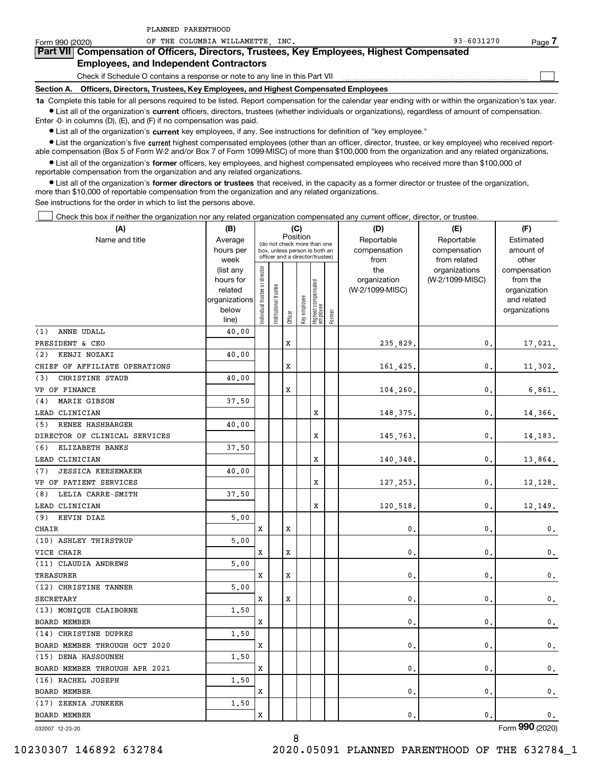PLANNED PARENTHOOD

Form 990 (2020) OF THE COLUMBIA WILLAMETTE, INC. 93-6031270 Page **7**

## Part VII Compensation of Officers, Directors, Trustees, Key Employees, Highest Compensated Employees, and Independent Contractors

Check if Schedule O contains a response or note to any line in this Part VII ☐

**Section A. Officers, Directors, Trustees, Key Employees, and Highest Compensated Employees**

**1a** Complete this table for all persons required to be listed. Report compensation for the calendar year ending with or within the organization's tax year.

- List all of the organization's **current** officers, directors, trustees (whether individuals or organizations), regardless of amount of compensation. Enter -0- in columns (D), (E), and (F) if no compensation was paid.
- List all of the organization's **current** key employees, if any. See instructions for definition of "key employee."
- List the organization's five **current** highest compensated employees (other than an officer, director, trustee, or key employee) who received reportable compensation (Box 5 of Form W-2 and/or Box 7 of Form 1099-MISC) of more than $100,000 from the organization and any related organizations.
- List all of the organization's **former** officers, key employees, and highest compensated employees who received more than $100,000 of reportable compensation from the organization and any related organizations.
- List all of the organization's **former directors or trustees** that received, in the capacity as a former director or trustee of the organization, more than $10,000 of reportable compensation from the organization and any related organizations.

See instructions for the order in which to list the persons above.

☐ Check this box if neither the organization nor any related organization compensated any current officer, director, or trustee.

| (A) Name and title | (B) Average hours per week (list any hours for related organizations below line) | (C) Position: Individual trustee or director | Institutional trustee | Officer | Key employee | Highest compensated employee | Former | (D) Reportable compensation from the organization (W-2/1099-MISC) | (E) Reportable compensation from related organizations (W-2/1099-MISC) | (F) Estimated amount of other compensation from the organization and related organizations |
|---|---|---|---|---|---|---|---|---|---|---|
| (1) ANNE UDALL<br>PRESIDENT & CEO | 40.00 | | | X | | | | 235,829. | 0. | 17,021. |
| (2) KENJI NOZAKI<br>CHIEF OF AFFILIATE OPERATIONS | 40.00 | | | X | | | | 161,425. | 0. | 11,302. |
| (3) CHRISTINE STAUB<br>VP OF FINANCE | 40.00 | | | X | | | | 104,260. | 0. | 6,861. |
| (4) MARIE GIBSON<br>LEAD CLINICIAN | 37.50 | | | | | X | | 148,375. | 0. | 14,366. |
| (5) RENEE HASHBARGER<br>DIRECTOR OF CLINICAL SERVICES | 40.00 | | | | | X | | 145,763. | 0. | 14,183. |
| (6) ELIZABETH BANKS<br>LEAD CLINICIAN | 37.50 | | | | | X | | 140,348. | 0. | 13,864. |
| (7) JESSICA KEESEMAKER<br>VP OF PATIENT SERVICES | 40.00 | | | | | X | | 127,253. | 0. | 12,128. |
| (8) LELIA CARRE-SMITH<br>LEAD CLINICIAN | 37.50 | | | | | X | | 120,518. | 0. | 12,149. |
| (9) KEVIN DIAZ<br>CHAIR | 5.00 | X | | X | | | | 0. | 0. | 0. |
| (10) ASHLEY THIRSTRUP<br>VICE CHAIR | 5.00 | X | | X | | | | 0. | 0. | 0. |
| (11) CLAUDIA ANDREWS<br>TREASURER | 5.00 | X | | X | | | | 0. | 0. | 0. |
| (12) CHRISTINE TANNER<br>SECRETARY | 5.00 | X | | X | | | | 0. | 0. | 0. |
| (13) MONIQUE CLAIBORNE<br>BOARD MEMBER | 1.50 | X | | | | | | 0. | 0. | 0. |
| (14) CHRISTINE DUPRES<br>BOARD MEMBER THROUGH OCT 2020 | 1.50 | X | | | | | | 0. | 0. | 0. |
| (15) DENA HASSOUNEH<br>BOARD MEMBER THROUGH APR 2021 | 1.50 | X | | | | | | 0. | 0. | 0. |
| (16) RACHEL JOSEPH<br>BOARD MEMBER | 1.50 | X | | | | | | 0. | 0. | 0. |
| (17) ZEENIA JUNKEER<br>BOARD MEMBER | 1.50 | X | | | | | | 0. | 0. | 0. |

032007 12-23-20 Form **990** (2020)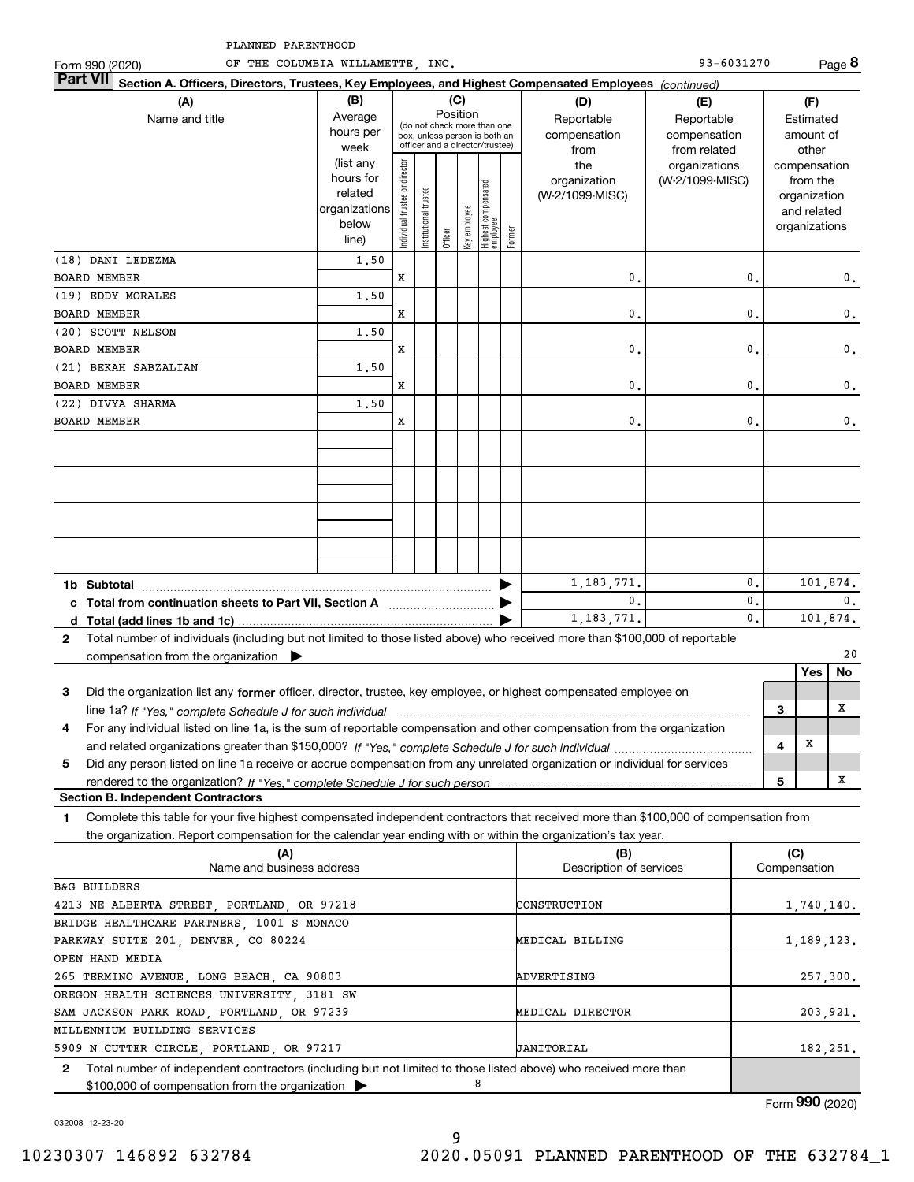PLANNED PARENTHOOD

Form 990 (2020) OF THE COLUMBIA WILLAMETTE, INC. 93-6031270 Page **8**

**Part VII Section A. Officers, Directors, Trustees, Key Employees, and Highest Compensated Employees** *(continued)*

| (A) Name and title | (B) Average hours per week (list any hours for related organizations below line) | (C) Position: Individual trustee or director | Institutional trustee | Officer | Key employee | Highest compensated employee | Former | (D) Reportable compensation from the organization (W-2/1099-MISC) | (E) Reportable compensation from related organizations (W-2/1099-MISC) | (F) Estimated amount of other compensation from the organization and related organizations |
|---|---|---|---|---|---|---|---|---|---|---|
| (18) DANI LEDEZMA<br>BOARD MEMBER | 1.50 | X | | | | | | 0. | 0. | 0. |
| (19) EDDY MORALES<br>BOARD MEMBER | 1.50 | X | | | | | | 0. | 0. | 0. |
| (20) SCOTT NELSON<br>BOARD MEMBER | 1.50 | X | | | | | | 0. | 0. | 0. |
| (21) BEKAH SABZALIAN<br>BOARD MEMBER | 1.50 | X | | | | | | 0. | 0. | 0. |
| (22) DIVYA SHARMA<br>BOARD MEMBER | 1.50 | X | | | | | | 0. | 0. | 0. |
| **1b Subtotal** | | | | | | | | 1,183,771. | 0. | 101,874. |
| **c Total from continuation sheets to Part VII, Section A** | | | | | | | | 0. | 0. | 0. |
| **d Total (add lines 1b and 1c)** | | | | | | | | 1,183,771. | 0. | 101,874. |

**2** Total number of individuals (including but not limited to those listed above) who received more than $100,000 of reportable compensation from the organization ▶ 20

| | | Yes | No |
|---|---|---|---|
| **3** Did the organization list any **former** officer, director, trustee, key employee, or highest compensated employee on line 1a? *If "Yes," complete Schedule J for such individual* | 3 | | X |
| **4** For any individual listed on line 1a, is the sum of reportable compensation and other compensation from the organization and related organizations greater than $150,000? *If "Yes," complete Schedule J for such individual* | 4 | X | |
| **5** Did any person listed on line 1a receive or accrue compensation from any unrelated organization or individual for services rendered to the organization? *If "Yes," complete Schedule J for such person* | 5 | | X |

**Section B. Independent Contractors**

**1** Complete this table for your five highest compensated independent contractors that received more than $100,000 of compensation from the organization. Report compensation for the calendar year ending with or within the organization's tax year.

| (A) Name and business address | (B) Description of services | (C) Compensation |
|---|---|---|
| B&G BUILDERS<br>4213 NE ALBERTA STREET, PORTLAND, OR 97218 | CONSTRUCTION | 1,740,140. |
| BRIDGE HEALTHCARE PARTNERS, 1001 S MONACO<br>PARKWAY SUITE 201, DENVER, CO 80224 | MEDICAL BILLING | 1,189,123. |
| OPEN HAND MEDIA<br>265 TERMINO AVENUE, LONG BEACH, CA 90803 | ADVERTISING | 257,300. |
| OREGON HEALTH SCIENCES UNIVERSITY, 3181 SW<br>SAM JACKSON PARK ROAD, PORTLAND, OR 97239 | MEDICAL DIRECTOR | 203,921. |
| MILLENNIUM BUILDING SERVICES<br>5909 N CUTTER CIRCLE, PORTLAND, OR 97217 | JANITORIAL | 182,251. |

**2** Total number of independent contractors (including but not limited to those listed above) who received more than $100,000 of compensation from the organization ▶ 8

Form **990** (2020)

032008 12-23-20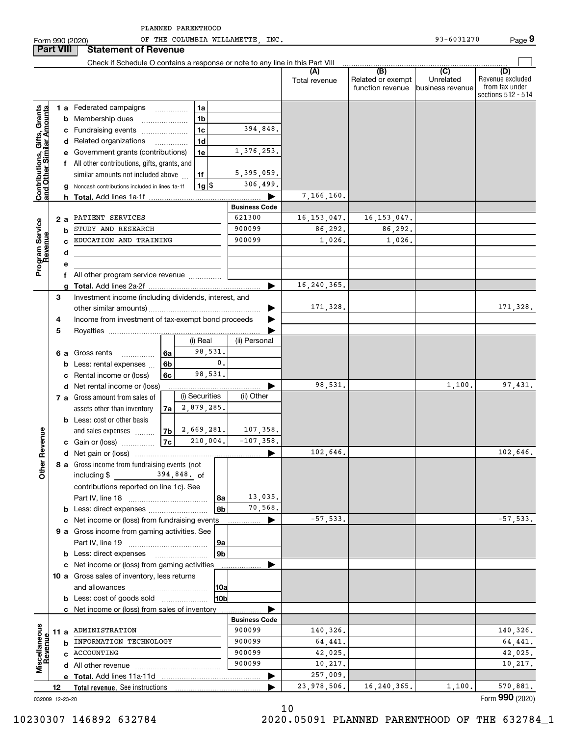PLANNED PARENTHOOD

Form 990 (2020) OF THE COLUMBIA WILLAMETTE, INC. 93-6031270 Page **9**

**Part VIII Statement of Revenue**

Check if Schedule O contains a response or note to any line in this Part VIII ☐

| | | | | (A) Total revenue | (B) Related or exempt function revenue | (C) Unrelated business revenue | (D) Revenue excluded from tax under sections 512 - 514 |
|---|---|---|---|---|---|---|---|
| **Contributions, Gifts, Grants and Other Similar Amounts** | 1a Federated campaigns | 1a | | | | | |
| | b Membership dues | 1b | | | | | |
| | c Fundraising events | 1c | 394,848. | | | | |
| | d Related organizations | 1d | | | | | |
| | e Government grants (contributions) | 1e | 1,376,253. | | | | |
| | f All other contributions, gifts, grants, and similar amounts not included above | 1f | 5,395,059. | | | | |
| | g Noncash contributions included in lines 1a-1f | 1g $ | 306,499. | | | | |
| | h **Total.** Add lines 1a-1f | | ▶ | 7,166,160. | | | |
| **Program Service Revenue** | | | **Business Code** | | | | |
| | 2a PATIENT SERVICES | | 621300 | 16,153,047. | 16,153,047. | | |
| | b STUDY AND RESEARCH | | 900099 | 86,292. | 86,292. | | |
| | c EDUCATION AND TRAINING | | 900099 | 1,026. | 1,026. | | |
| | d | | | | | | |
| | e | | | | | | |
| | f All other program service revenue | | | | | | |
| | g **Total.** Add lines 2a-2f | | ▶ | 16,240,365. | | | |
| **Other Revenue** | 3 Investment income (including dividends, interest, and other similar amounts) | | ▶ | 171,328. | | | 171,328. |
| | 4 Income from investment of tax-exempt bond proceeds | | ▶ | | | | |
| | 5 Royalties | | ▶ | | | | |
| | | (i) Real | (ii) Personal | | | | |
| | 6a Gross rents — 6a | 98,531. | | | | | |
| | b Less: rental expenses — 6b | 0. | | | | | |
| | c Rental income or (loss) — 6c | 98,531. | | | | | |
| | d Net rental income or (loss) | | ▶ | 98,531. | | 1,100. | 97,431. |
| | | (i) Securities | (ii) Other | | | | |
| | 7a Gross amount from sales of assets other than inventory — 7a | 2,879,285. | | | | | |
| | b Less: cost or other basis and sales expenses — 7b | 2,669,281. | 107,358. | | | | |
| | c Gain or (loss) — 7c | 210,004. | -107,358. | | | | |
| | d Net gain or (loss) | | ▶ | 102,646. | | | 102,646. |
| | 8a Gross income from fundraising events (not including $ 394,848. of contributions reported on line 1c). See Part IV, line 18 | 8a | 13,035. | | | | |
| | b Less: direct expenses | 8b | 70,568. | | | | |
| | c Net income or (loss) from fundraising events | | ▶ | -57,533. | | | -57,533. |
| | 9a Gross income from gaming activities. See Part IV, line 19 | 9a | | | | | |
| | b Less: direct expenses | 9b | | | | | |
| | c Net income or (loss) from gaming activities | | ▶ | | | | |
| | 10a Gross sales of inventory, less returns and allowances | 10a | | | | | |
| | b Less: cost of goods sold | 10b | | | | | |
| | c Net income or (loss) from sales of inventory | | ▶ | | | | |
| **Miscellaneous Revenue** | | | **Business Code** | | | | |
| | 11a ADMINISTRATION | | 900099 | 140,326. | | | 140,326. |
| | b INFORMATION TECHNOLOGY | | 900099 | 64,441. | | | 64,441. |
| | c ACCOUNTING | | 900099 | 42,025. | | | 42,025. |
| | d All other revenue | | 900099 | 10,217. | | | 10,217. |
| | e **Total.** Add lines 11a-11d | | ▶ | 257,009. | | | |
| | 12 **Total revenue.** See instructions | | ▶ | 23,978,506. | 16,240,365. | 1,100. | 570,881. |

032009 12-23-20 Form **990** (2020)

10230307 146892 632784 2020.05091 PLANNED PARENTHOOD OF THE 632784_1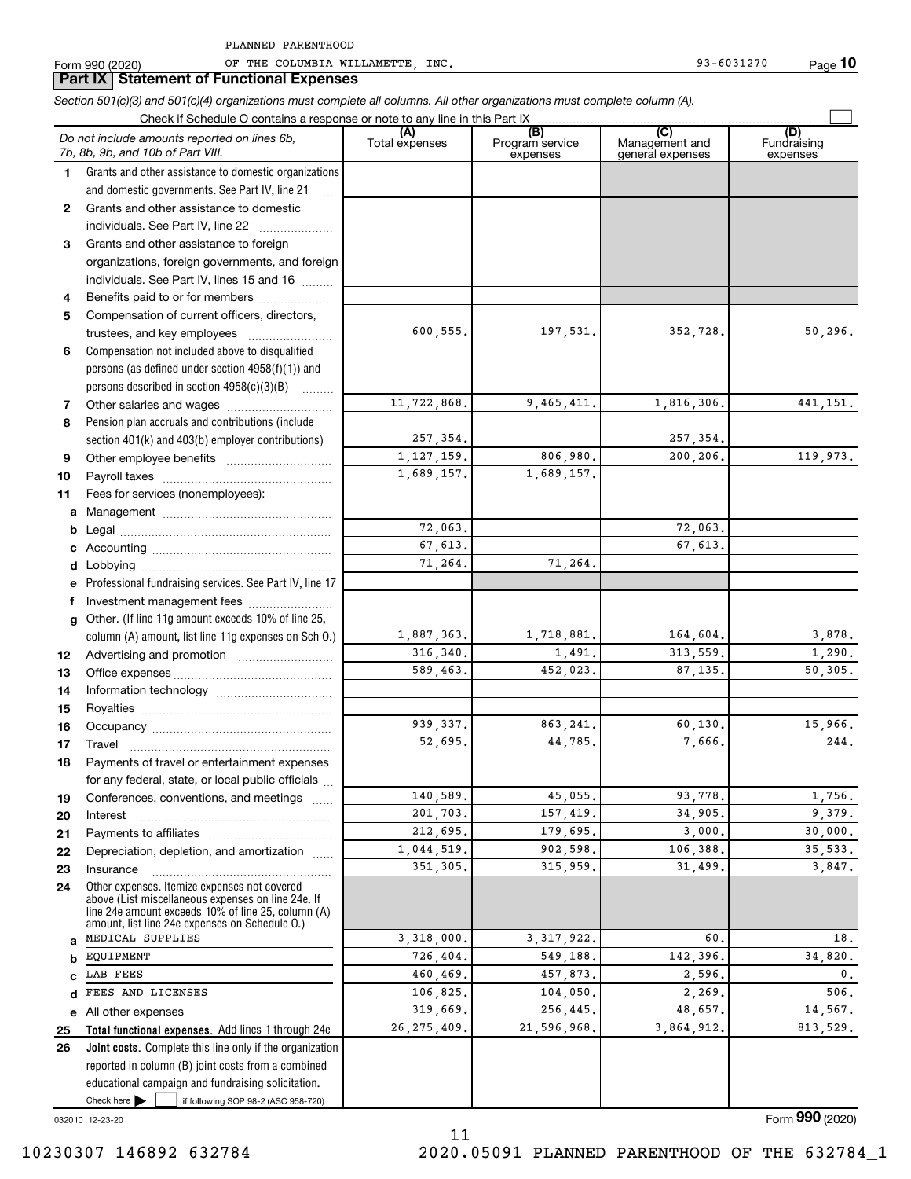PLANNED PARENTHOOD
OF THE COLUMBIA WILLAMETTE, INC. 93-6031270

Form 990 (2020)

## Part IX Statement of Functional Expenses

*Section 501(c)(3) and 501(c)(4) organizations must complete all columns. All other organizations must complete column (A).*

Check if Schedule O contains a response or note to any line in this Part IX ☐

| | *Do not include amounts reported on lines 6b, 7b, 8b, 9b, and 10b of Part VIII.* | (A) Total expenses | (B) Program service expenses | (C) Management and general expenses | (D) Fundraising expenses |
|---|---|---|---|---|---|
| 1 | Grants and other assistance to domestic organizations and domestic governments. See Part IV, line 21 | | | | |
| 2 | Grants and other assistance to domestic individuals. See Part IV, line 22 | | | | |
| 3 | Grants and other assistance to foreign organizations, foreign governments, and foreign individuals. See Part IV, lines 15 and 16 | | | | |
| 4 | Benefits paid to or for members | | | | |
| 5 | Compensation of current officers, directors, trustees, and key employees | 600,555. | 197,531. | 352,728. | 50,296. |
| 6 | Compensation not included above to disqualified persons (as defined under section 4958(f)(1)) and persons described in section 4958(c)(3)(B) | | | | |
| 7 | Other salaries and wages | 11,722,868. | 9,465,411. | 1,816,306. | 441,151. |
| 8 | Pension plan accruals and contributions (include section 401(k) and 403(b) employer contributions) | 257,354. | | 257,354. | |
| 9 | Other employee benefits | 1,127,159. | 806,980. | 200,206. | 119,973. |
| 10 | Payroll taxes | 1,689,157. | 1,689,157. | | |
| 11 | Fees for services (nonemployees): | | | | |
| a | Management | | | | |
| b | Legal | 72,063. | | 72,063. | |
| c | Accounting | 67,613. | | 67,613. | |
| d | Lobbying | 71,264. | 71,264. | | |
| e | Professional fundraising services. See Part IV, line 17 | | | | |
| f | Investment management fees | | | | |
| g | Other. (If line 11g amount exceeds 10% of line 25, column (A) amount, list line 11g expenses on Sch O.) | 1,887,363. | 1,718,881. | 164,604. | 3,878. |
| 12 | Advertising and promotion | 316,340. | 1,491. | 313,559. | 1,290. |
| 13 | Office expenses | 589,463. | 452,023. | 87,135. | 50,305. |
| 14 | Information technology | | | | |
| 15 | Royalties | | | | |
| 16 | Occupancy | 939,337. | 863,241. | 60,130. | 15,966. |
| 17 | Travel | 52,695. | 44,785. | 7,666. | 244. |
| 18 | Payments of travel or entertainment expenses for any federal, state, or local public officials | | | | |
| 19 | Conferences, conventions, and meetings | 140,589. | 45,055. | 93,778. | 1,756. |
| 20 | Interest | 201,703. | 157,419. | 34,905. | 9,379. |
| 21 | Payments to affiliates | 212,695. | 179,695. | 3,000. | 30,000. |
| 22 | Depreciation, depletion, and amortization | 1,044,519. | 902,598. | 106,388. | 35,533. |
| 23 | Insurance | 351,305. | 315,959. | 31,499. | 3,847. |
| 24 | Other expenses. Itemize expenses not covered above (List miscellaneous expenses on line 24e. If line 24e amount exceeds 10% of line 25, column (A) amount, list line 24e expenses on Schedule O.) | | | | |
| a | MEDICAL SUPPLIES | 3,318,000. | 3,317,922. | 60. | 18. |
| b | EQUIPMENT | 726,404. | 549,188. | 142,396. | 34,820. |
| c | LAB FEES | 460,469. | 457,873. | 2,596. | 0. |
| d | FEES AND LICENSES | 106,825. | 104,050. | 2,269. | 506. |
| e | All other expenses | 319,669. | 256,445. | 48,657. | 14,567. |
| 25 | **Total functional expenses.** Add lines 1 through 24e | 26,275,409. | 21,596,968. | 3,864,912. | 813,529. |
| 26 | **Joint costs.** Complete this line only if the organization reported in column (B) joint costs from a combined educational campaign and fundraising solicitation. Check here ☐ if following SOP 98-2 (ASC 958-720) | | | | |

032010 12-23-20

Form **990** (2020)

10230307 146892 632784 2020.05091 PLANNED PARENTHOOD OF THE 632784_1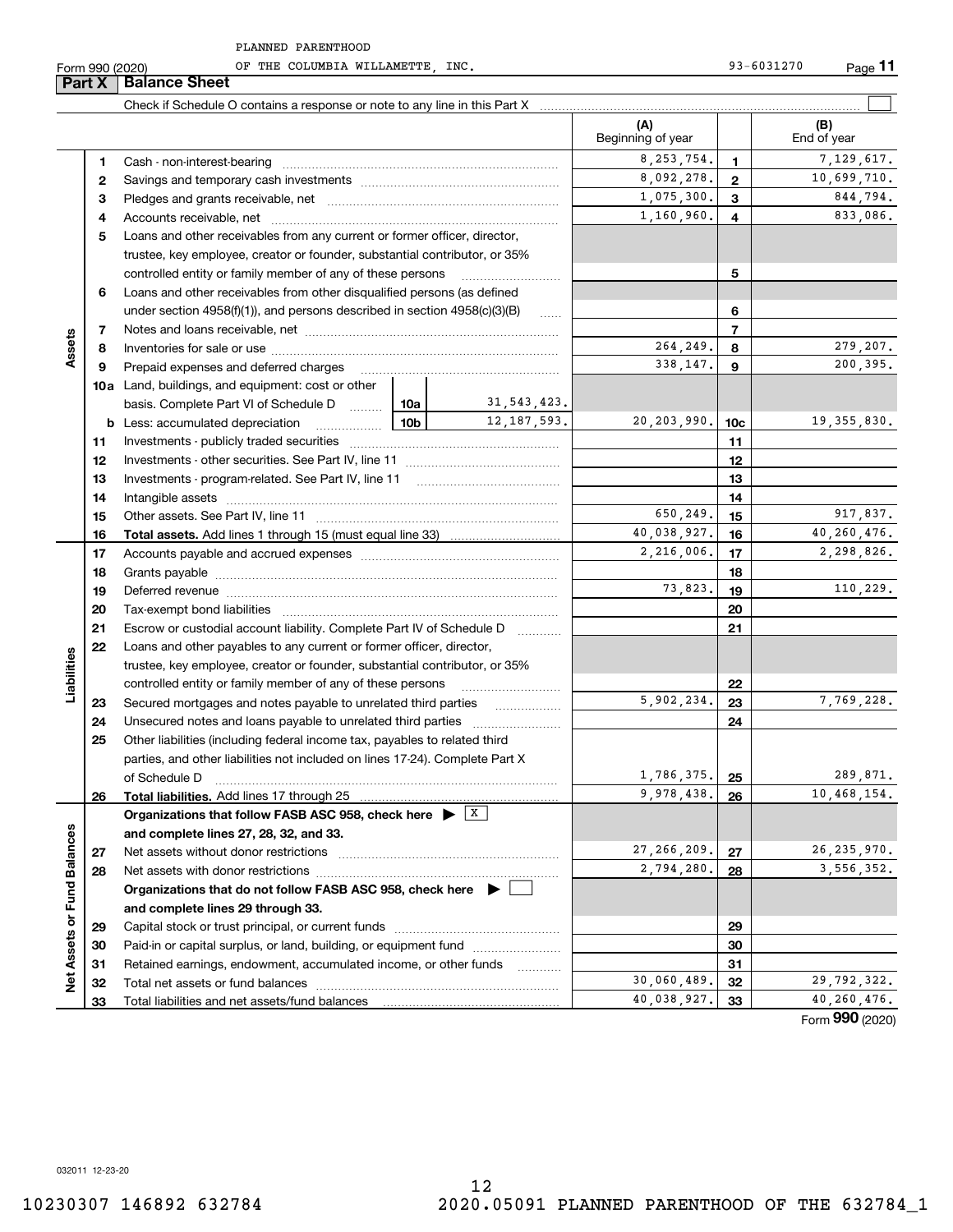PLANNED PARENTHOOD

Form 990 (2020) OF THE COLUMBIA WILLAMETTE, INC. 93-6031270 Page **11**

## Part X Balance Sheet

Check if Schedule O contains a response or note to any line in this Part X ☐

| | | | | (A) Beginning of year | | (B) End of year |
|---|---|---|---|---|---|---|
| **Assets** | 1 | Cash - non-interest-bearing | | 8,253,754. | 1 | 7,129,617. |
| | 2 | Savings and temporary cash investments | | 8,092,278. | 2 | 10,699,710. |
| | 3 | Pledges and grants receivable, net | | 1,075,300. | 3 | 844,794. |
| | 4 | Accounts receivable, net | | 1,160,960. | 4 | 833,086. |
| | 5 | Loans and other receivables from any current or former officer, director, trustee, key employee, creator or founder, substantial contributor, or 35% controlled entity or family member of any of these persons | | | 5 | |
| | 6 | Loans and other receivables from other disqualified persons (as defined under section 4958(f)(1)), and persons described in section 4958(c)(3)(B) | | | 6 | |
| | 7 | Notes and loans receivable, net | | | 7 | |
| | 8 | Inventories for sale or use | | 264,249. | 8 | 279,207. |
| | 9 | Prepaid expenses and deferred charges | | 338,147. | 9 | 200,395. |
| | 10a | Land, buildings, and equipment: cost or other basis. Complete Part VI of Schedule D | 10a 31,543,423. | | | |
| | b | Less: accumulated depreciation | 10b 12,187,593. | 20,203,990. | 10c | 19,355,830. |
| | 11 | Investments - publicly traded securities | | | 11 | |
| | 12 | Investments - other securities. See Part IV, line 11 | | | 12 | |
| | 13 | Investments - program-related. See Part IV, line 11 | | | 13 | |
| | 14 | Intangible assets | | | 14 | |
| | 15 | Other assets. See Part IV, line 11 | | 650,249. | 15 | 917,837. |
| | 16 | **Total assets.** Add lines 1 through 15 (must equal line 33) | | 40,038,927. | 16 | 40,260,476. |
| **Liabilities** | 17 | Accounts payable and accrued expenses | | 2,216,006. | 17 | 2,298,826. |
| | 18 | Grants payable | | | 18 | |
| | 19 | Deferred revenue | | 73,823. | 19 | 110,229. |
| | 20 | Tax-exempt bond liabilities | | | 20 | |
| | 21 | Escrow or custodial account liability. Complete Part IV of Schedule D | | | 21 | |
| | 22 | Loans and other payables to any current or former officer, director, trustee, key employee, creator or founder, substantial contributor, or 35% controlled entity or family member of any of these persons | | | 22 | |
| | 23 | Secured mortgages and notes payable to unrelated third parties | | 5,902,234. | 23 | 7,769,228. |
| | 24 | Unsecured notes and loans payable to unrelated third parties | | | 24 | |
| | 25 | Other liabilities (including federal income tax, payables to related third parties, and other liabilities not included on lines 17-24). Complete Part X of Schedule D | | 1,786,375. | 25 | 289,871. |
| | 26 | **Total liabilities.** Add lines 17 through 25 | | 9,978,438. | 26 | 10,468,154. |
| **Net Assets or Fund Balances** | | **Organizations that follow FASB ASC 958, check here ▶ ☒ and complete lines 27, 28, 32, and 33.** | | | | |
| | 27 | Net assets without donor restrictions | | 27,266,209. | 27 | 26,235,970. |
| | 28 | Net assets with donor restrictions | | 2,794,280. | 28 | 3,556,352. |
| | | **Organizations that do not follow FASB ASC 958, check here ▶ ☐ and complete lines 29 through 33.** | | | | |
| | 29 | Capital stock or trust principal, or current funds | | | 29 | |
| | 30 | Paid-in or capital surplus, or land, building, or equipment fund | | | 30 | |
| | 31 | Retained earnings, endowment, accumulated income, or other funds | | | 31 | |
| | 32 | Total net assets or fund balances | | 30,060,489. | 32 | 29,792,322. |
| | 33 | Total liabilities and net assets/fund balances | | 40,038,927. | 33 | 40,260,476. |

Form **990** (2020)

032011 12-23-20

10230307 146892 632784 2020.05091 PLANNED PARENTHOOD OF THE 632784_1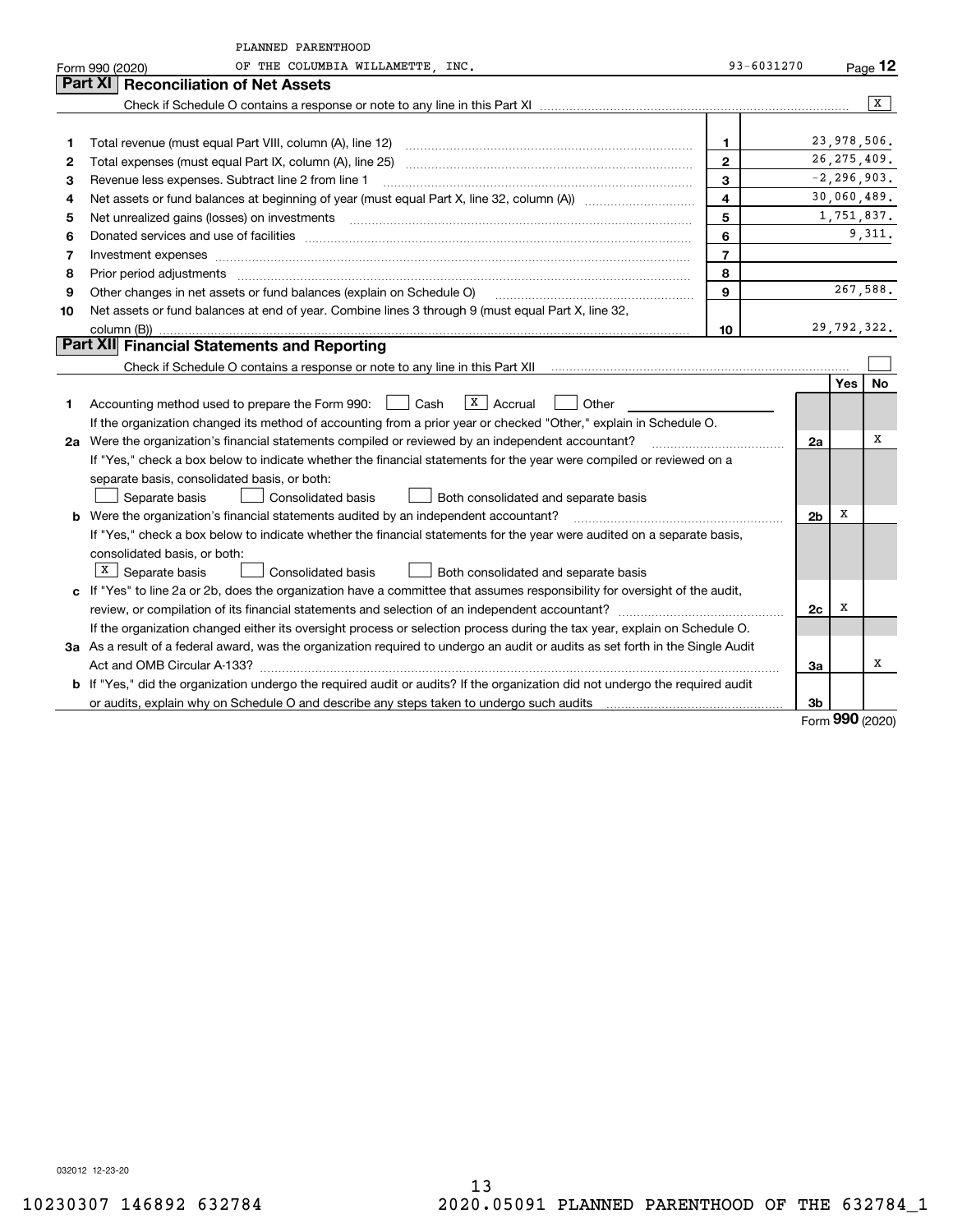PLANNED PARENTHOOD
OF THE COLUMBIA WILLAMETTE, INC. 93-6031270

Form 990 (2020)

## Part XI Reconciliation of Net Assets

Check if Schedule O contains a response or note to any line in this Part XI [X]

| | | | |
|---|---|---|---|
| 1 | Total revenue (must equal Part VIII, column (A), line 12) | 1 | 23,978,506. |
| 2 | Total expenses (must equal Part IX, column (A), line 25) | 2 | 26,275,409. |
| 3 | Revenue less expenses. Subtract line 2 from line 1 | 3 | -2,296,903. |
| 4 | Net assets or fund balances at beginning of year (must equal Part X, line 32, column (A)) | 4 | 30,060,489. |
| 5 | Net unrealized gains (losses) on investments | 5 | 1,751,837. |
| 6 | Donated services and use of facilities | 6 | 9,311. |
| 7 | Investment expenses | 7 | |
| 8 | Prior period adjustments | 8 | |
| 9 | Other changes in net assets or fund balances (explain on Schedule O) | 9 | 267,588. |
| 10 | Net assets or fund balances at end of year. Combine lines 3 through 9 (must equal Part X, line 32, column (B)) | 10 | 29,792,322. |

## Part XII Financial Statements and Reporting

Check if Schedule O contains a response or note to any line in this Part XII [ ]

| | | | Yes | No |
|---|---|---|---|---|
| 1 | Accounting method used to prepare the Form 990: [ ] Cash [X] Accrual [ ] Other<br>If the organization changed its method of accounting from a prior year or checked "Other," explain in Schedule O. | | | |
| 2a | Were the organization's financial statements compiled or reviewed by an independent accountant? | 2a | | X |
| | If "Yes," check a box below to indicate whether the financial statements for the year were compiled or reviewed on a separate basis, consolidated basis, or both:<br>[ ] Separate basis [ ] Consolidated basis [ ] Both consolidated and separate basis | | | |
| b | Were the organization's financial statements audited by an independent accountant? | 2b | X | |
| | If "Yes," check a box below to indicate whether the financial statements for the year were audited on a separate basis, consolidated basis, or both:<br>[X] Separate basis [ ] Consolidated basis [ ] Both consolidated and separate basis | | | |
| c | If "Yes" to line 2a or 2b, does the organization have a committee that assumes responsibility for oversight of the audit, review, or compilation of its financial statements and selection of an independent accountant? | 2c | X | |
| | If the organization changed either its oversight process or selection process during the tax year, explain on Schedule O. | | | |
| 3a | As a result of a federal award, was the organization required to undergo an audit or audits as set forth in the Single Audit Act and OMB Circular A-133? | 3a | | X |
| b | If "Yes," did the organization undergo the required audit or audits? If the organization did not undergo the required audit or audits, explain why on Schedule O and describe any steps taken to undergo such audits | 3b | | |

Form **990** (2020)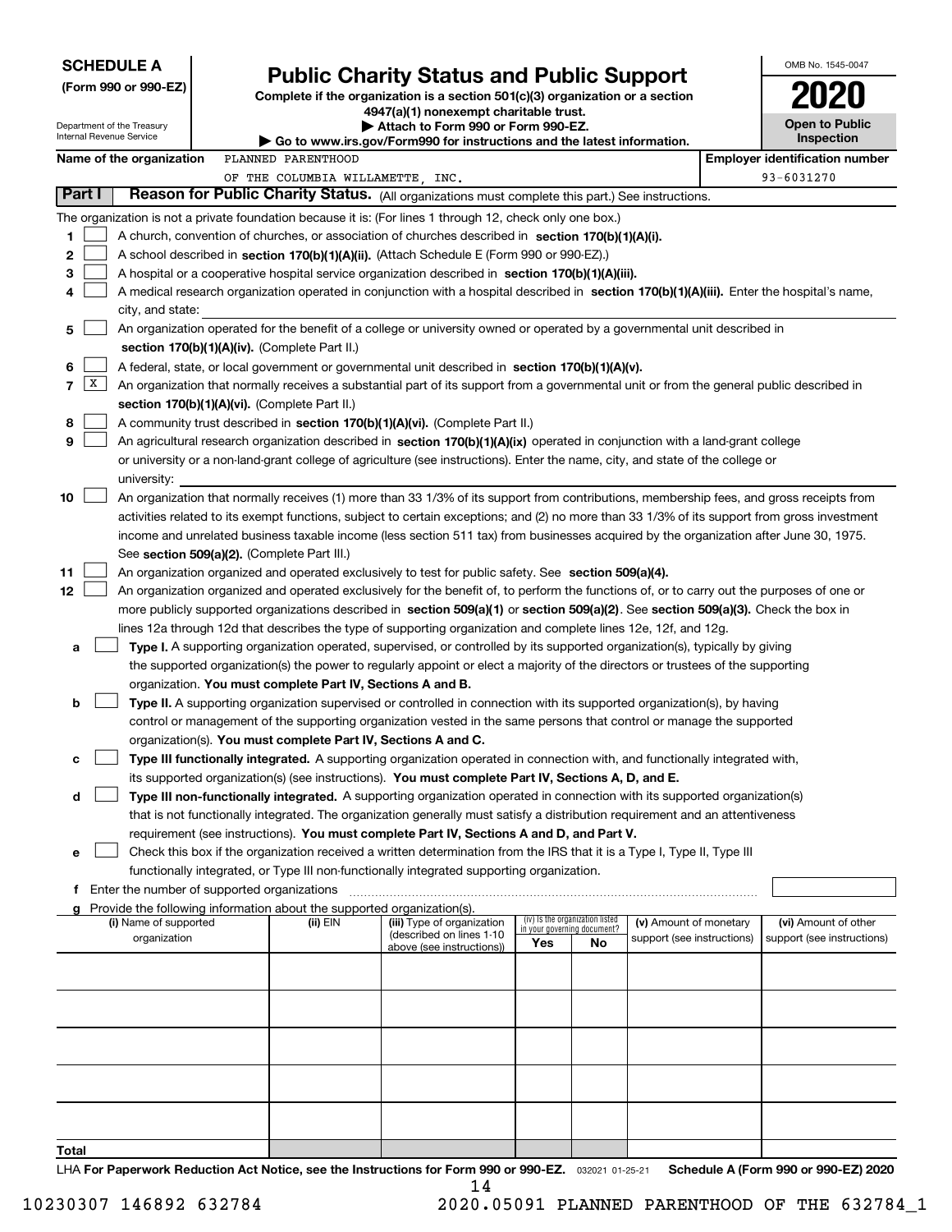**SCHEDULE A**
**(Form 990 or 990-EZ)**

Department of the Treasury
Internal Revenue Service

# Public Charity Status and Public Support

**Complete if the organization is a section 501(c)(3) organization or a section 4947(a)(1) nonexempt charitable trust.**
**▶ Attach to Form 990 or Form 990-EZ.**
**▶ Go to www.irs.gov/Form990 for instructions and the latest information.**

OMB No. 1545-0047

**2020**

**Open to Public Inspection**

**Name of the organization** PLANNED PARENTHOOD OF THE COLUMBIA WILLAMETTE, INC.

**Employer identification number** 93-6031270

**Part I Reason for Public Charity Status.** (All organizations must complete this part.) See instructions.

The organization is not a private foundation because it is: (For lines 1 through 12, check only one box.)

1. [ ] A church, convention of churches, or association of churches described in **section 170(b)(1)(A)(i).**
2. [ ] A school described in **section 170(b)(1)(A)(ii).** (Attach Schedule E (Form 990 or 990-EZ).)
3. [ ] A hospital or a cooperative hospital service organization described in **section 170(b)(1)(A)(iii).**
4. [ ] A medical research organization operated in conjunction with a hospital described in **section 170(b)(1)(A)(iii).** Enter the hospital's name, city, and state:
5. [ ] An organization operated for the benefit of a college or university owned or operated by a governmental unit described in **section 170(b)(1)(A)(iv).** (Complete Part II.)
6. [ ] A federal, state, or local government or governmental unit described in **section 170(b)(1)(A)(v).**
7. [X] An organization that normally receives a substantial part of its support from a governmental unit or from the general public described in **section 170(b)(1)(A)(vi).** (Complete Part II.)
8. [ ] A community trust described in **section 170(b)(1)(A)(vi).** (Complete Part II.)
9. [ ] An agricultural research organization described in **section 170(b)(1)(A)(ix)** operated in conjunction with a land-grant college or university or a non-land-grant college of agriculture (see instructions). Enter the name, city, and state of the college or university:
10. [ ] An organization that normally receives (1) more than 33 1/3% of its support from contributions, membership fees, and gross receipts from activities related to its exempt functions, subject to certain exceptions; and (2) no more than 33 1/3% of its support from gross investment income and unrelated business taxable income (less section 511 tax) from businesses acquired by the organization after June 30, 1975. See **section 509(a)(2).** (Complete Part III.)
11. [ ] An organization organized and operated exclusively to test for public safety. See **section 509(a)(4).**
12. [ ] An organization organized and operated exclusively for the benefit of, to perform the functions of, or to carry out the purposes of one or more publicly supported organizations described in **section 509(a)(1)** or **section 509(a)(2)**. See **section 509(a)(3).** Check the box in lines 12a through 12d that describes the type of supporting organization and complete lines 12e, 12f, and 12g.
   - **a** [ ] **Type I.** A supporting organization operated, supervised, or controlled by its supported organization(s), typically by giving the supported organization(s) the power to regularly appoint or elect a majority of the directors or trustees of the supporting organization. **You must complete Part IV, Sections A and B.**
   - **b** [ ] **Type II.** A supporting organization supervised or controlled in connection with its supported organization(s), by having control or management of the supporting organization vested in the same persons that control or manage the supported organization(s). **You must complete Part IV, Sections A and C.**
   - **c** [ ] **Type III functionally integrated.** A supporting organization operated in connection with, and functionally integrated with, its supported organization(s) (see instructions). **You must complete Part IV, Sections A, D, and E.**
   - **d** [ ] **Type III non-functionally integrated.** A supporting organization operated in connection with its supported organization(s) that is not functionally integrated. The organization generally must satisfy a distribution requirement and an attentiveness requirement (see instructions). **You must complete Part IV, Sections A and D, and Part V.**
   - **e** [ ] Check this box if the organization received a written determination from the IRS that it is a Type I, Type II, Type III functionally integrated, or Type III non-functionally integrated supporting organization.
   - **f** Enter the number of supported organizations
   - **g** Provide the following information about the supported organization(s).

| (i) Name of supported organization | (ii) EIN | (iii) Type of organization (described on lines 1-10 above (see instructions)) | (iv) Is the organization listed in your governing document? Yes | No | (v) Amount of monetary support (see instructions) | (vi) Amount of other support (see instructions) |
|---|---|---|---|---|---|---|
| | | | | | | |
| | | | | | | |
| | | | | | | |
| | | | | | | |
| | | | | | | |
| **Total** | | | | | | |

LHA **For Paperwork Reduction Act Notice, see the Instructions for Form 990 or 990-EZ.** 032021 01-25-21 **Schedule A (Form 990 or 990-EZ) 2020**

10230307 146892 632784 2020.05091 PLANNED PARENTHOOD OF THE 632784_1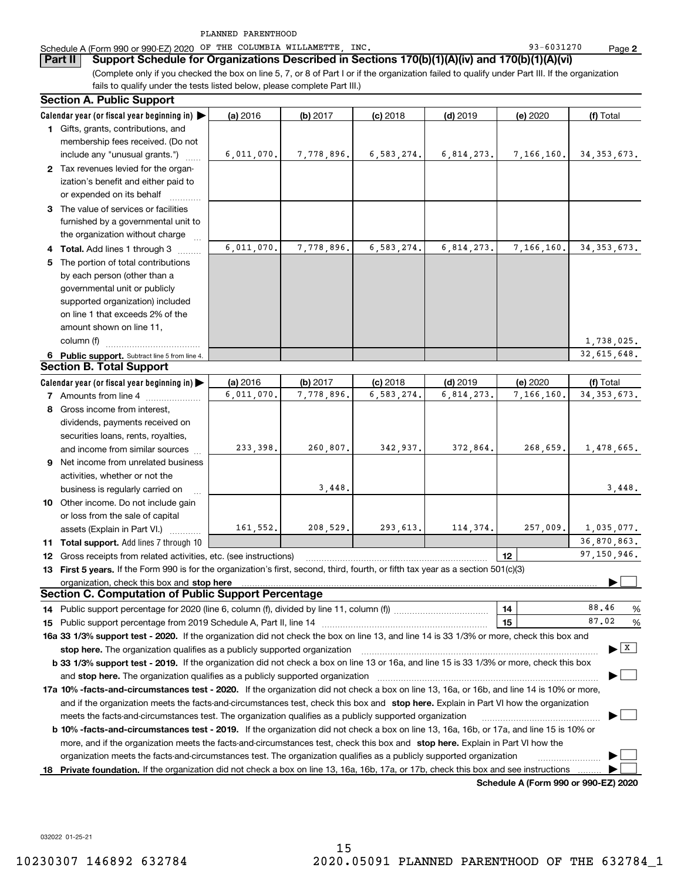PLANNED PARENTHOOD

Schedule A (Form 990 or 990-EZ) 2020 OF THE COLUMBIA WILLAMETTE, INC. 93-6031270 Page **2**

## Part II Support Schedule for Organizations Described in Sections 170(b)(1)(A)(iv) and 170(b)(1)(A)(vi)

(Complete only if you checked the box on line 5, 7, or 8 of Part I or if the organization failed to qualify under Part III. If the organization fails to qualify under the tests listed below, please complete Part III.)

### Section A. Public Support

| Calendar year (or fiscal year beginning in) ▶ | (a) 2016 | (b) 2017 | (c) 2018 | (d) 2019 | (e) 2020 | (f) Total |
|---|---|---|---|---|---|---|
| **1** Gifts, grants, contributions, and membership fees received. (Do not include any "unusual grants.") | 6,011,070. | 7,778,896. | 6,583,274. | 6,814,273. | 7,166,160. | 34,353,673. |
| **2** Tax revenues levied for the organization's benefit and either paid to or expended on its behalf | | | | | | |
| **3** The value of services or facilities furnished by a governmental unit to the organization without charge | | | | | | |
| **4 Total.** Add lines 1 through 3 | 6,011,070. | 7,778,896. | 6,583,274. | 6,814,273. | 7,166,160. | 34,353,673. |
| **5** The portion of total contributions by each person (other than a governmental unit or publicly supported organization) included on line 1 that exceeds 2% of the amount shown on line 11, column (f) | | | | | | 1,738,025. |
| **6 Public support.** Subtract line 5 from line 4. | | | | | | 32,615,648. |

### Section B. Total Support

| Calendar year (or fiscal year beginning in) ▶ | (a) 2016 | (b) 2017 | (c) 2018 | (d) 2019 | (e) 2020 | (f) Total |
|---|---|---|---|---|---|---|
| **7** Amounts from line 4 | 6,011,070. | 7,778,896. | 6,583,274. | 6,814,273. | 7,166,160. | 34,353,673. |
| **8** Gross income from interest, dividends, payments received on securities loans, rents, royalties, and income from similar sources | 233,398. | 260,807. | 342,937. | 372,864. | 268,659. | 1,478,665. |
| **9** Net income from unrelated business activities, whether or not the business is regularly carried on | | 3,448. | | | | 3,448. |
| **10** Other income. Do not include gain or loss from the sale of capital assets (Explain in Part VI.) | 161,552. | 208,529. | 293,613. | 114,374. | 257,009. | 1,035,077. |
| **11 Total support.** Add lines 7 through 10 | | | | | | 36,870,863. |

**12** Gross receipts from related activities, etc. (see instructions) — **12** — 97,150,946.

**13 First 5 years.** If the Form 990 is for the organization's first, second, third, fourth, or fifth tax year as a section 501(c)(3) organization, check this box and **stop here** ▶ ☐

### Section C. Computation of Public Support Percentage

**14** Public support percentage for 2020 (line 6, column (f), divided by line 11, column (f)) — **14** — 88.46 %

**15** Public support percentage from 2019 Schedule A, Part II, line 14 — **15** — 87.02 %

**16a 33 1/3% support test - 2020.** If the organization did not check the box on line 13, and line 14 is 33 1/3% or more, check this box and **stop here.** The organization qualifies as a publicly supported organization ▶ ☒

**b 33 1/3% support test - 2019.** If the organization did not check a box on line 13 or 16a, and line 15 is 33 1/3% or more, check this box and **stop here.** The organization qualifies as a publicly supported organization ▶ ☐

**17a 10% -facts-and-circumstances test - 2020.** If the organization did not check a box on line 13, 16a, or 16b, and line 14 is 10% or more, and if the organization meets the facts-and-circumstances test, check this box and **stop here.** Explain in Part VI how the organization meets the facts-and-circumstances test. The organization qualifies as a publicly supported organization ▶ ☐

**b 10% -facts-and-circumstances test - 2019.** If the organization did not check a box on line 13, 16a, 16b, or 17a, and line 15 is 10% or more, and if the organization meets the facts-and-circumstances test, check this box and **stop here.** Explain in Part VI how the organization meets the facts-and-circumstances test. The organization qualifies as a publicly supported organization ▶ ☐

**18 Private foundation.** If the organization did not check a box on line 13, 16a, 16b, 17a, or 17b, check this box and see instructions ▶ ☐

**Schedule A (Form 990 or 990-EZ) 2020**

032022 01-25-21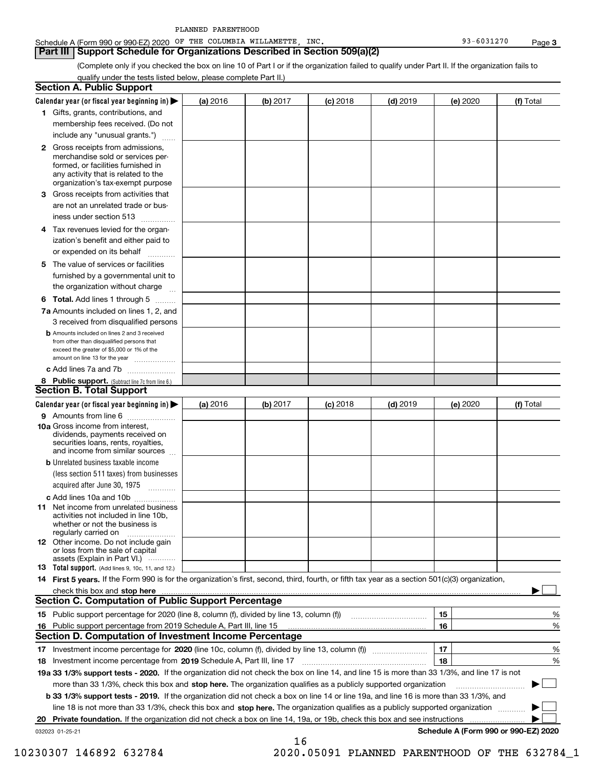PLANNED PARENTHOOD

Schedule A (Form 990 or 990-EZ) 2020 OF THE COLUMBIA WILLAMETTE, INC. 93-6031270 Page **3**

## Part III Support Schedule for Organizations Described in Section 509(a)(2)

(Complete only if you checked the box on line 10 of Part I or if the organization failed to qualify under Part II. If the organization fails to qualify under the tests listed below, please complete Part II.)

### Section A. Public Support

| Calendar year (or fiscal year beginning in) ▶ | (a) 2016 | (b) 2017 | (c) 2018 | (d) 2019 | (e) 2020 | (f) Total |
|---|---|---|---|---|---|---|
| **1** Gifts, grants, contributions, and membership fees received. (Do not include any "unusual grants.") | | | | | | |
| **2** Gross receipts from admissions, merchandise sold or services performed, or facilities furnished in any activity that is related to the organization's tax-exempt purpose | | | | | | |
| **3** Gross receipts from activities that are not an unrelated trade or business under section 513 | | | | | | |
| **4** Tax revenues levied for the organization's benefit and either paid to or expended on its behalf | | | | | | |
| **5** The value of services or facilities furnished by a governmental unit to the organization without charge | | | | | | |
| **6 Total.** Add lines 1 through 5 | | | | | | |
| **7a** Amounts included on lines 1, 2, and 3 received from disqualified persons | | | | | | |
| **b** Amounts included on lines 2 and 3 received from other than disqualified persons that exceed the greater of $5,000 or 1% of the amount on line 13 for the year | | | | | | |
| **c** Add lines 7a and 7b | | | | | | |
| **8 Public support.** (Subtract line 7c from line 6.) | | | | | | |

### Section B. Total Support

| Calendar year (or fiscal year beginning in) ▶ | (a) 2016 | (b) 2017 | (c) 2018 | (d) 2019 | (e) 2020 | (f) Total |
|---|---|---|---|---|---|---|
| **9** Amounts from line 6 | | | | | | |
| **10a** Gross income from interest, dividends, payments received on securities loans, rents, royalties, and income from similar sources | | | | | | |
| **b** Unrelated business taxable income (less section 511 taxes) from businesses acquired after June 30, 1975 | | | | | | |
| **c** Add lines 10a and 10b | | | | | | |
| **11** Net income from unrelated business activities not included in line 10b, whether or not the business is regularly carried on | | | | | | |
| **12** Other income. Do not include gain or loss from the sale of capital assets (Explain in Part VI.) | | | | | | |
| **13 Total support.** (Add lines 9, 10c, 11, and 12.) | | | | | | |

**14 First 5 years.** If the Form 990 is for the organization's first, second, third, fourth, or fifth tax year as a section 501(c)(3) organization, check this box and **stop here** ▶ ☐

### Section C. Computation of Public Support Percentage

| | | | |
|---|---|---|---|
| **15** | Public support percentage for 2020 (line 8, column (f), divided by line 13, column (f)) | **15** | % |
| **16** | Public support percentage from 2019 Schedule A, Part III, line 15 | **16** | % |

### Section D. Computation of Investment Income Percentage

| | | | |
|---|---|---|---|
| **17** | Investment income percentage for **2020** (line 10c, column (f), divided by line 13, column (f)) | **17** | % |
| **18** | Investment income percentage from **2019** Schedule A, Part III, line 17 | **18** | % |

**19a 33 1/3% support tests - 2020.** If the organization did not check the box on line 14, and line 15 is more than 33 1/3%, and line 17 is not more than 33 1/3%, check this box and **stop here.** The organization qualifies as a publicly supported organization ▶ ☐

**b 33 1/3% support tests - 2019.** If the organization did not check a box on line 14 or line 19a, and line 16 is more than 33 1/3%, and line 18 is not more than 33 1/3%, check this box and **stop here.** The organization qualifies as a publicly supported organization ▶ ☐

**20 Private foundation.** If the organization did not check a box on line 14, 19a, or 19b, check this box and see instructions ▶ ☐

032023 01-25-21 **Schedule A (Form 990 or 990-EZ) 2020**

10230307 146892 632784 2020.05091 PLANNED PARENTHOOD OF THE 632784_1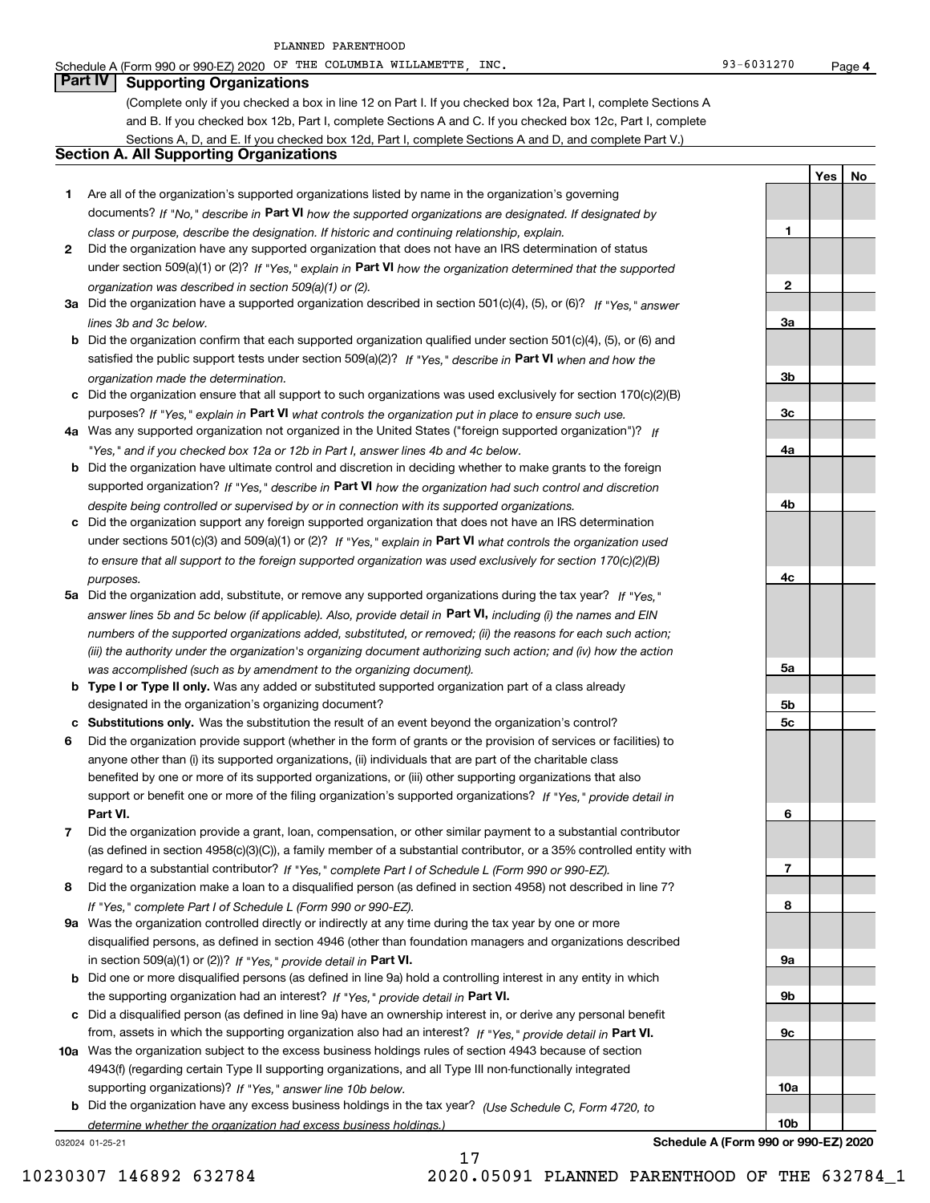PLANNED PARENTHOOD

Schedule A (Form 990 or 990-EZ) 2020 OF THE COLUMBIA WILLAMETTE, INC. 93-6031270 Page 4

## Part IV Supporting Organizations

(Complete only if you checked a box in line 12 on Part I. If you checked box 12a, Part I, complete Sections A and B. If you checked box 12b, Part I, complete Sections A and C. If you checked box 12c, Part I, complete Sections A, D, and E. If you checked box 12d, Part I, complete Sections A and D, and complete Part V.)

### Section A. All Supporting Organizations

| | | | Yes | No |
|---|---|---|---|---|
| 1 | Are all of the organization's supported organizations listed by name in the organization's governing documents? *If "No," describe in* **Part VI** *how the supported organizations are designated. If designated by class or purpose, describe the designation. If historic and continuing relationship, explain.* | 1 | | |
| 2 | Did the organization have any supported organization that does not have an IRS determination of status under section 509(a)(1) or (2)? *If "Yes," explain in* **Part VI** *how the organization determined that the supported organization was described in section 509(a)(1) or (2).* | 2 | | |
| 3a | Did the organization have a supported organization described in section 501(c)(4), (5), or (6)? *If "Yes," answer lines 3b and 3c below.* | 3a | | |
| b | Did the organization confirm that each supported organization qualified under section 501(c)(4), (5), or (6) and satisfied the public support tests under section 509(a)(2)? *If "Yes," describe in* **Part VI** *when and how the organization made the determination.* | 3b | | |
| c | Did the organization ensure that all support to such organizations was used exclusively for section 170(c)(2)(B) purposes? *If "Yes," explain in* **Part VI** *what controls the organization put in place to ensure such use.* | 3c | | |
| 4a | Was any supported organization not organized in the United States ("foreign supported organization")? *If "Yes," and if you checked box 12a or 12b in Part I, answer lines 4b and 4c below.* | 4a | | |
| b | Did the organization have ultimate control and discretion in deciding whether to make grants to the foreign supported organization? *If "Yes," describe in* **Part VI** *how the organization had such control and discretion despite being controlled or supervised by or in connection with its supported organizations.* | 4b | | |
| c | Did the organization support any foreign supported organization that does not have an IRS determination under sections 501(c)(3) and 509(a)(1) or (2)? *If "Yes," explain in* **Part VI** *what controls the organization used to ensure that all support to the foreign supported organization was used exclusively for section 170(c)(2)(B) purposes.* | 4c | | |
| 5a | Did the organization add, substitute, or remove any supported organizations during the tax year? *If "Yes," answer lines 5b and 5c below (if applicable). Also, provide detail in* **Part VI,** *including (i) the names and EIN numbers of the supported organizations added, substituted, or removed; (ii) the reasons for each such action; (iii) the authority under the organization's organizing document authorizing such action; and (iv) how the action was accomplished (such as by amendment to the organizing document).* | 5a | | |
| b | **Type I or Type II only.** Was any added or substituted supported organization part of a class already designated in the organization's organizing document? | 5b | | |
| c | **Substitutions only.** Was the substitution the result of an event beyond the organization's control? | 5c | | |
| 6 | Did the organization provide support (whether in the form of grants or the provision of services or facilities) to anyone other than (i) its supported organizations, (ii) individuals that are part of the charitable class benefited by one or more of its supported organizations, or (iii) other supporting organizations that also support or benefit one or more of the filing organization's supported organizations? *If "Yes," provide detail in* **Part VI.** | 6 | | |
| 7 | Did the organization provide a grant, loan, compensation, or other similar payment to a substantial contributor (as defined in section 4958(c)(3)(C)), a family member of a substantial contributor, or a 35% controlled entity with regard to a substantial contributor? *If "Yes," complete Part I of Schedule L (Form 990 or 990-EZ).* | 7 | | |
| 8 | Did the organization make a loan to a disqualified person (as defined in section 4958) not described in line 7? *If "Yes," complete Part I of Schedule L (Form 990 or 990-EZ).* | 8 | | |
| 9a | Was the organization controlled directly or indirectly at any time during the tax year by one or more disqualified persons, as defined in section 4946 (other than foundation managers and organizations described in section 509(a)(1) or (2))? *If "Yes," provide detail in* **Part VI.** | 9a | | |
| b | Did one or more disqualified persons (as defined in line 9a) hold a controlling interest in any entity in which the supporting organization had an interest? *If "Yes," provide detail in* **Part VI.** | 9b | | |
| c | Did a disqualified person (as defined in line 9a) have an ownership interest in, or derive any personal benefit from, assets in which the supporting organization also had an interest? *If "Yes," provide detail in* **Part VI.** | 9c | | |
| 10a | Was the organization subject to the excess business holdings rules of section 4943 because of section 4943(f) (regarding certain Type II supporting organizations, and all Type III non-functionally integrated supporting organizations)? *If "Yes," answer line 10b below.* | 10a | | |
| b | Did the organization have any excess business holdings in the tax year? *(Use Schedule C, Form 4720, to determine whether the organization had excess business holdings.)* | 10b | | |

032024 01-25-21 **Schedule A (Form 990 or 990-EZ) 2020**

10230307 146892 632784 2020.05091 PLANNED PARENTHOOD OF THE 632784_1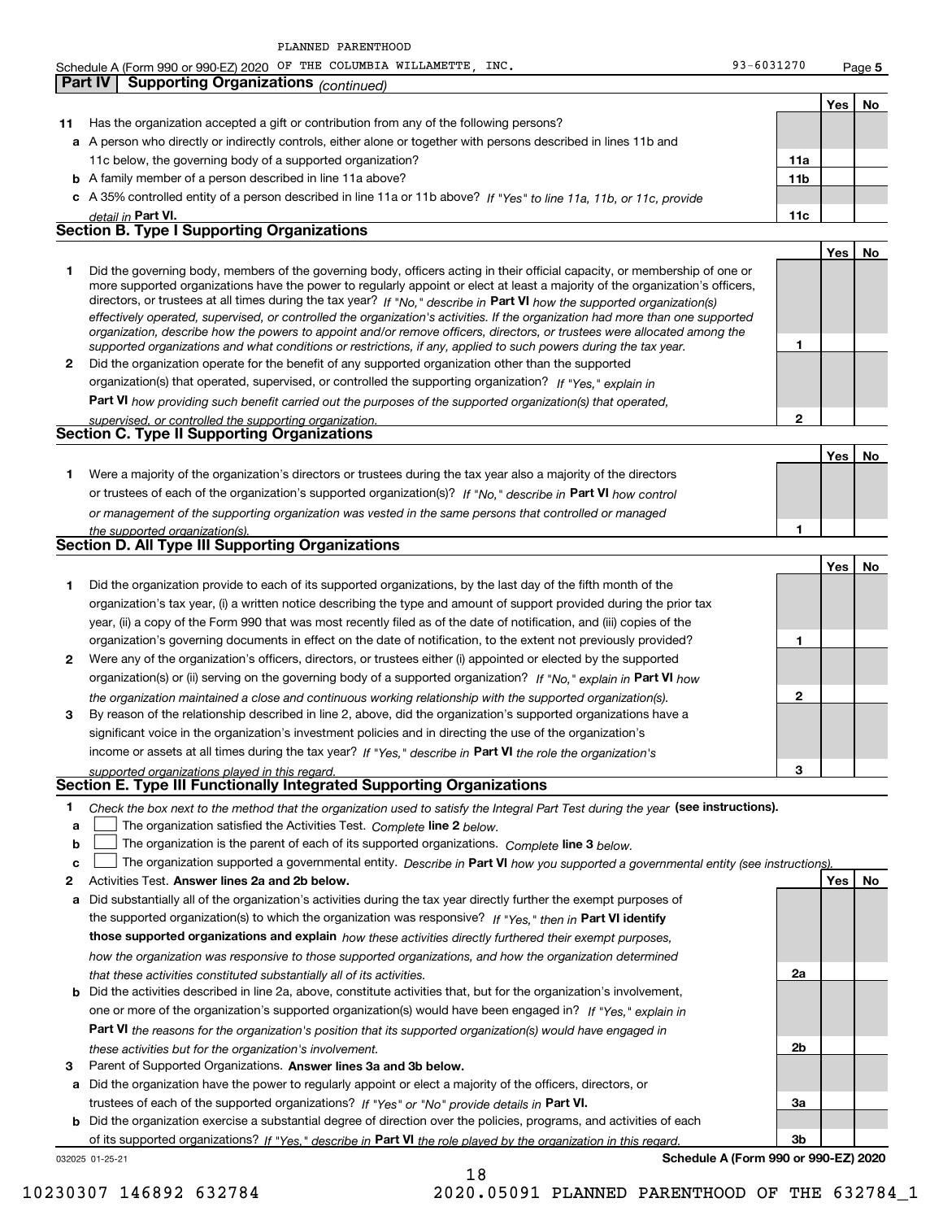PLANNED PARENTHOOD

Schedule A (Form 990 or 990-EZ) 2020 OF THE COLUMBIA WILLAMETTE, INC. 93-6031270 Page 5

## Part IV Supporting Organizations *(continued)*

| | | | Yes | No |
|---|---|---|---|---|
| **11** | Has the organization accepted a gift or contribution from any of the following persons? | | | |
| **a** | A person who directly or indirectly controls, either alone or together with persons described in lines 11b and 11c below, the governing body of a supported organization? | **11a** | | |
| **b** | A family member of a person described in line 11a above? | **11b** | | |
| **c** | A 35% controlled entity of a person described in line 11a or 11b above? *If "Yes" to line 11a, 11b, or 11c, provide detail in* **Part VI.** | **11c** | | |

### Section B. Type I Supporting Organizations

| | | | Yes | No |
|---|---|---|---|---|
| **1** | Did the governing body, members of the governing body, officers acting in their official capacity, or membership of one or more supported organizations have the power to regularly appoint or elect at least a majority of the organization's officers, directors, or trustees at all times during the tax year? *If "No," describe in* **Part VI** *how the supported organization(s) effectively operated, supervised, or controlled the organization's activities. If the organization had more than one supported organization, describe how the powers to appoint and/or remove officers, directors, or trustees were allocated among the supported organizations and what conditions or restrictions, if any, applied to such powers during the tax year.* | **1** | | |
| **2** | Did the organization operate for the benefit of any supported organization other than the supported organization(s) that operated, supervised, or controlled the supporting organization? *If "Yes," explain in* **Part VI** *how providing such benefit carried out the purposes of the supported organization(s) that operated, supervised, or controlled the supporting organization.* | **2** | | |

### Section C. Type II Supporting Organizations

| | | | Yes | No |
|---|---|---|---|---|
| **1** | Were a majority of the organization's directors or trustees during the tax year also a majority of the directors or trustees of each of the organization's supported organization(s)? *If "No," describe in* **Part VI** *how control or management of the supporting organization was vested in the same persons that controlled or managed the supported organization(s).* | **1** | | |

### Section D. All Type III Supporting Organizations

| | | | Yes | No |
|---|---|---|---|---|
| **1** | Did the organization provide to each of its supported organizations, by the last day of the fifth month of the organization's tax year, (i) a written notice describing the type and amount of support provided during the prior tax year, (ii) a copy of the Form 990 that was most recently filed as of the date of notification, and (iii) copies of the organization's governing documents in effect on the date of notification, to the extent not previously provided? | **1** | | |
| **2** | Were any of the organization's officers, directors, or trustees either (i) appointed or elected by the supported organization(s) or (ii) serving on the governing body of a supported organization? *If "No," explain in* **Part VI** *how the organization maintained a close and continuous working relationship with the supported organization(s).* | **2** | | |
| **3** | By reason of the relationship described in line 2, above, did the organization's supported organizations have a significant voice in the organization's investment policies and in directing the use of the organization's income or assets at all times during the tax year? *If "Yes," describe in* **Part VI** *the role the organization's supported organizations played in this regard.* | **3** | | |

### Section E. Type III Functionally Integrated Supporting Organizations

**1** *Check the box next to the method that the organization used to satisfy the Integral Part Test during the year* **(see instructions).**

- **a** ☐ The organization satisfied the Activities Test. *Complete* **line 2** *below.*
- **b** ☐ The organization is the parent of each of its supported organizations. *Complete* **line 3** *below.*
- **c** ☐ The organization supported a governmental entity. *Describe in* **Part VI** *how you supported a governmental entity (see instructions).*

| | | | Yes | No |
|---|---|---|---|---|
| **2** | Activities Test. **Answer lines 2a and 2b below.** | | | |
| **a** | Did substantially all of the organization's activities during the tax year directly further the exempt purposes of the supported organization(s) to which the organization was responsive? *If "Yes," then in* **Part VI identify those supported organizations and explain** *how these activities directly furthered their exempt purposes, how the organization was responsive to those supported organizations, and how the organization determined that these activities constituted substantially all of its activities.* | **2a** | | |
| **b** | Did the activities described in line 2a, above, constitute activities that, but for the organization's involvement, one or more of the organization's supported organization(s) would have been engaged in? *If "Yes," explain in* **Part VI** *the reasons for the organization's position that its supported organization(s) would have engaged in these activities but for the organization's involvement.* | **2b** | | |
| **3** | Parent of Supported Organizations. **Answer lines 3a and 3b below.** | | | |
| **a** | Did the organization have the power to regularly appoint or elect a majority of the officers, directors, or trustees of each of the supported organizations? *If "Yes" or "No" provide details in* **Part VI.** | **3a** | | |
| **b** | Did the organization exercise a substantial degree of direction over the policies, programs, and activities of each of its supported organizations? *If "Yes," describe in* **Part VI** *the role played by the organization in this regard.* | **3b** | | |

032025 01-25-21 **Schedule A (Form 990 or 990-EZ) 2020**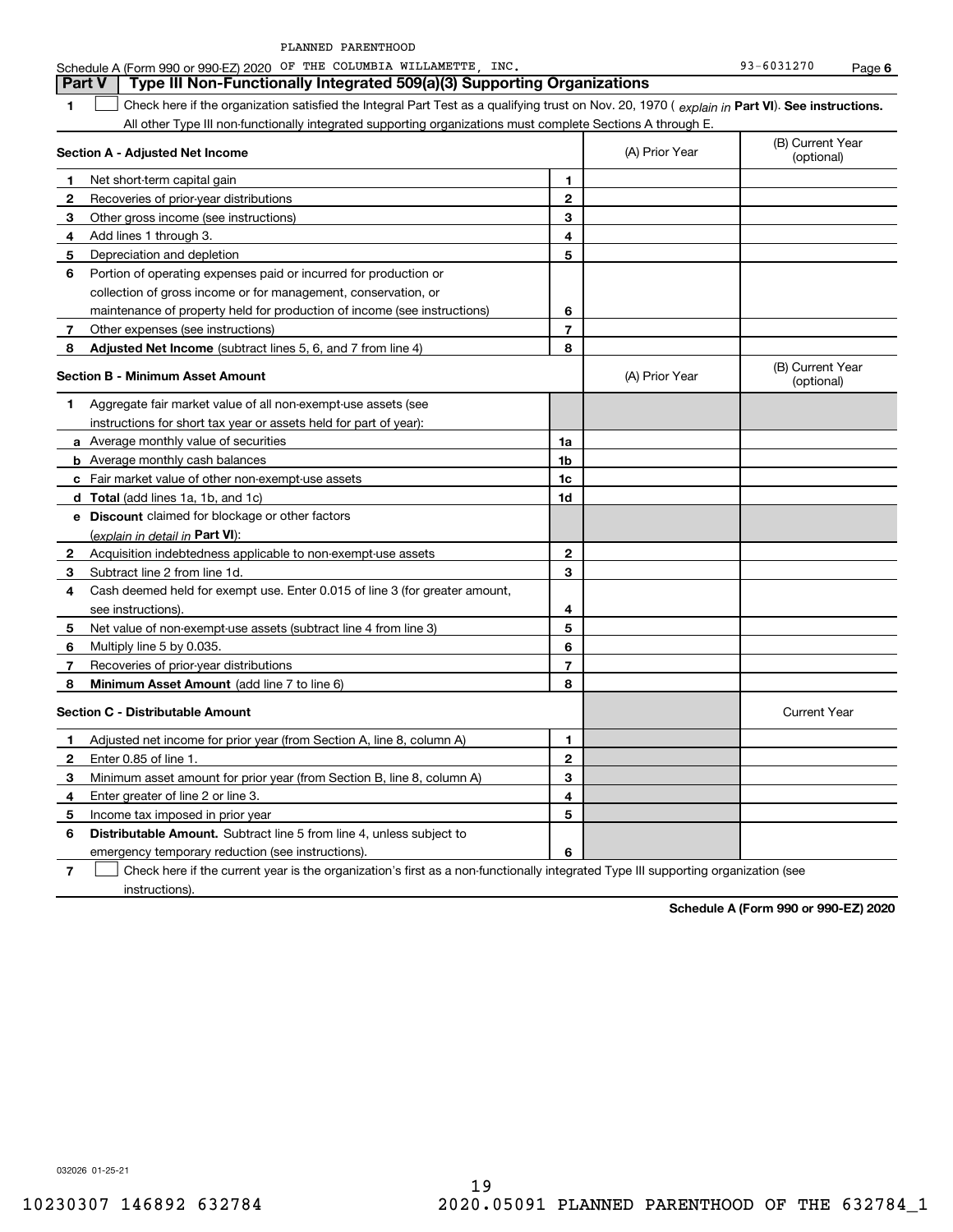PLANNED PARENTHOOD

Schedule A (Form 990 or 990-EZ) 2020 OF THE COLUMBIA WILLAMETTE, INC. 93-6031270 Page 6

## Part V Type III Non-Functionally Integrated 509(a)(3) Supporting Organizations

**1** ☐ Check here if the organization satisfied the Integral Part Test as a qualifying trust on Nov. 20, 1970 ( *explain in* **Part VI**). **See instructions.** All other Type III non-functionally integrated supporting organizations must complete Sections A through E.

| **Section A - Adjusted Net Income** | | (A) Prior Year | (B) Current Year (optional) |
|---|---|---|---|
| **1** Net short-term capital gain | 1 | | |
| **2** Recoveries of prior-year distributions | 2 | | |
| **3** Other gross income (see instructions) | 3 | | |
| **4** Add lines 1 through 3. | 4 | | |
| **5** Depreciation and depletion | 5 | | |
| **6** Portion of operating expenses paid or incurred for production or collection of gross income or for management, conservation, or maintenance of property held for production of income (see instructions) | 6 | | |
| **7** Other expenses (see instructions) | 7 | | |
| **8** **Adjusted Net Income** (subtract lines 5, 6, and 7 from line 4) | 8 | | |

| **Section B - Minimum Asset Amount** | | (A) Prior Year | (B) Current Year (optional) |
|---|---|---|---|
| **1** Aggregate fair market value of all non-exempt-use assets (see instructions for short tax year or assets held for part of year): | | | |
| **a** Average monthly value of securities | 1a | | |
| **b** Average monthly cash balances | 1b | | |
| **c** Fair market value of other non-exempt-use assets | 1c | | |
| **d** **Total** (add lines 1a, 1b, and 1c) | 1d | | |
| **e** **Discount** claimed for blockage or other factors (*explain in detail in* **Part VI**): | | | |
| **2** Acquisition indebtedness applicable to non-exempt-use assets | 2 | | |
| **3** Subtract line 2 from line 1d. | 3 | | |
| **4** Cash deemed held for exempt use. Enter 0.015 of line 3 (for greater amount, see instructions). | 4 | | |
| **5** Net value of non-exempt-use assets (subtract line 4 from line 3) | 5 | | |
| **6** Multiply line 5 by 0.035. | 6 | | |
| **7** Recoveries of prior-year distributions | 7 | | |
| **8** **Minimum Asset Amount** (add line 7 to line 6) | 8 | | |

| **Section C - Distributable Amount** | | | Current Year |
|---|---|---|---|
| **1** Adjusted net income for prior year (from Section A, line 8, column A) | 1 | | |
| **2** Enter 0.85 of line 1. | 2 | | |
| **3** Minimum asset amount for prior year (from Section B, line 8, column A) | 3 | | |
| **4** Enter greater of line 2 or line 3. | 4 | | |
| **5** Income tax imposed in prior year | 5 | | |
| **6** **Distributable Amount.** Subtract line 5 from line 4, unless subject to emergency temporary reduction (see instructions). | 6 | | |

**7** ☐ Check here if the current year is the organization's first as a non-functionally integrated Type III supporting organization (see instructions).

**Schedule A (Form 990 or 990-EZ) 2020**

032026 01-25-21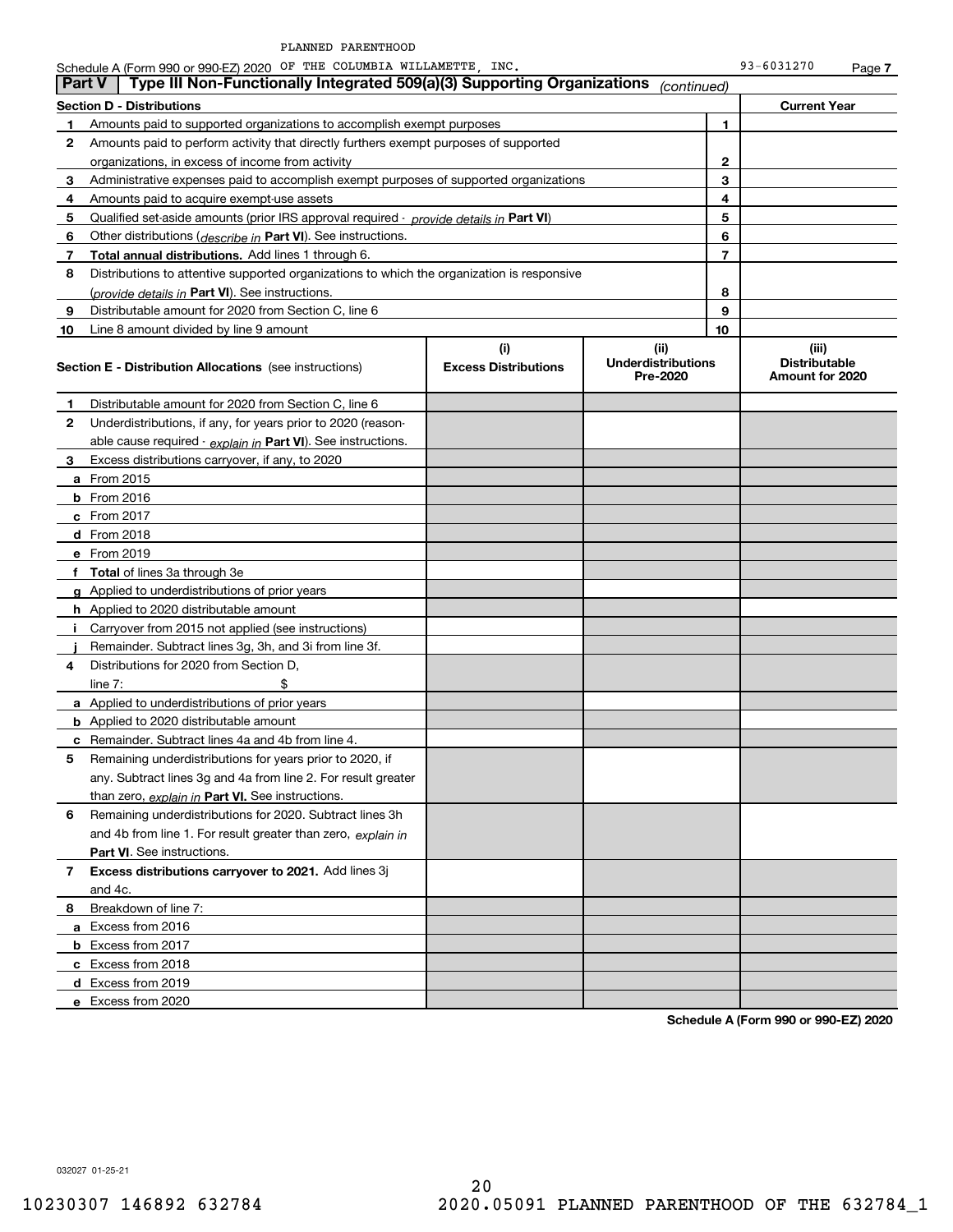PLANNED PARENTHOOD

Schedule A (Form 990 or 990-EZ) 2020 OF THE COLUMBIA WILLAMETTE, INC. 93-6031270 Page 7

## Part V | Type III Non-Functionally Integrated 509(a)(3) Supporting Organizations *(continued)*

| Section D - Distributions | | | Current Year |
|---|---|---|---|
| 1 | Amounts paid to supported organizations to accomplish exempt purposes | 1 | |
| 2 | Amounts paid to perform activity that directly furthers exempt purposes of supported organizations, in excess of income from activity | 2 | |
| 3 | Administrative expenses paid to accomplish exempt purposes of supported organizations | 3 | |
| 4 | Amounts paid to acquire exempt-use assets | 4 | |
| 5 | Qualified set-aside amounts (prior IRS approval required - *provide details in* **Part VI**) | 5 | |
| 6 | Other distributions (*describe in* **Part VI**). See instructions. | 6 | |
| 7 | **Total annual distributions.** Add lines 1 through 6. | 7 | |
| 8 | Distributions to attentive supported organizations to which the organization is responsive (*provide details in* **Part VI**). See instructions. | 8 | |
| 9 | Distributable amount for 2020 from Section C, line 6 | 9 | |
| 10 | Line 8 amount divided by line 9 amount | 10 | |

| Section E - Distribution Allocations (see instructions) | (i) Excess Distributions | (ii) Underdistributions Pre-2020 | (iii) Distributable Amount for 2020 |
|---|---|---|---|
| **1** Distributable amount for 2020 from Section C, line 6 | | | |
| **2** Underdistributions, if any, for years prior to 2020 (reasonable cause required - *explain in* **Part VI**). See instructions. | | | |
| **3** Excess distributions carryover, if any, to 2020 | | | |
| **a** From 2015 | | | |
| **b** From 2016 | | | |
| **c** From 2017 | | | |
| **d** From 2018 | | | |
| **e** From 2019 | | | |
| **f** **Total** of lines 3a through 3e | | | |
| **g** Applied to underdistributions of prior years | | | |
| **h** Applied to 2020 distributable amount | | | |
| **i** Carryover from 2015 not applied (see instructions) | | | |
| **j** Remainder. Subtract lines 3g, 3h, and 3i from line 3f. | | | |
| **4** Distributions for 2020 from Section D, line 7: $ | | | |
| **a** Applied to underdistributions of prior years | | | |
| **b** Applied to 2020 distributable amount | | | |
| **c** Remainder. Subtract lines 4a and 4b from line 4. | | | |
| **5** Remaining underdistributions for years prior to 2020, if any. Subtract lines 3g and 4a from line 2. For result greater than zero, *explain in* **Part VI.** See instructions. | | | |
| **6** Remaining underdistributions for 2020. Subtract lines 3h and 4b from line 1. For result greater than zero, *explain in* **Part VI**. See instructions. | | | |
| **7** **Excess distributions carryover to 2021.** Add lines 3j and 4c. | | | |
| **8** Breakdown of line 7: | | | |
| **a** Excess from 2016 | | | |
| **b** Excess from 2017 | | | |
| **c** Excess from 2018 | | | |
| **d** Excess from 2019 | | | |
| **e** Excess from 2020 | | | |

**Schedule A (Form 990 or 990-EZ) 2020**

032027 01-25-21

10230307 146892 632784 2020.05091 PLANNED PARENTHOOD OF THE 632784_1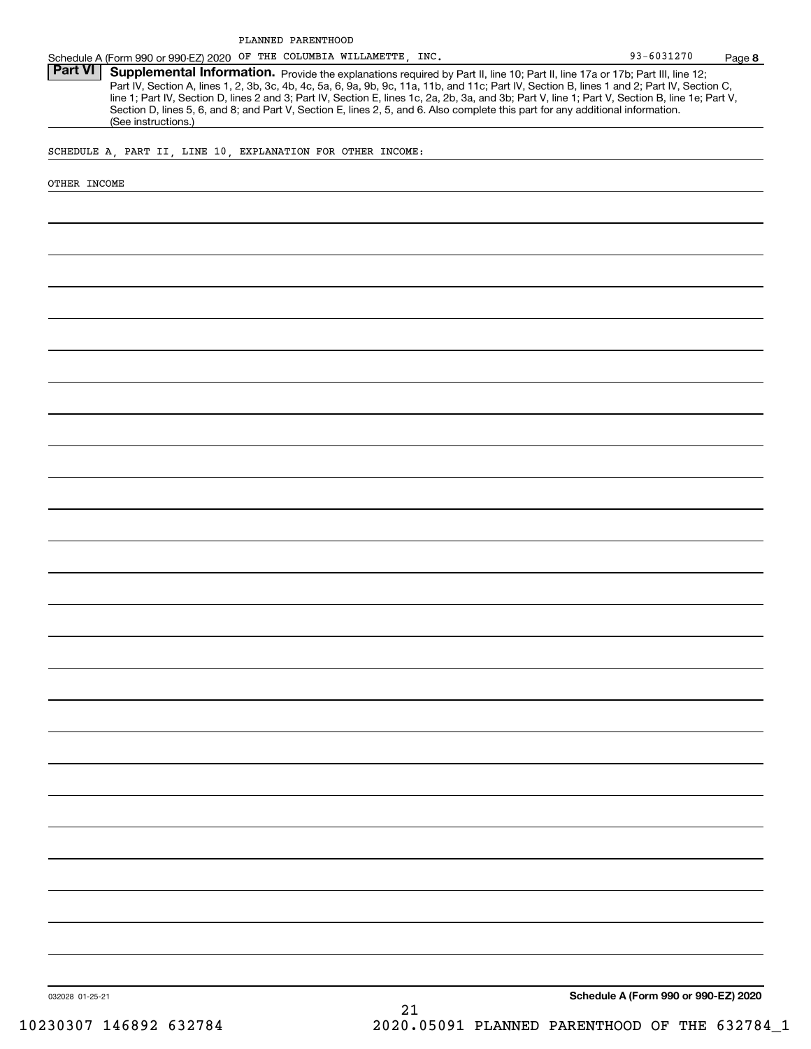PLANNED PARENTHOOD

Schedule A (Form 990 or 990-EZ) 2020 OF THE COLUMBIA WILLAMETTE, INC. 93-6031270 Page **8**

**Part VI** **Supplemental Information.** Provide the explanations required by Part II, line 10; Part II, line 17a or 17b; Part III, line 12; Part IV, Section A, lines 1, 2, 3b, 3c, 4b, 4c, 5a, 6, 9a, 9b, 9c, 11a, 11b, and 11c; Part IV, Section B, lines 1 and 2; Part IV, Section C, line 1; Part IV, Section D, lines 2 and 3; Part IV, Section E, lines 1c, 2a, 2b, 3a, and 3b; Part V, line 1; Part V, Section B, line 1e; Part V, Section D, lines 5, 6, and 8; and Part V, Section E, lines 2, 5, and 6. Also complete this part for any additional information. (See instructions.)

SCHEDULE A, PART II, LINE 10, EXPLANATION FOR OTHER INCOME:

OTHER INCOME

032028 01-25-21

**Schedule A (Form 990 or 990-EZ) 2020**

10230307 146892 632784 2020.05091 PLANNED PARENTHOOD OF THE 632784_1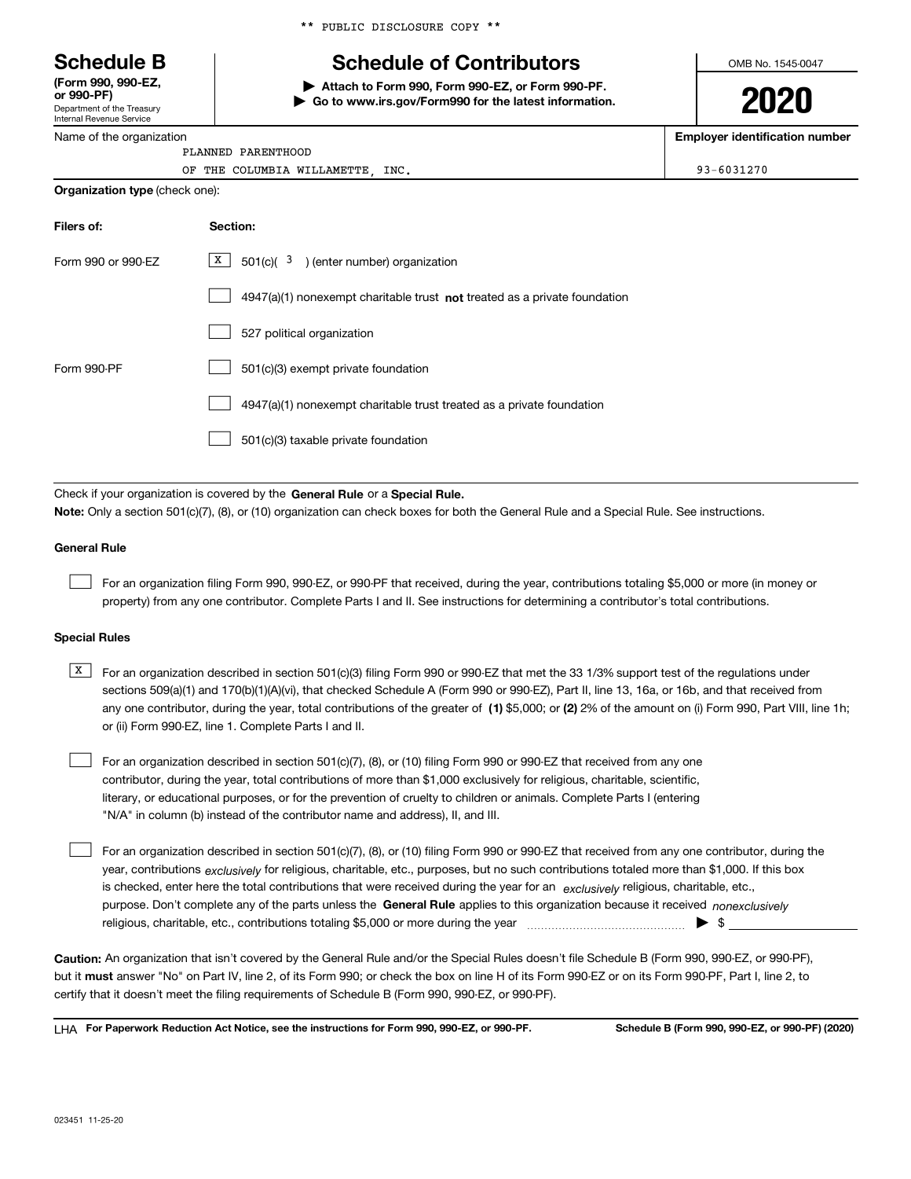\*\* PUBLIC DISCLOSURE COPY \*\*

# Schedule B

**(Form 990, 990-EZ, or 990-PF)**
Department of the Treasury
Internal Revenue Service

## Schedule of Contributors

▶ **Attach to Form 990, Form 990-EZ, or Form 990-PF.**
▶ **Go to www.irs.gov/Form990 for the latest information.**

OMB No. 1545-0047

**2020**

| Name of the organization | Employer identification number |
|---|---|
| PLANNED PARENTHOOD OF THE COLUMBIA WILLAMETTE, INC. | 93-6031270 |

**Organization type** (check one):

| Filers of: | Section: |
|---|---|
| Form 990 or 990-EZ | [X] 501(c)( 3 ) (enter number) organization |
| | [ ] 4947(a)(1) nonexempt charitable trust **not** treated as a private foundation |
| | [ ] 527 political organization |
| Form 990-PF | [ ] 501(c)(3) exempt private foundation |
| | [ ] 4947(a)(1) nonexempt charitable trust treated as a private foundation |
| | [ ] 501(c)(3) taxable private foundation |

Check if your organization is covered by the **General Rule** or a **Special Rule.**

**Note:** Only a section 501(c)(7), (8), or (10) organization can check boxes for both the General Rule and a Special Rule. See instructions.

### General Rule

[ ] For an organization filing Form 990, 990-EZ, or 990-PF that received, during the year, contributions totaling $5,000 or more (in money or property) from any one contributor. Complete Parts I and II. See instructions for determining a contributor's total contributions.

### Special Rules

[X] For an organization described in section 501(c)(3) filing Form 990 or 990-EZ that met the 33 1/3% support test of the regulations under sections 509(a)(1) and 170(b)(1)(A)(vi), that checked Schedule A (Form 990 or 990-EZ), Part II, line 13, 16a, or 16b, and that received from any one contributor, during the year, total contributions of the greater of **(1)** $5,000; or **(2)** 2% of the amount on (i) Form 990, Part VIII, line 1h; or (ii) Form 990-EZ, line 1. Complete Parts I and II.

[ ] For an organization described in section 501(c)(7), (8), or (10) filing Form 990 or 990-EZ that received from any one contributor, during the year, total contributions of more than $1,000 exclusively for religious, charitable, scientific, literary, or educational purposes, or for the prevention of cruelty to children or animals. Complete Parts I (entering "N/A" in column (b) instead of the contributor name and address), II, and III.

[ ] For an organization described in section 501(c)(7), (8), or (10) filing Form 990 or 990-EZ that received from any one contributor, during the year, contributions *exclusively* for religious, charitable, etc., purposes, but no such contributions totaled more than $1,000. If this box is checked, enter here the total contributions that were received during the year for an *exclusively* religious, charitable, etc., purpose. Don't complete any of the parts unless the **General Rule** applies to this organization because it received *nonexclusively* religious, charitable, etc., contributions totaling $5,000 or more during the year ▶ $

**Caution:** An organization that isn't covered by the General Rule and/or the Special Rules doesn't file Schedule B (Form 990, 990-EZ, or 990-PF), but it **must** answer "No" on Part IV, line 2, of its Form 990; or check the box on line H of its Form 990-EZ or on its Form 990-PF, Part I, line 2, to certify that it doesn't meet the filing requirements of Schedule B (Form 990, 990-EZ, or 990-PF).

LHA **For Paperwork Reduction Act Notice, see the instructions for Form 990, 990-EZ, or 990-PF.** **Schedule B (Form 990, 990-EZ, or 990-PF) (2020)**

023451 11-25-20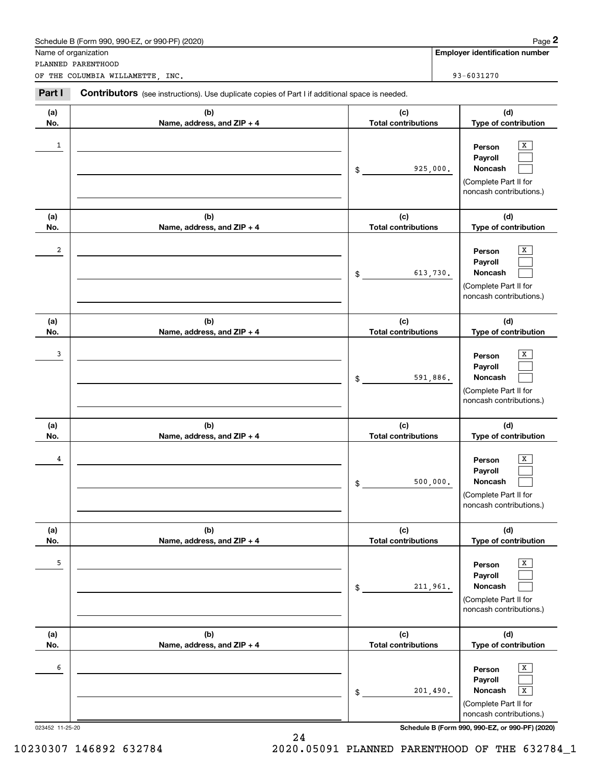Schedule B (Form 990, 990-EZ, or 990-PF) (2020)

Name of organization: PLANNED PARENTHOOD OF THE COLUMBIA WILLAMETTE, INC.

**Employer identification number:** 93-6031270

**Part I** **Contributors** (see instructions). Use duplicate copies of Part I if additional space is needed.

| (a) No. | (b) Name, address, and ZIP + 4 | (c) Total contributions | (d) Type of contribution |
|---|---|---|---|
| 1 | | $ 925,000. | Person [X] Payroll [ ] Noncash [ ] (Complete Part II for noncash contributions.) |
| 2 | | $ 613,730. | Person [X] Payroll [ ] Noncash [ ] (Complete Part II for noncash contributions.) |
| 3 | | $ 591,886. | Person [X] Payroll [ ] Noncash [ ] (Complete Part II for noncash contributions.) |
| 4 | | $ 500,000. | Person [X] Payroll [ ] Noncash [ ] (Complete Part II for noncash contributions.) |
| 5 | | $ 211,961. | Person [X] Payroll [ ] Noncash [ ] (Complete Part II for noncash contributions.) |
| 6 | | $ 201,490. | Person [X] Payroll [ ] Noncash [X] (Complete Part II for noncash contributions.) |

023452 11-25-20

Schedule B (Form 990, 990-EZ, or 990-PF) (2020)

10230307 146892 632784 2020.05091 PLANNED PARENTHOOD OF THE 632784_1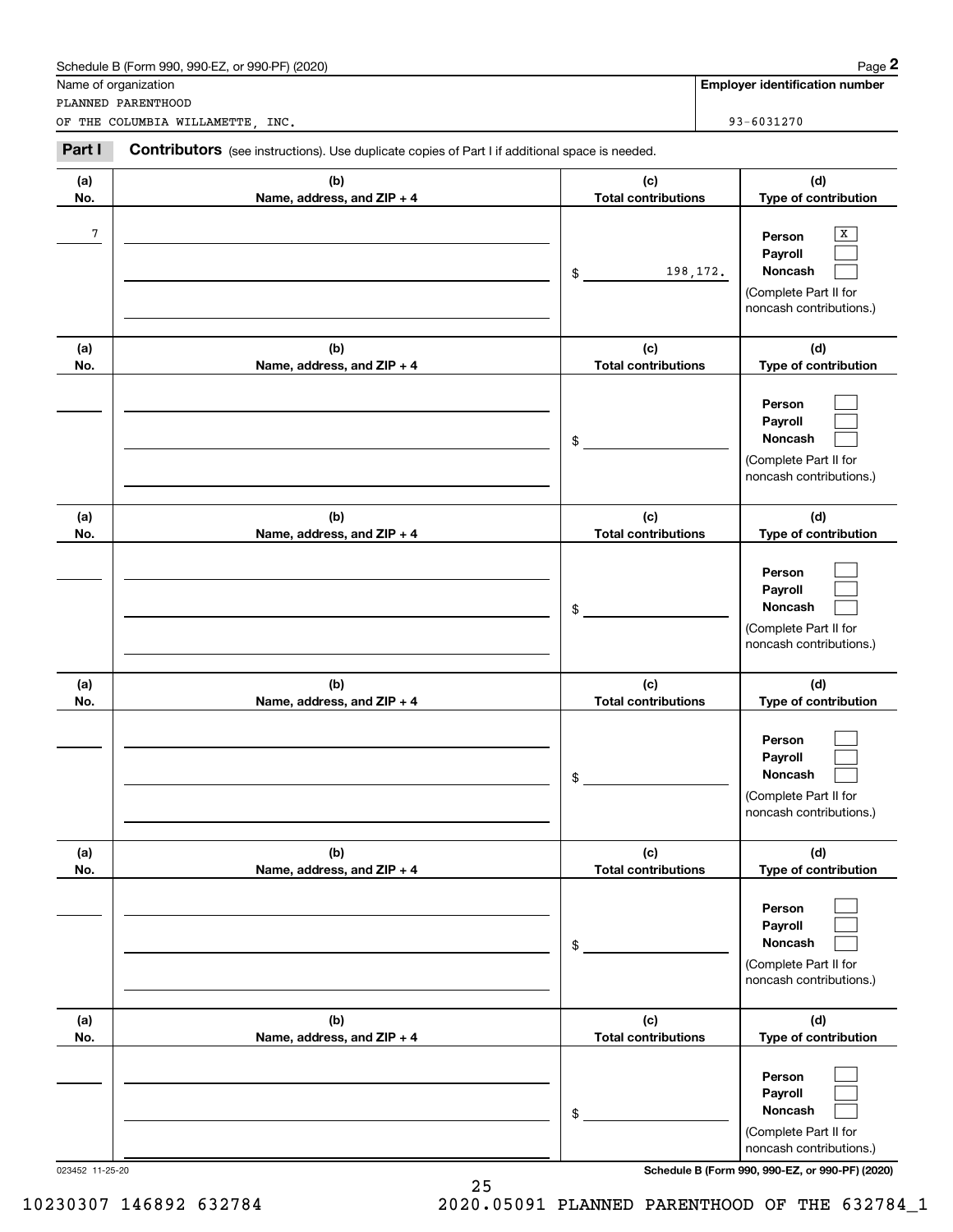Schedule B (Form 990, 990-EZ, or 990-PF) (2020)

Name of organization: PLANNED PARENTHOOD OF THE COLUMBIA WILLAMETTE, INC.

**Employer identification number:** 93-6031270

**Part I** **Contributors** (see instructions). Use duplicate copies of Part I if additional space is needed.

| (a) No. | (b) Name, address, and ZIP + 4 | (c) Total contributions | (d) Type of contribution |
|---|---|---|---|
| 7 | | $ 198,172. | Person [X] Payroll [ ] Noncash [ ] (Complete Part II for noncash contributions.) |
| | | $ | Person [ ] Payroll [ ] Noncash [ ] (Complete Part II for noncash contributions.) |
| | | $ | Person [ ] Payroll [ ] Noncash [ ] (Complete Part II for noncash contributions.) |
| | | $ | Person [ ] Payroll [ ] Noncash [ ] (Complete Part II for noncash contributions.) |
| | | $ | Person [ ] Payroll [ ] Noncash [ ] (Complete Part II for noncash contributions.) |
| | | $ | Person [ ] Payroll [ ] Noncash [ ] (Complete Part II for noncash contributions.) |

023452 11-25-20

Schedule B (Form 990, 990-EZ, or 990-PF) (2020)

10230307 146892 632784 2020.05091 PLANNED PARENTHOOD OF THE 632784_1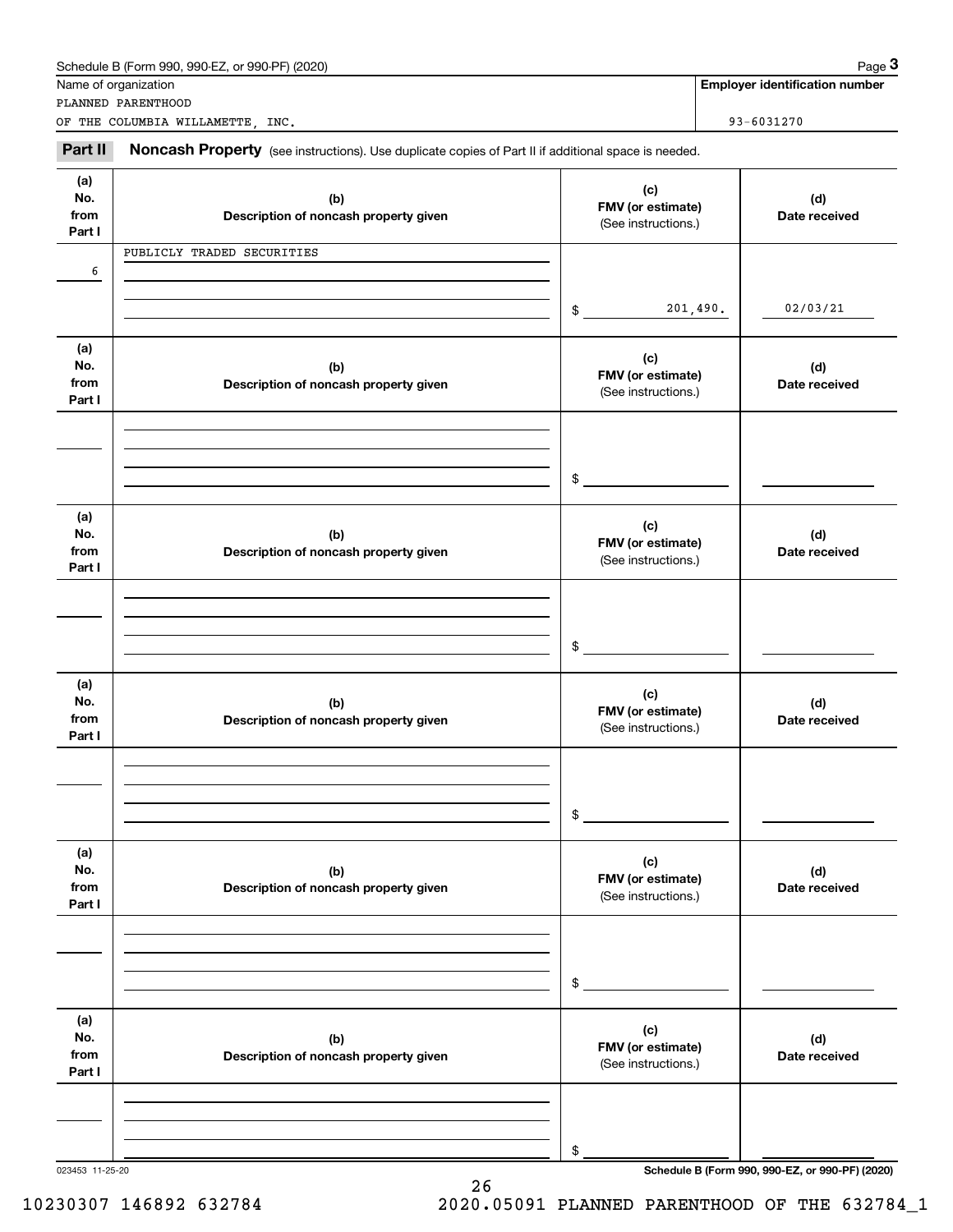Name of organization

PLANNED PARENTHOOD
OF THE COLUMBIA WILLAMETTE, INC.

**Employer identification number**

93-6031270

**Part II** **Noncash Property** (see instructions). Use duplicate copies of Part II if additional space is needed.

| (a) No. from Part I | (b) Description of noncash property given | (c) FMV (or estimate) (See instructions.) | (d) Date received |
|---|---|---|---|
| 6 | PUBLICLY TRADED SECURITIES | $ 201,490. | 02/03/21 |
| | | $ | |
| | | $ | |
| | | $ | |
| | | $ | |
| | | $ | |

023453 11-25-20

**Schedule B (Form 990, 990-EZ, or 990-PF) (2020)**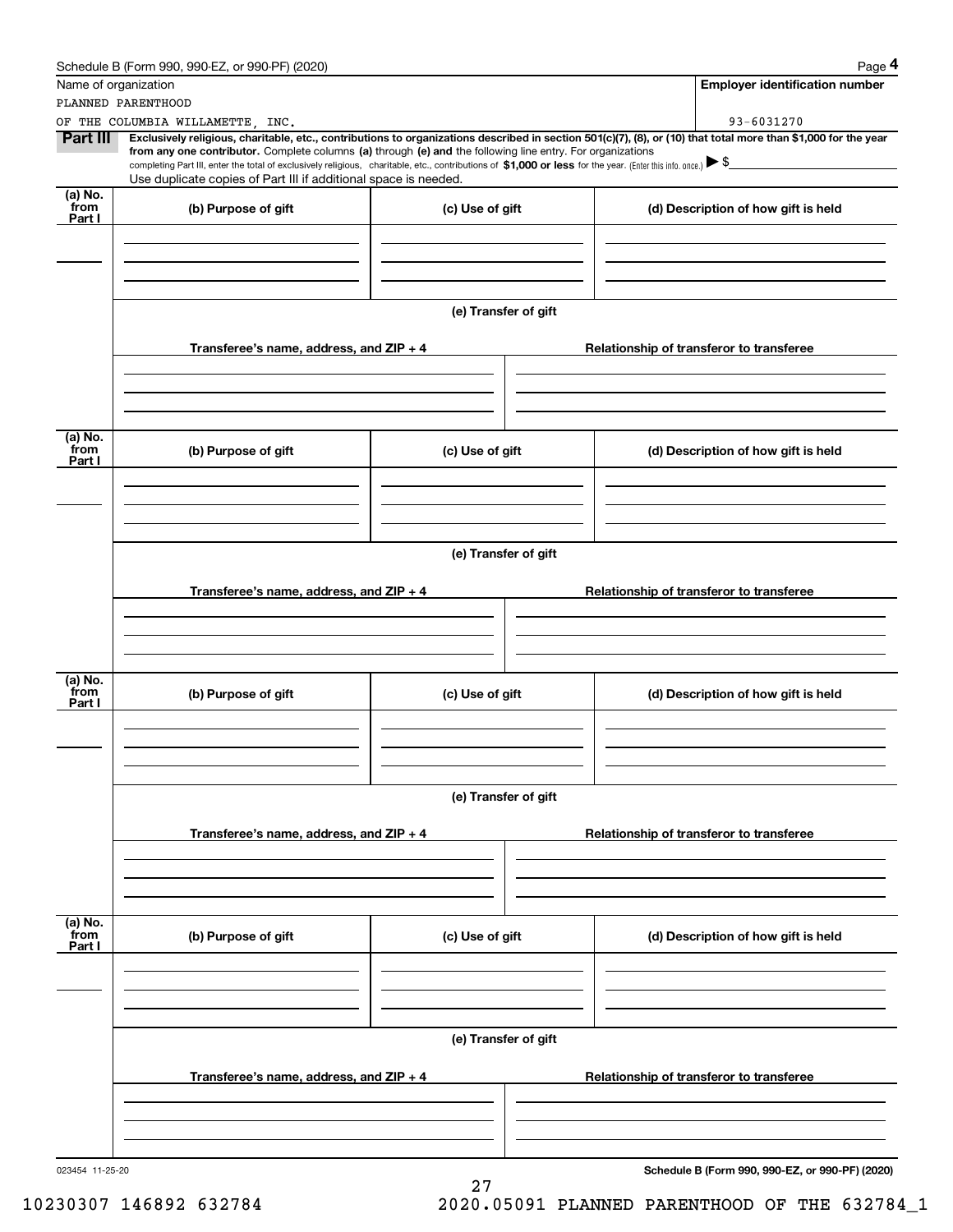Schedule B (Form 990, 990-EZ, or 990-PF) (2020)

| Name of organization | Employer identification number |
| --- | --- |
| PLANNED PARENTHOOD OF THE COLUMBIA WILLAMETTE, INC. | 93-6031270 |

**Part III** **Exclusively religious, charitable, etc., contributions to organizations described in section 501(c)(7), (8), or (10) that total more than $1,000 for the year from any one contributor.** Complete columns **(a)** through **(e) and** the following line entry. For organizations completing Part III, enter the total of exclusively religious, charitable, etc., contributions of **$1,000 or less** for the year. (Enter this info. once.) ▶ $

Use duplicate copies of Part III if additional space is needed.

| (a) No. from Part I | (b) Purpose of gift | (c) Use of gift | (d) Description of how gift is held |
| --- | --- | --- | --- |
| | | | |

**(e) Transfer of gift**

| Transferee's name, address, and ZIP + 4 | Relationship of transferor to transferee |
| --- | --- |
| | |

| (a) No. from Part I | (b) Purpose of gift | (c) Use of gift | (d) Description of how gift is held |
| --- | --- | --- | --- |
| | | | |

**(e) Transfer of gift**

| Transferee's name, address, and ZIP + 4 | Relationship of transferor to transferee |
| --- | --- |
| | |

| (a) No. from Part I | (b) Purpose of gift | (c) Use of gift | (d) Description of how gift is held |
| --- | --- | --- | --- |
| | | | |

**(e) Transfer of gift**

| Transferee's name, address, and ZIP + 4 | Relationship of transferor to transferee |
| --- | --- |
| | |

| (a) No. from Part I | (b) Purpose of gift | (c) Use of gift | (d) Description of how gift is held |
| --- | --- | --- | --- |
| | | | |

**(e) Transfer of gift**

| Transferee's name, address, and ZIP + 4 | Relationship of transferor to transferee |
| --- | --- |
| | |

023454 11-25-20

**Schedule B (Form 990, 990-EZ, or 990-PF) (2020)**

10230307 146892 632784 2020.05091 PLANNED PARENTHOOD OF THE 632784_1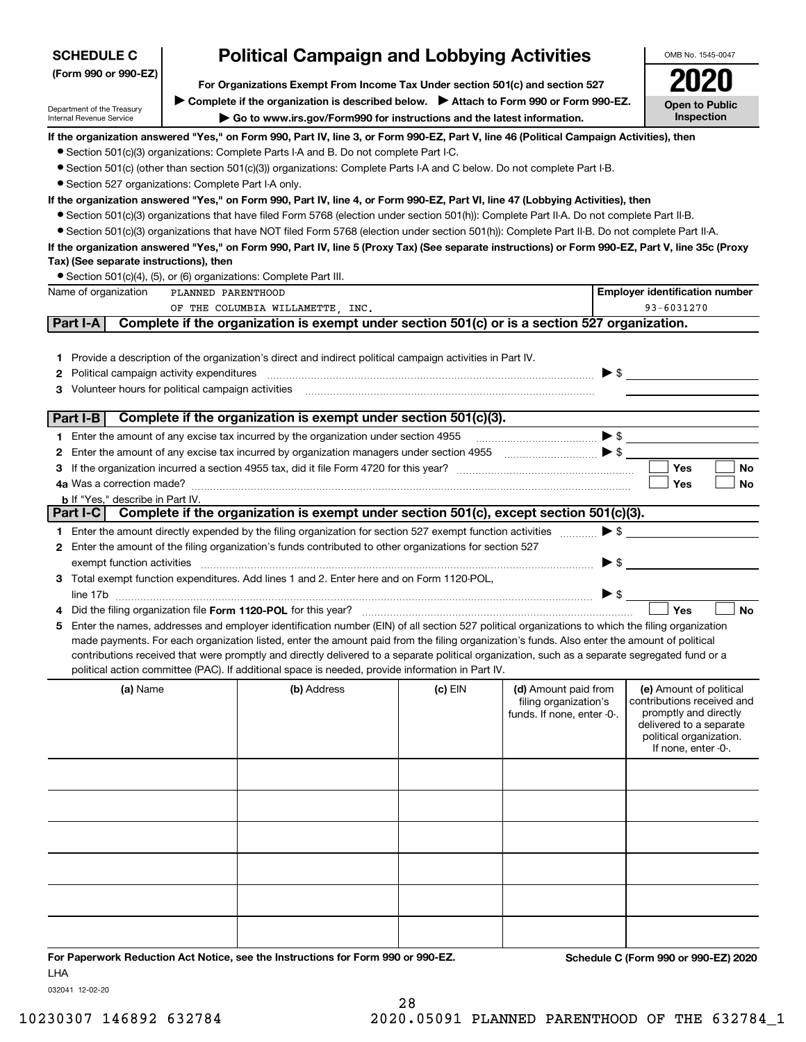**SCHEDULE C** (Form 990 or 990-EZ)

Department of the Treasury
Internal Revenue Service

# Political Campaign and Lobbying Activities

**For Organizations Exempt From Income Tax Under section 501(c) and section 527**

▶ **Complete if the organization is described below.** ▶ **Attach to Form 990 or Form 990-EZ.**

▶ **Go to www.irs.gov/Form990 for instructions and the latest information.**

OMB No. 1545-0047

**2020**

**Open to Public Inspection**

**If the organization answered "Yes," on Form 990, Part IV, line 3, or Form 990-EZ, Part V, line 46 (Political Campaign Activities), then**

- Section 501(c)(3) organizations: Complete Parts I-A and B. Do not complete Part I-C.
- Section 501(c) (other than section 501(c)(3)) organizations: Complete Parts I-A and C below. Do not complete Part I-B.
- Section 527 organizations: Complete Part I-A only.

**If the organization answered "Yes," on Form 990, Part IV, line 4, or Form 990-EZ, Part VI, line 47 (Lobbying Activities), then**

- Section 501(c)(3) organizations that have filed Form 5768 (election under section 501(h)): Complete Part II-A. Do not complete Part II-B.
- Section 501(c)(3) organizations that have NOT filed Form 5768 (election under section 501(h)): Complete Part II-B. Do not complete Part II-A.

**If the organization answered "Yes," on Form 990, Part IV, line 5 (Proxy Tax) (See separate instructions) or Form 990-EZ, Part V, line 35c (Proxy Tax) (See separate instructions), then**

- Section 501(c)(4), (5), or (6) organizations: Complete Part III.

| Name of organization | Employer identification number |
|---|---|
| PLANNED PARENTHOOD OF THE COLUMBIA WILLAMETTE, INC. | 93-6031270 |

## Part I-A Complete if the organization is exempt under section 501(c) or is a section 527 organization.

1. Provide a description of the organization's direct and indirect political campaign activities in Part IV.
2. Political campaign activity expenditures ▶ $
3. Volunteer hours for political campaign activities

## Part I-B Complete if the organization is exempt under section 501(c)(3).

1. Enter the amount of any excise tax incurred by the organization under section 4955 ▶ $
2. Enter the amount of any excise tax incurred by organization managers under section 4955 ▶ $
3. If the organization incurred a section 4955 tax, did it file Form 4720 for this year? ☐ Yes ☐ No

4a. Was a correction made? ☐ Yes ☐ No

b. If "Yes," describe in Part IV.

## Part I-C Complete if the organization is exempt under section 501(c), except section 501(c)(3).

1. Enter the amount directly expended by the filing organization for section 527 exempt function activities ▶ $
2. Enter the amount of the filing organization's funds contributed to other organizations for section 527 exempt function activities ▶ $
3. Total exempt function expenditures. Add lines 1 and 2. Enter here and on Form 1120-POL, line 17b ▶ $
4. Did the filing organization file **Form 1120-POL** for this year? ☐ Yes ☐ No
5. Enter the names, addresses and employer identification number (EIN) of all section 527 political organizations to which the filing organization made payments. For each organization listed, enter the amount paid from the filing organization's funds. Also enter the amount of political contributions received that were promptly and directly delivered to a separate political organization, such as a separate segregated fund or a political action committee (PAC). If additional space is needed, provide information in Part IV.

| (a) Name | (b) Address | (c) EIN | (d) Amount paid from filing organization's funds. If none, enter -0-. | (e) Amount of political contributions received and promptly and directly delivered to a separate political organization. If none, enter -0-. |
|---|---|---|---|---|
| | | | | |
| | | | | |
| | | | | |
| | | | | |
| | | | | |
| | | | | |

**For Paperwork Reduction Act Notice, see the Instructions for Form 990 or 990-EZ.** LHA

**Schedule C (Form 990 or 990-EZ) 2020**

032041 12-02-20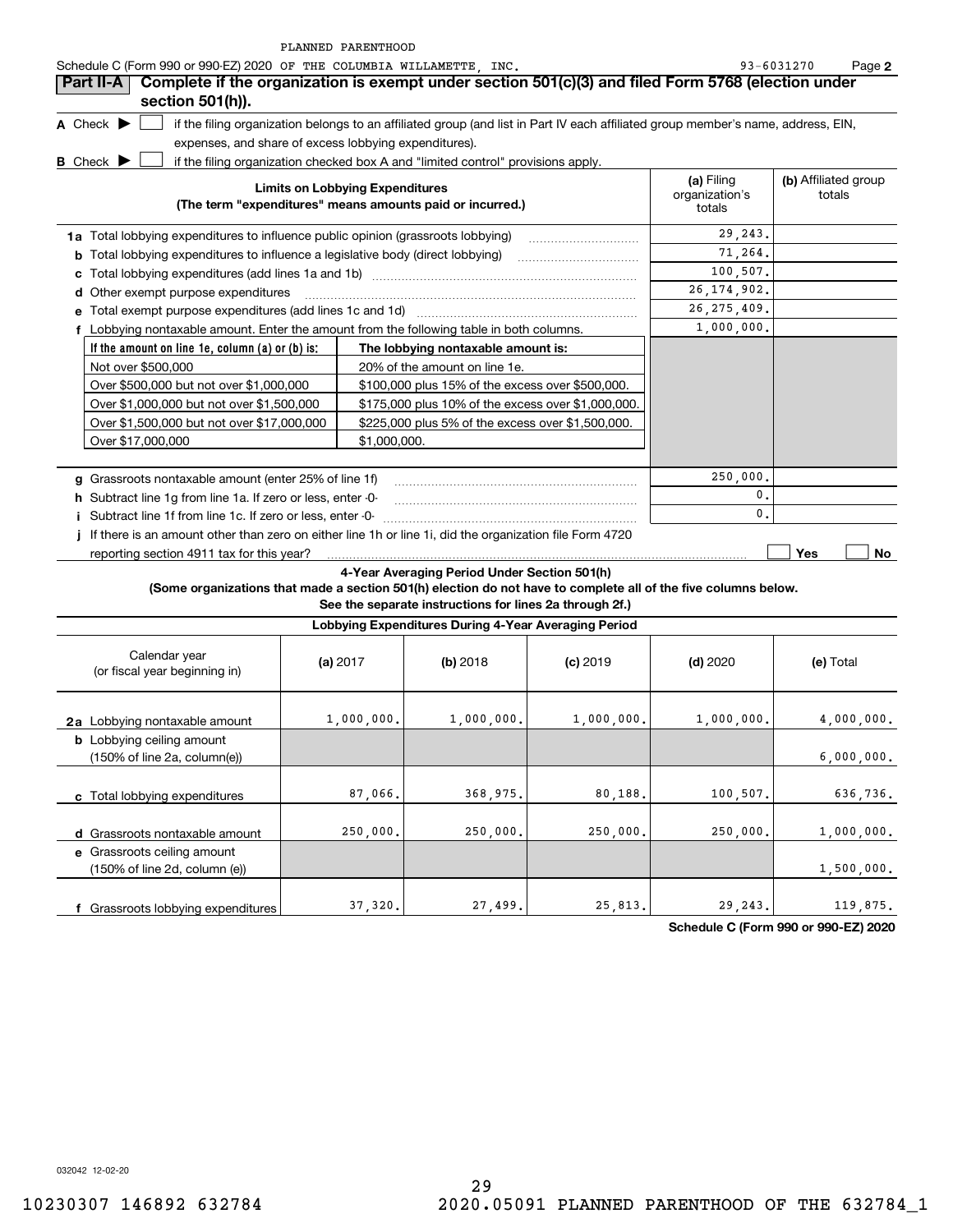PLANNED PARENTHOOD

Schedule C (Form 990 or 990-EZ) 2020 OF THE COLUMBIA WILLAMETTE, INC. 93-6031270 Page **2**

**Part II-A Complete if the organization is exempt under section 501(c)(3) and filed Form 5768 (election under section 501(h)).**

**A** Check ▶ ☐ if the filing organization belongs to an affiliated group (and list in Part IV each affiliated group member's name, address, EIN, expenses, and share of excess lobbying expenditures).

**B** Check ▶ ☐ if the filing organization checked box A and "limited control" provisions apply.

| **Limits on Lobbying Expenditures** (The term "expenditures" means amounts paid or incurred.) | **(a)** Filing organization's totals | **(b)** Affiliated group totals |
|---|---|---|
| **1a** Total lobbying expenditures to influence public opinion (grassroots lobbying) | 29,243. | |
| **b** Total lobbying expenditures to influence a legislative body (direct lobbying) | 71,264. | |
| **c** Total lobbying expenditures (add lines 1a and 1b) | 100,507. | |
| **d** Other exempt purpose expenditures | 26,174,902. | |
| **e** Total exempt purpose expenditures (add lines 1c and 1d) | 26,275,409. | |
| **f** Lobbying nontaxable amount. Enter the amount from the following table in both columns. | 1,000,000. | |

| If the amount on line 1e, column (a) or (b) is: | The lobbying nontaxable amount is: |
|---|---|
| Not over $500,000 | 20% of the amount on line 1e. |
| Over $500,000 but not over $1,000,000 | $100,000 plus 15% of the excess over $500,000. |
| Over $1,000,000 but not over $1,500,000 | $175,000 plus 10% of the excess over $1,000,000. |
| Over $1,500,000 but not over $17,000,000 | $225,000 plus 5% of the excess over $1,500,000. |
| Over $17,000,000 | $1,000,000. |

| | (a) | (b) |
|---|---|---|
| **g** Grassroots nontaxable amount (enter 25% of line 1f) | 250,000. | |
| **h** Subtract line 1g from line 1a. If zero or less, enter -0- | 0. | |
| **i** Subtract line 1f from line 1c. If zero or less, enter -0- | 0. | |
| **j** If there is an amount other than zero on either line 1h or line 1i, did the organization file Form 4720 reporting section 4911 tax for this year? | ☐ Yes ☐ No | |

**4-Year Averaging Period Under Section 501(h)**

**(Some organizations that made a section 501(h) election do not have to complete all of the five columns below. See the separate instructions for lines 2a through 2f.)**

**Lobbying Expenditures During 4-Year Averaging Period**

| Calendar year (or fiscal year beginning in) | **(a)** 2017 | **(b)** 2018 | **(c)** 2019 | **(d)** 2020 | **(e)** Total |
|---|---|---|---|---|---|
| **2a** Lobbying nontaxable amount | 1,000,000. | 1,000,000. | 1,000,000. | 1,000,000. | 4,000,000. |
| **b** Lobbying ceiling amount (150% of line 2a, column(e)) | | | | | 6,000,000. |
| **c** Total lobbying expenditures | 87,066. | 368,975. | 80,188. | 100,507. | 636,736. |
| **d** Grassroots nontaxable amount | 250,000. | 250,000. | 250,000. | 250,000. | 1,000,000. |
| **e** Grassroots ceiling amount (150% of line 2d, column (e)) | | | | | 1,500,000. |
| **f** Grassroots lobbying expenditures | 37,320. | 27,499. | 25,813. | 29,243. | 119,875. |

**Schedule C (Form 990 or 990-EZ) 2020**

032042 12-02-20

10230307 146892 632784 2020.05091 PLANNED PARENTHOOD OF THE 632784_1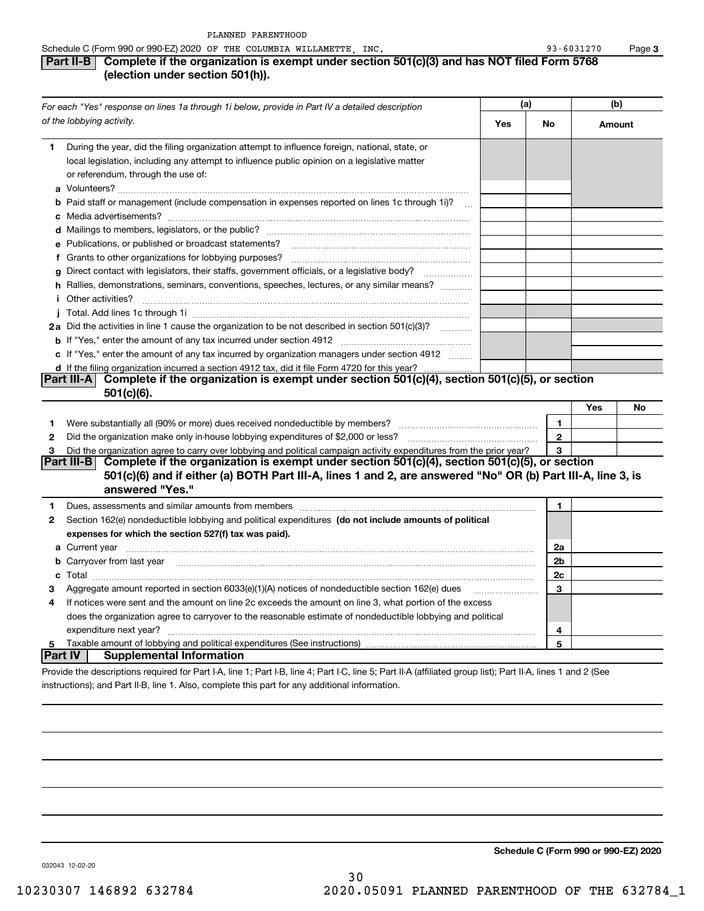PLANNED PARENTHOOD

Schedule C (Form 990 or 990-EZ) 2020 OF THE COLUMBIA WILLAMETTE, INC. 93-6031270 Page 3

**Part II-B** **Complete if the organization is exempt under section 501(c)(3) and has NOT filed Form 5768 (election under section 501(h)).**

| *For each "Yes" response on lines 1a through 1i below, provide in Part IV a detailed description of the lobbying activity.* | (a) Yes | (a) No | (b) Amount |
|---|---|---|---|
| **1** During the year, did the filing organization attempt to influence foreign, national, state, or local legislation, including any attempt to influence public opinion on a legislative matter or referendum, through the use of: | | | |
| **a** Volunteers? | | | |
| **b** Paid staff or management (include compensation in expenses reported on lines 1c through 1i)? | | | |
| **c** Media advertisements? | | | |
| **d** Mailings to members, legislators, or the public? | | | |
| **e** Publications, or published or broadcast statements? | | | |
| **f** Grants to other organizations for lobbying purposes? | | | |
| **g** Direct contact with legislators, their staffs, government officials, or a legislative body? | | | |
| **h** Rallies, demonstrations, seminars, conventions, speeches, lectures, or any similar means? | | | |
| **i** Other activities? | | | |
| **j** Total. Add lines 1c through 1i | | | |
| **2a** Did the activities in line 1 cause the organization to be not described in section 501(c)(3)? | | | |
| **b** If "Yes," enter the amount of any tax incurred under section 4912 | | | |
| **c** If "Yes," enter the amount of any tax incurred by organization managers under section 4912 | | | |
| **d** If the filing organization incurred a section 4912 tax, did it file Form 4720 for this year? | | | |

**Part III-A** **Complete if the organization is exempt under section 501(c)(4), section 501(c)(5), or section 501(c)(6).**

| | | Yes | No |
|---|---|---|---|
| **1** Were substantially all (90% or more) dues received nondeductible by members? | 1 | | |
| **2** Did the organization make only in-house lobbying expenditures of $2,000 or less? | 2 | | |
| **3** Did the organization agree to carry over lobbying and political campaign activity expenditures from the prior year? | 3 | | |

**Part III-B** **Complete if the organization is exempt under section 501(c)(4), section 501(c)(5), or section 501(c)(6) and if either (a) BOTH Part III-A, lines 1 and 2, are answered "No" OR (b) Part III-A, line 3, is answered "Yes."**

| | | |
|---|---|---|
| **1** Dues, assessments and similar amounts from members | 1 | |
| **2** Section 162(e) nondeductible lobbying and political expenditures **(do not include amounts of political expenses for which the section 527(f) tax was paid).** | | |
| **a** Current year | 2a | |
| **b** Carryover from last year | 2b | |
| **c** Total | 2c | |
| **3** Aggregate amount reported in section 6033(e)(1)(A) notices of nondeductible section 162(e) dues | 3 | |
| **4** If notices were sent and the amount on line 2c exceeds the amount on line 3, what portion of the excess does the organization agree to carryover to the reasonable estimate of nondeductible lobbying and political expenditure next year? | 4 | |
| **5** Taxable amount of lobbying and political expenditures (See instructions) | 5 | |

**Part IV** **Supplemental Information**

Provide the descriptions required for Part I-A, line 1; Part I-B, line 4; Part I-C, line 5; Part II-A (affiliated group list); Part II-A, lines 1 and 2 (See instructions); and Part II-B, line 1. Also, complete this part for any additional information.

**Schedule C (Form 990 or 990-EZ) 2020**

032043 12-02-20

10230307 146892 632784 2020.05091 PLANNED PARENTHOOD OF THE 632784_1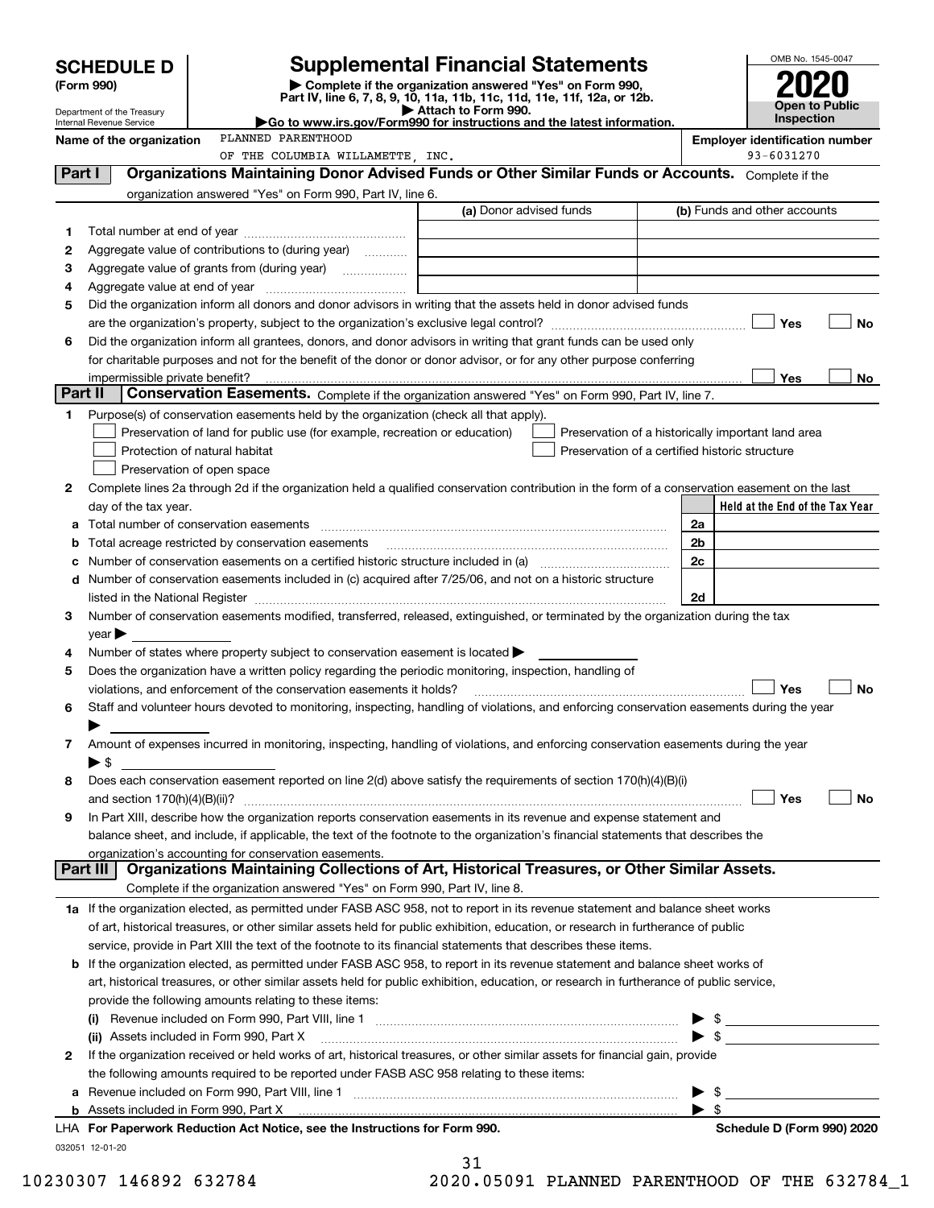**SCHEDULE D**
**(Form 990)**

Department of the Treasury
Internal Revenue Service

# Supplemental Financial Statements

▶ Complete if the organization answered "Yes" on Form 990, Part IV, line 6, 7, 8, 9, 10, 11a, 11b, 11c, 11d, 11e, 11f, 12a, or 12b.
▶ Attach to Form 990.
▶Go to www.irs.gov/Form990 for instructions and the latest information.

OMB No. 1545-0047
**2020**
**Open to Public Inspection**

**Name of the organization** PLANNED PARENTHOOD OF THE COLUMBIA WILLAMETTE, INC.

**Employer identification number** 93-6031270

## Part I Organizations Maintaining Donor Advised Funds or Other Similar Funds or Accounts.
Complete if the organization answered "Yes" on Form 990, Part IV, line 6.

| | | (a) Donor advised funds | (b) Funds and other accounts |
|---|---|---|---|
| 1 | Total number at end of year | | |
| 2 | Aggregate value of contributions to (during year) | | |
| 3 | Aggregate value of grants from (during year) | | |
| 4 | Aggregate value at end of year | | |

5 Did the organization inform all donors and donor advisors in writing that the assets held in donor advised funds are the organization's property, subject to the organization's exclusive legal control? ☐ Yes ☐ No

6 Did the organization inform all grantees, donors, and donor advisors in writing that grant funds can be used only for charitable purposes and not for the benefit of the donor or donor advisor, or for any other purpose conferring impermissible private benefit? ☐ Yes ☐ No

## Part II Conservation Easements.
Complete if the organization answered "Yes" on Form 990, Part IV, line 7.

1 Purpose(s) of conservation easements held by the organization (check all that apply).
- ☐ Preservation of land for public use (for example, recreation or education)
- ☐ Protection of natural habitat
- ☐ Preservation of open space
- ☐ Preservation of a historically important land area
- ☐ Preservation of a certified historic structure

2 Complete lines 2a through 2d if the organization held a qualified conservation contribution in the form of a conservation easement on the last day of the tax year.

| | | | Held at the End of the Tax Year |
|---|---|---|---|
| a | Total number of conservation easements | 2a | |
| b | Total acreage restricted by conservation easements | 2b | |
| c | Number of conservation easements on a certified historic structure included in (a) | 2c | |
| d | Number of conservation easements included in (c) acquired after 7/25/06, and not on a historic structure listed in the National Register | 2d | |

3 Number of conservation easements modified, transferred, released, extinguished, or terminated by the organization during the tax year ▶

4 Number of states where property subject to conservation easement is located ▶

5 Does the organization have a written policy regarding the periodic monitoring, inspection, handling of violations, and enforcement of the conservation easements it holds? ☐ Yes ☐ No

6 Staff and volunteer hours devoted to monitoring, inspecting, handling of violations, and enforcing conservation easements during the year ▶

7 Amount of expenses incurred in monitoring, inspecting, handling of violations, and enforcing conservation easements during the year ▶ $

8 Does each conservation easement reported on line 2(d) above satisfy the requirements of section 170(h)(4)(B)(i) and section 170(h)(4)(B)(ii)? ☐ Yes ☐ No

9 In Part XIII, describe how the organization reports conservation easements in its revenue and expense statement and balance sheet, and include, if applicable, the text of the footnote to the organization's financial statements that describes the organization's accounting for conservation easements.

## Part III Organizations Maintaining Collections of Art, Historical Treasures, or Other Similar Assets.
Complete if the organization answered "Yes" on Form 990, Part IV, line 8.

1a If the organization elected, as permitted under FASB ASC 958, not to report in its revenue statement and balance sheet works of art, historical treasures, or other similar assets held for public exhibition, education, or research in furtherance of public service, provide in Part XIII the text of the footnote to its financial statements that describes these items.

b If the organization elected, as permitted under FASB ASC 958, to report in its revenue statement and balance sheet works of art, historical treasures, or other similar assets held for public exhibition, education, or research in furtherance of public service, provide the following amounts relating to these items:

(i) Revenue included on Form 990, Part VIII, line 1 ▶ $

(ii) Assets included in Form 990, Part X ▶ $

2 If the organization received or held works of art, historical treasures, or other similar assets for financial gain, provide the following amounts required to be reported under FASB ASC 958 relating to these items:

a Revenue included on Form 990, Part VIII, line 1 ▶ $

b Assets included in Form 990, Part X ▶ $

LHA **For Paperwork Reduction Act Notice, see the Instructions for Form 990.** **Schedule D (Form 990) 2020**

032051 12-01-20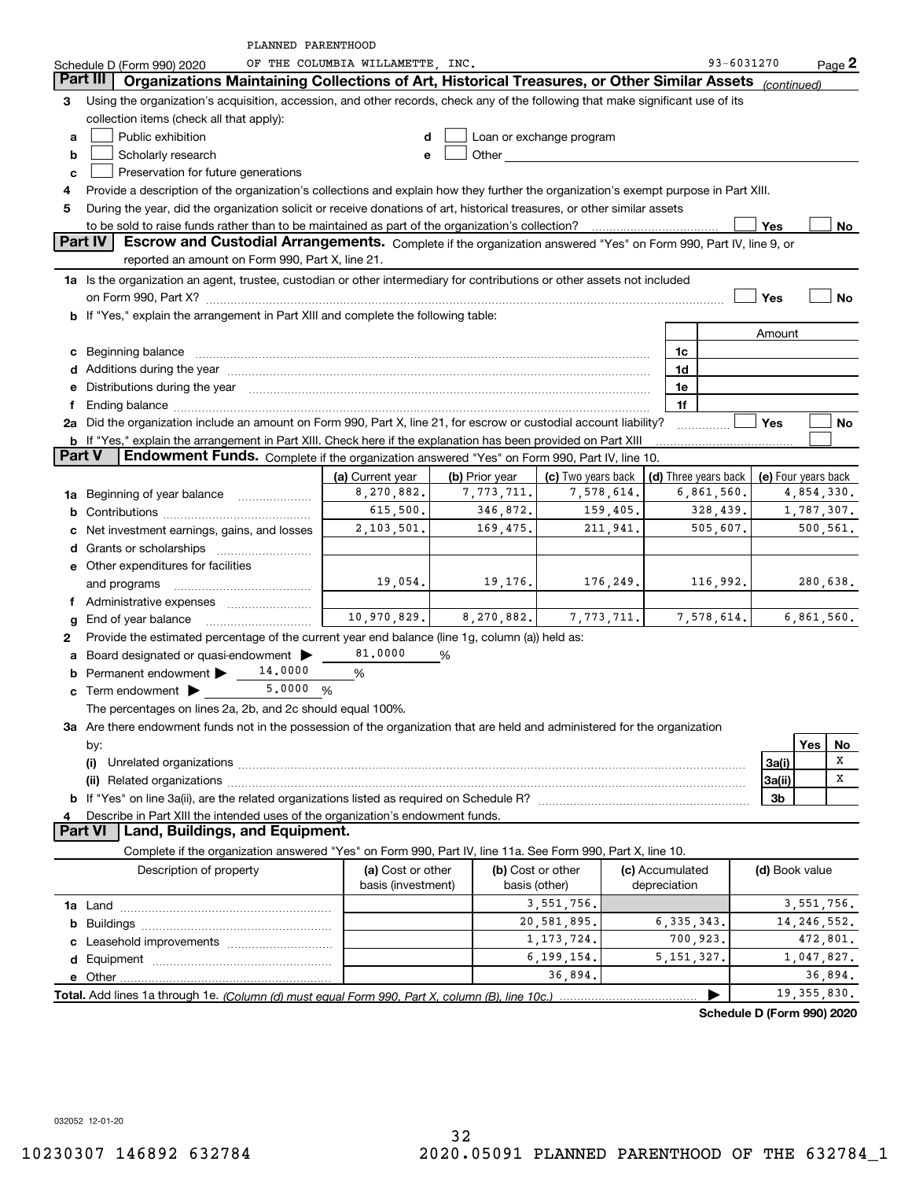PLANNED PARENTHOOD

Schedule D (Form 990) 2020 OF THE COLUMBIA WILLAMETTE, INC. 93-6031270 Page **2**

## Part III Organizations Maintaining Collections of Art, Historical Treasures, or Other Similar Assets *(continued)*

**3** Using the organization's acquisition, accession, and other records, check any of the following that make significant use of its collection items (check all that apply):

- **a** ☐ Public exhibition
- **b** ☐ Scholarly research
- **c** ☐ Preservation for future generations
- **d** ☐ Loan or exchange program
- **e** ☐ Other

**4** Provide a description of the organization's collections and explain how they further the organization's exempt purpose in Part XIII.

**5** During the year, did the organization solicit or receive donations of art, historical treasures, or other similar assets to be sold to raise funds rather than to be maintained as part of the organization's collection? ☐ Yes ☐ No

## Part IV Escrow and Custodial Arrangements.

Complete if the organization answered "Yes" on Form 990, Part IV, line 9, or reported an amount on Form 990, Part X, line 21.

**1a** Is the organization an agent, trustee, custodian or other intermediary for contributions or other assets not included on Form 990, Part X? ☐ Yes ☐ No

**b** If "Yes," explain the arrangement in Part XIII and complete the following table:

| | | Amount |
|---|---|---|
| **c** Beginning balance | 1c | |
| **d** Additions during the year | 1d | |
| **e** Distributions during the year | 1e | |
| **f** Ending balance | 1f | |

**2a** Did the organization include an amount on Form 990, Part X, line 21, for escrow or custodial account liability? ☐ Yes ☐ No

**b** If "Yes," explain the arrangement in Part XIII. Check here if the explanation has been provided on Part XIII ☐

## Part V Endowment Funds.

Complete if the organization answered "Yes" on Form 990, Part IV, line 10.

| | (a) Current year | (b) Prior year | (c) Two years back | (d) Three years back | (e) Four years back |
|---|---|---|---|---|---|
| **1a** Beginning of year balance | 8,270,882. | 7,773,711. | 7,578,614. | 6,861,560. | 4,854,330. |
| **b** Contributions | 615,500. | 346,872. | 159,405. | 328,439. | 1,787,307. |
| **c** Net investment earnings, gains, and losses | 2,103,501. | 169,475. | 211,941. | 505,607. | 500,561. |
| **d** Grants or scholarships | | | | | |
| **e** Other expenditures for facilities and programs | 19,054. | 19,176. | 176,249. | 116,992. | 280,638. |
| **f** Administrative expenses | | | | | |
| **g** End of year balance | 10,970,829. | 8,270,882. | 7,773,711. | 7,578,614. | 6,861,560. |

**2** Provide the estimated percentage of the current year end balance (line 1g, column (a)) held as:

- **a** Board designated or quasi-endowment ▶ 81.0000 %
- **b** Permanent endowment ▶ 14.0000 %
- **c** Term endowment ▶ 5.0000 %

The percentages on lines 2a, 2b, and 2c should equal 100%.

**3a** Are there endowment funds not in the possession of the organization that are held and administered for the organization by:

| | | Yes | No |
|---|---|---|---|
| **(i)** Unrelated organizations | 3a(i) | | X |
| **(ii)** Related organizations | 3a(ii) | | X |
| **b** If "Yes" on line 3a(ii), are the related organizations listed as required on Schedule R? | 3b | | |

**4** Describe in Part XIII the intended uses of the organization's endowment funds.

## Part VI Land, Buildings, and Equipment.

Complete if the organization answered "Yes" on Form 990, Part IV, line 11a. See Form 990, Part X, line 10.

| Description of property | (a) Cost or other basis (investment) | (b) Cost or other basis (other) | (c) Accumulated depreciation | (d) Book value |
|---|---|---|---|---|
| **1a** Land | | 3,551,756. | | 3,551,756. |
| **b** Buildings | | 20,581,895. | 6,335,343. | 14,246,552. |
| **c** Leasehold improvements | | 1,173,724. | 700,923. | 472,801. |
| **d** Equipment | | 6,199,154. | 5,151,327. | 1,047,827. |
| **e** Other | | 36,894. | | 36,894. |
| **Total.** Add lines 1a through 1e. *(Column (d) must equal Form 990, Part X, column (B), line 10c.)* | | | ▶ | 19,355,830. |

**Schedule D (Form 990) 2020**

032052 12-01-20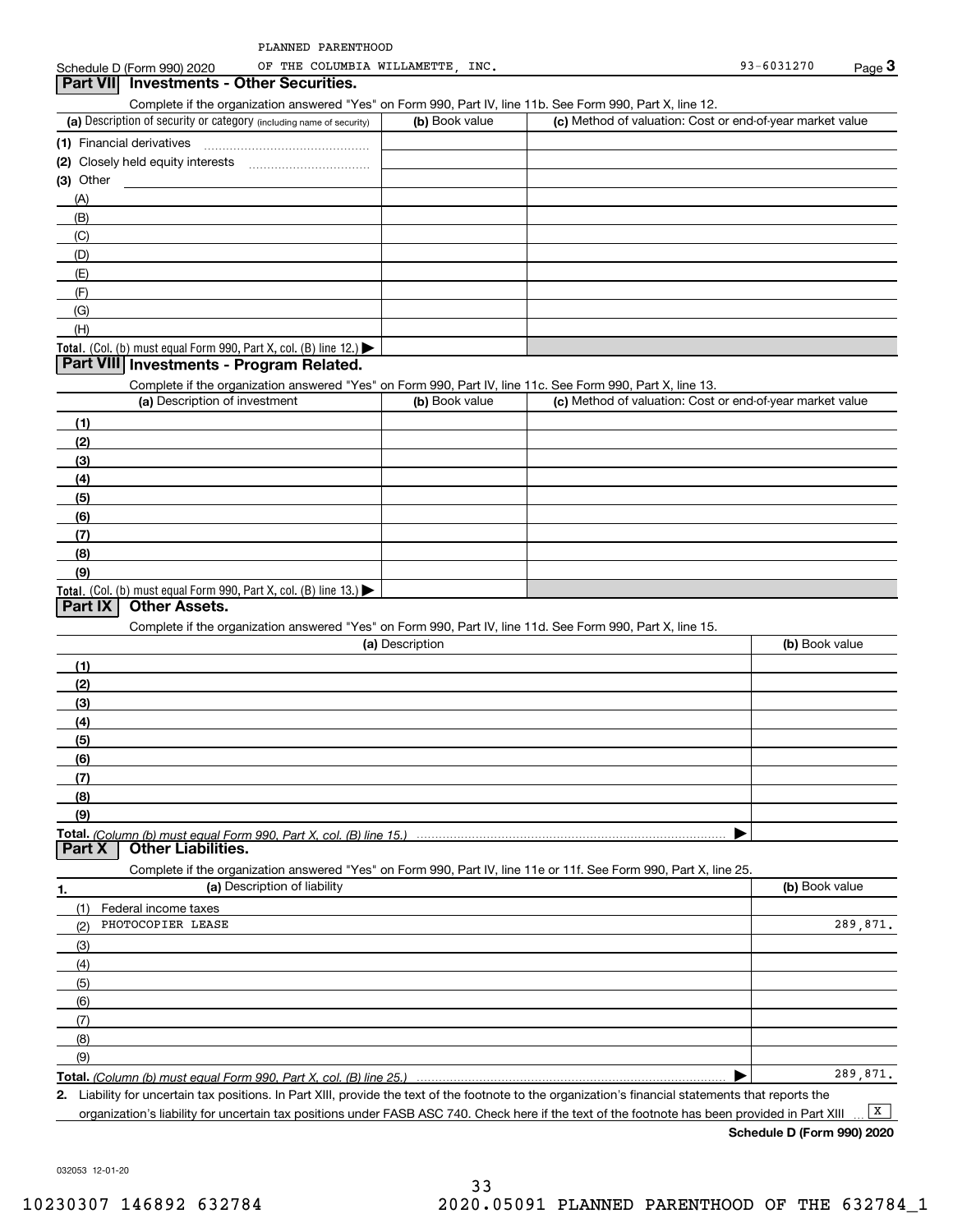PLANNED PARENTHOOD
Schedule D (Form 990) 2020 OF THE COLUMBIA WILLAMETTE, INC. 93-6031270 Page **3**

## Part VII Investments - Other Securities.

Complete if the organization answered "Yes" on Form 990, Part IV, line 11b. See Form 990, Part X, line 12.

| (a) Description of security or category (including name of security) | (b) Book value | (c) Method of valuation: Cost or end-of-year market value |
|---|---|---|
| (1) Financial derivatives | | |
| (2) Closely held equity interests | | |
| (3) Other | | |
| (A) | | |
| (B) | | |
| (C) | | |
| (D) | | |
| (E) | | |
| (F) | | |
| (G) | | |
| (H) | | |
| **Total.** (Col. (b) must equal Form 990, Part X, col. (B) line 12.) | | |

## Part VIII Investments - Program Related.

Complete if the organization answered "Yes" on Form 990, Part IV, line 11c. See Form 990, Part X, line 13.

| (a) Description of investment | (b) Book value | (c) Method of valuation: Cost or end-of-year market value |
|---|---|---|
| (1) | | |
| (2) | | |
| (3) | | |
| (4) | | |
| (5) | | |
| (6) | | |
| (7) | | |
| (8) | | |
| (9) | | |
| **Total.** (Col. (b) must equal Form 990, Part X, col. (B) line 13.) | | |

## Part IX Other Assets.

Complete if the organization answered "Yes" on Form 990, Part IV, line 11d. See Form 990, Part X, line 15.

| (a) Description | (b) Book value |
|---|---|
| (1) | |
| (2) | |
| (3) | |
| (4) | |
| (5) | |
| (6) | |
| (7) | |
| (8) | |
| (9) | |
| **Total.** *(Column (b) must equal Form 990, Part X, col. (B) line 15.)* | |

## Part X Other Liabilities.

Complete if the organization answered "Yes" on Form 990, Part IV, line 11e or 11f. See Form 990, Part X, line 25.

| 1. (a) Description of liability | (b) Book value |
|---|---|
| (1) Federal income taxes | |
| (2) PHOTOCOPIER LEASE | 289,871. |
| (3) | |
| (4) | |
| (5) | |
| (6) | |
| (7) | |
| (8) | |
| (9) | |
| **Total.** *(Column (b) must equal Form 990, Part X, col. (B) line 25.)* | 289,871. |

2. Liability for uncertain tax positions. In Part XIII, provide the text of the footnote to the organization's financial statements that reports the organization's liability for uncertain tax positions under FASB ASC 740. Check here if the text of the footnote has been provided in Part XIII [X]

**Schedule D (Form 990) 2020**

032053 12-01-20

10230307 146892 632784 2020.05091 PLANNED PARENTHOOD OF THE 632784_1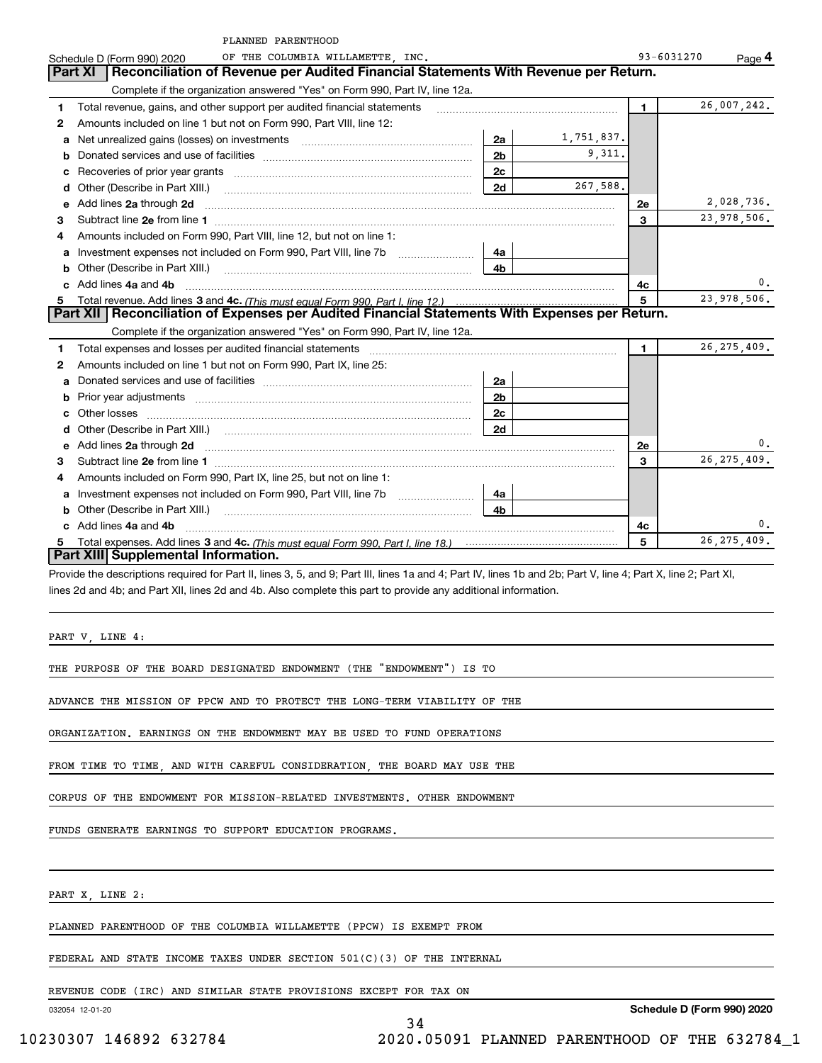PLANNED PARENTHOOD

Schedule D (Form 990) 2020 OF THE COLUMBIA WILLAMETTE, INC. 93-6031270 Page **4**

## Part XI Reconciliation of Revenue per Audited Financial Statements With Revenue per Return.

Complete if the organization answered "Yes" on Form 990, Part IV, line 12a.

| | | | | | |
|---|---|---|---|---|---|
| **1** | Total revenue, gains, and other support per audited financial statements | | | **1** | 26,007,242. |
| **2** | Amounts included on line 1 but not on Form 990, Part VIII, line 12: | | | | |
| **a** | Net unrealized gains (losses) on investments | **2a** | 1,751,837. | | |
| **b** | Donated services and use of facilities | **2b** | 9,311. | | |
| **c** | Recoveries of prior year grants | **2c** | | | |
| **d** | Other (Describe in Part XIII.) | **2d** | 267,588. | | |
| **e** | Add lines **2a** through **2d** | | | **2e** | 2,028,736. |
| **3** | Subtract line **2e** from line **1** | | | **3** | 23,978,506. |
| **4** | Amounts included on Form 990, Part VIII, line 12, but not on line 1: | | | | |
| **a** | Investment expenses not included on Form 990, Part VIII, line 7b | **4a** | | | |
| **b** | Other (Describe in Part XIII.) | **4b** | | | |
| **c** | Add lines **4a** and **4b** | | | **4c** | 0. |
| **5** | Total revenue. Add lines **3** and **4c.** *(This must equal Form 990, Part I, line 12.)* | | | **5** | 23,978,506. |

## Part XII Reconciliation of Expenses per Audited Financial Statements With Expenses per Return.

Complete if the organization answered "Yes" on Form 990, Part IV, line 12a.

| | | | | | |
|---|---|---|---|---|---|
| **1** | Total expenses and losses per audited financial statements | | | **1** | 26,275,409. |
| **2** | Amounts included on line 1 but not on Form 990, Part IX, line 25: | | | | |
| **a** | Donated services and use of facilities | **2a** | | | |
| **b** | Prior year adjustments | **2b** | | | |
| **c** | Other losses | **2c** | | | |
| **d** | Other (Describe in Part XIII.) | **2d** | | | |
| **e** | Add lines **2a** through **2d** | | | **2e** | 0. |
| **3** | Subtract line **2e** from line **1** | | | **3** | 26,275,409. |
| **4** | Amounts included on Form 990, Part IX, line 25, but not on line 1: | | | | |
| **a** | Investment expenses not included on Form 990, Part VIII, line 7b | **4a** | | | |
| **b** | Other (Describe in Part XIII.) | **4b** | | | |
| **c** | Add lines **4a** and **4b** | | | **4c** | 0. |
| **5** | Total expenses. Add lines **3** and **4c.** *(This must equal Form 990, Part I, line 18.)* | | | **5** | 26,275,409. |

## Part XIII Supplemental Information.

Provide the descriptions required for Part II, lines 3, 5, and 9; Part III, lines 1a and 4; Part IV, lines 1b and 2b; Part V, line 4; Part X, line 2; Part XI, lines 2d and 4b; and Part XII, lines 2d and 4b. Also complete this part to provide any additional information.

PART V, LINE 4:

THE PURPOSE OF THE BOARD DESIGNATED ENDOWMENT (THE "ENDOWMENT") IS TO ADVANCE THE MISSION OF PPCW AND TO PROTECT THE LONG-TERM VIABILITY OF THE ORGANIZATION. EARNINGS ON THE ENDOWMENT MAY BE USED TO FUND OPERATIONS FROM TIME TO TIME, AND WITH CAREFUL CONSIDERATION, THE BOARD MAY USE THE CORPUS OF THE ENDOWMENT FOR MISSION-RELATED INVESTMENTS. OTHER ENDOWMENT FUNDS GENERATE EARNINGS TO SUPPORT EDUCATION PROGRAMS.

PART X, LINE 2:

PLANNED PARENTHOOD OF THE COLUMBIA WILLAMETTE (PPCW) IS EXEMPT FROM FEDERAL AND STATE INCOME TAXES UNDER SECTION 501(C)(3) OF THE INTERNAL REVENUE CODE (IRC) AND SIMILAR STATE PROVISIONS EXCEPT FOR TAX ON

032054 12-01-20 **Schedule D (Form 990) 2020**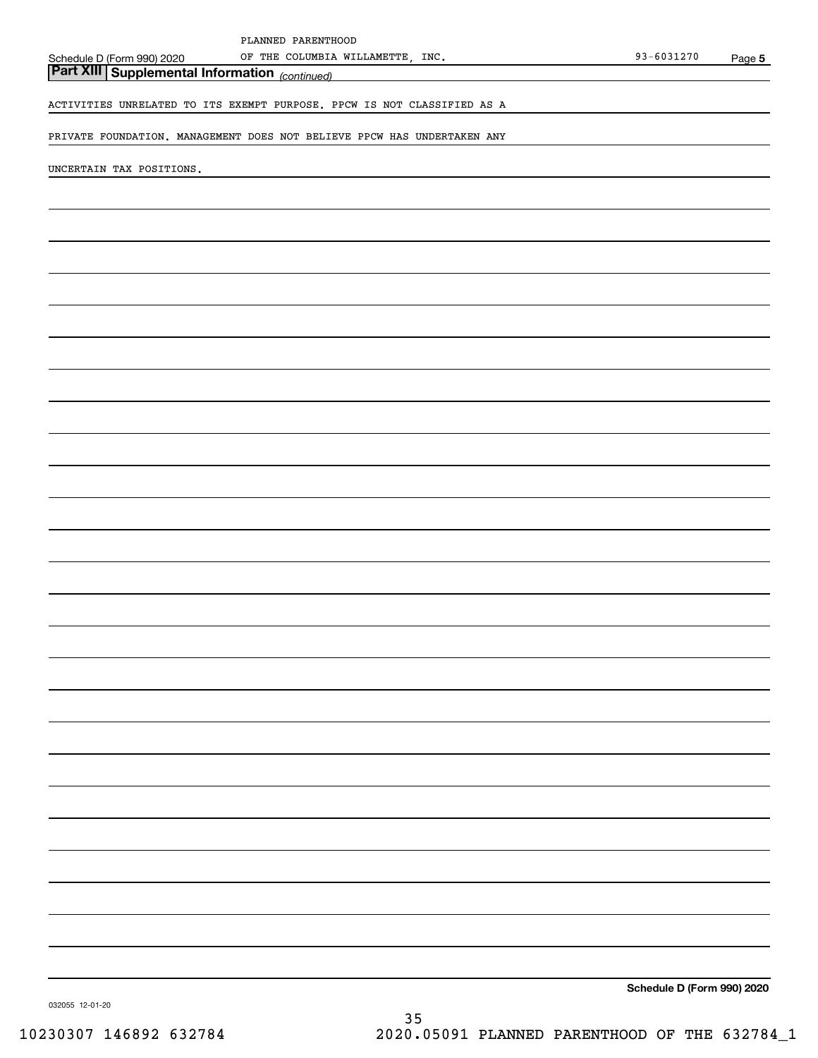## Part XIII Supplemental Information *(continued)*

ACTIVITIES UNRELATED TO ITS EXEMPT PURPOSE. PPCW IS NOT CLASSIFIED AS A PRIVATE FOUNDATION. MANAGEMENT DOES NOT BELIEVE PPCW HAS UNDERTAKEN ANY UNCERTAIN TAX POSITIONS.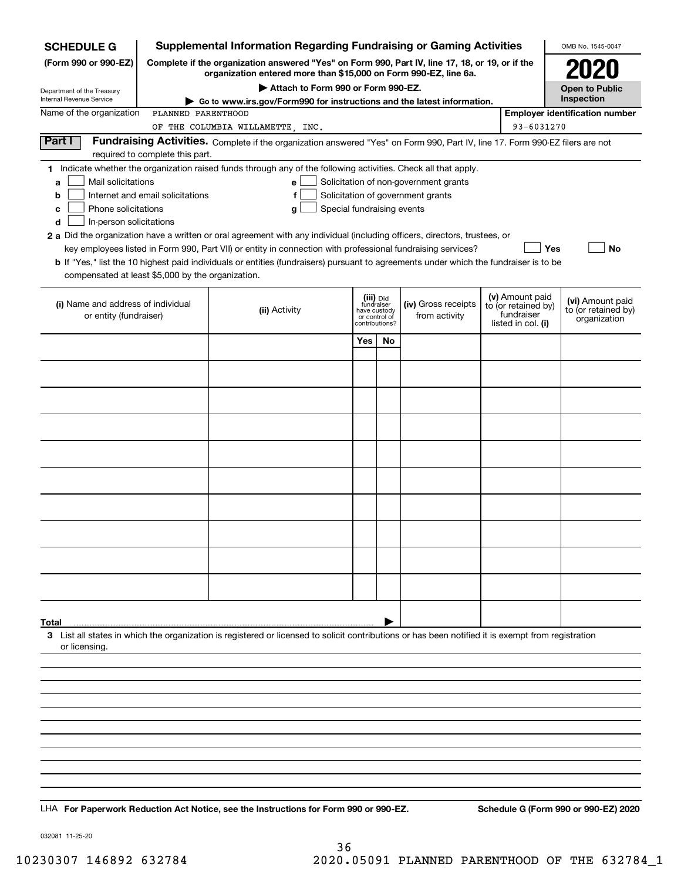**SCHEDULE G**
**(Form 990 or 990-EZ)**

Department of the Treasury
Internal Revenue Service

# Supplemental Information Regarding Fundraising or Gaming Activities

**Complete if the organization answered "Yes" on Form 990, Part IV, line 17, 18, or 19, or if the organization entered more than $15,000 on Form 990-EZ, line 6a.**

▶ **Attach to Form 990 or Form 990-EZ.**

▶ **Go to www.irs.gov/Form990 for instructions and the latest information.**

OMB No. 1545-0047

**2020**

**Open to Public Inspection**

Name of the organization: PLANNED PARENTHOOD OF THE COLUMBIA WILLAMETTE, INC.

**Employer identification number:** 93-6031270

## Part I — Fundraising Activities.

Complete if the organization answered "Yes" on Form 990, Part IV, line 17. Form 990-EZ filers are not required to complete this part.

**1** Indicate whether the organization raised funds through any of the following activities. Check all that apply.

- **a** ☐ Mail solicitations
- **b** ☐ Internet and email solicitations
- **c** ☐ Phone solicitations
- **d** ☐ In-person solicitations
- **e** ☐ Solicitation of non-government grants
- **f** ☐ Solicitation of government grants
- **g** ☐ Special fundraising events

**2 a** Did the organization have a written or oral agreement with any individual (including officers, directors, trustees, or key employees listed in Form 990, Part VII) or entity in connection with professional fundraising services? ☐ **Yes** ☐ **No**

**b** If "Yes," list the 10 highest paid individuals or entities (fundraisers) pursuant to agreements under which the fundraiser is to be compensated at least $5,000 by the organization.

| (i) Name and address of individual or entity (fundraiser) | (ii) Activity | (iii) Did fundraiser have custody or control of contributions? Yes | No | (iv) Gross receipts from activity | (v) Amount paid to (or retained by) fundraiser listed in col. (i) | (vi) Amount paid to (or retained by) organization |
|---|---|---|---|---|---|---|
| | | | | | | |
| | | | | | | |
| | | | | | | |
| | | | | | | |
| | | | | | | |
| | | | | | | |
| | | | | | | |
| | | | | | | |
| | | | | | | |
| | | | | | | |
| **Total** ▶ | | | | | | |

**3** List all states in which the organization is registered or licensed to solicit contributions or has been notified it is exempt from registration or licensing.

LHA **For Paperwork Reduction Act Notice, see the Instructions for Form 990 or 990-EZ.** **Schedule G (Form 990 or 990-EZ) 2020**

032081 11-25-20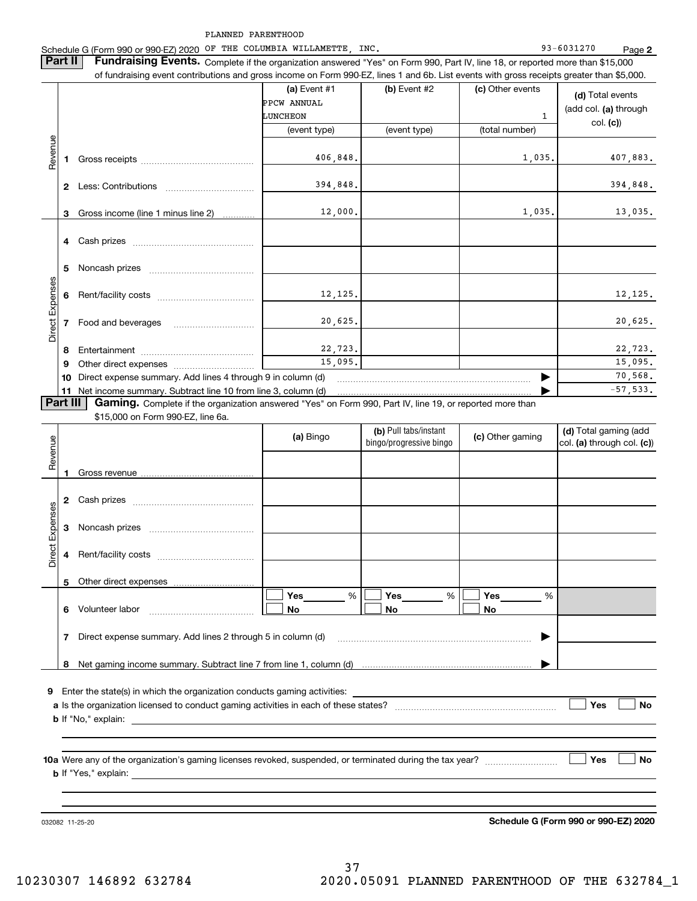PLANNED PARENTHOOD

Schedule G (Form 990 or 990-EZ) 2020 OF THE COLUMBIA WILLAMETTE, INC. 93-6031270 Page **2**

**Part II** **Fundraising Events.** Complete if the organization answered "Yes" on Form 990, Part IV, line 18, or reported more than $15,000 of fundraising event contributions and gross income on Form 990-EZ, lines 1 and 6b. List events with gross receipts greater than $5,000.

| | | (a) Event #1 PPCW ANNUAL LUNCHEON (event type) | (b) Event #2 (event type) | (c) Other events 1 (total number) | (d) Total events (add col. (a) through col. (c)) |
|---|---|---|---|---|---|
| Revenue | 1 Gross receipts | 406,848. | | 1,035. | 407,883. |
| | 2 Less: Contributions | 394,848. | | | 394,848. |
| | 3 Gross income (line 1 minus line 2) | 12,000. | | 1,035. | 13,035. |
| Direct Expenses | 4 Cash prizes | | | | |
| | 5 Noncash prizes | | | | |
| | 6 Rent/facility costs | 12,125. | | | 12,125. |
| | 7 Food and beverages | 20,625. | | | 20,625. |
| | 8 Entertainment | 22,723. | | | 22,723. |
| | 9 Other direct expenses | 15,095. | | | 15,095. |
| | 10 Direct expense summary. Add lines 4 through 9 in column (d) | | | | 70,568. |
| | 11 Net income summary. Subtract line 10 from line 3, column (d) | | | | -57,533. |

**Part III** **Gaming.** Complete if the organization answered "Yes" on Form 990, Part IV, line 19, or reported more than $15,000 on Form 990-EZ, line 6a.

| | | (a) Bingo | (b) Pull tabs/instant bingo/progressive bingo | (c) Other gaming | (d) Total gaming (add col. (a) through col. (c)) |
|---|---|---|---|---|---|
| Revenue | 1 Gross revenue | | | | |
| Direct Expenses | 2 Cash prizes | | | | |
| | 3 Noncash prizes | | | | |
| | 4 Rent/facility costs | | | | |
| | 5 Other direct expenses | | | | |
| | 6 Volunteer labor | ☐ Yes ____ % ☐ No | ☐ Yes ____ % ☐ No | ☐ Yes ____ % ☐ No | |
| | 7 Direct expense summary. Add lines 2 through 5 in column (d) | | | | |
| | 8 Net gaming income summary. Subtract line 7 from line 1, column (d) | | | | |

**9** Enter the state(s) in which the organization conducts gaming activities: ______

**a** Is the organization licensed to conduct gaming activities in each of these states? ☐ Yes ☐ No

**b** If "No," explain: ______

**10a** Were any of the organization's gaming licenses revoked, suspended, or terminated during the tax year? ☐ Yes ☐ No

**b** If "Yes," explain: ______

032082 11-25-20 **Schedule G (Form 990 or 990-EZ) 2020**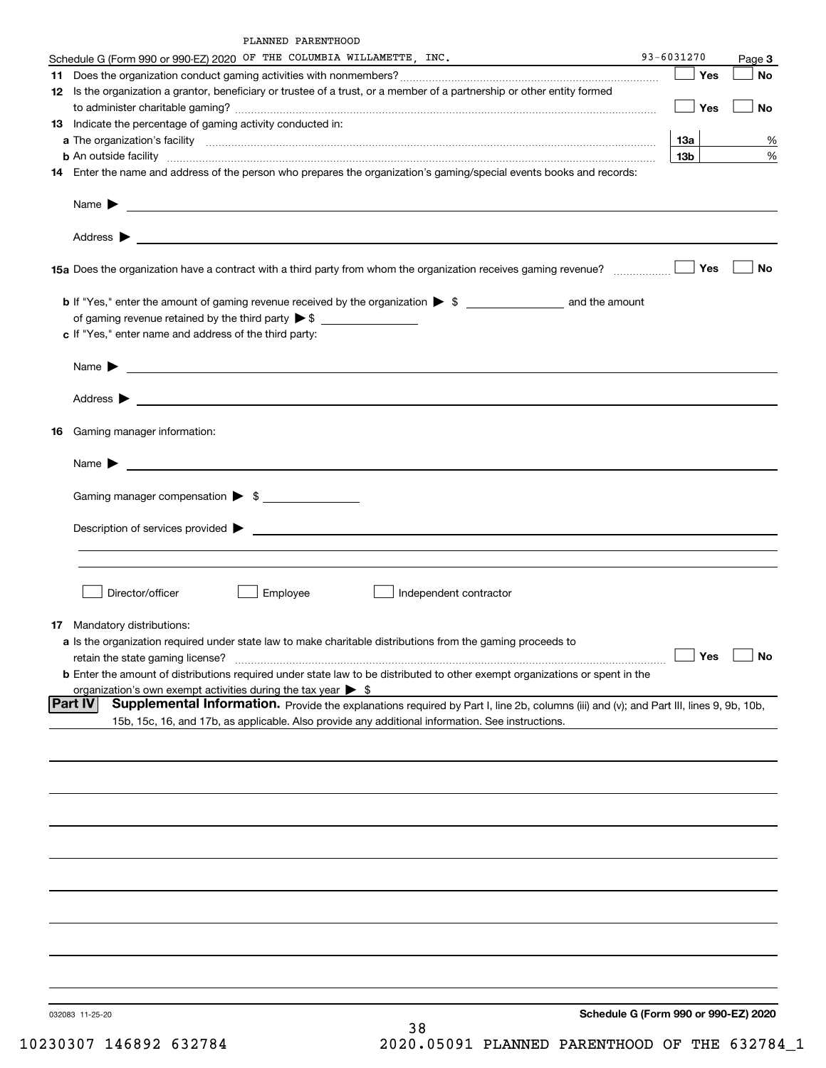PLANNED PARENTHOOD

Schedule G (Form 990 or 990-EZ) 2020 OF THE COLUMBIA WILLAMETTE, INC. 93-6031270 Page **3**

**11** Does the organization conduct gaming activities with nonmembers? ☐ Yes ☐ No

**12** Is the organization a grantor, beneficiary or trustee of a trust, or a member of a partnership or other entity formed to administer charitable gaming? ☐ Yes ☐ No

**13** Indicate the percentage of gaming activity conducted in:

**a** The organization's facility **13a** %

**b** An outside facility **13b** %

**14** Enter the name and address of the person who prepares the organization's gaming/special events books and records:

Name ▶

Address ▶

**15a** Does the organization have a contract with a third party from whom the organization receives gaming revenue? ☐ Yes ☐ No

**b** If "Yes," enter the amount of gaming revenue received by the organization ▶ $ ______ and the amount of gaming revenue retained by the third party ▶ $ ______

**c** If "Yes," enter name and address of the third party:

Name ▶

Address ▶

**16** Gaming manager information:

Name ▶

Gaming manager compensation ▶ $ ______

Description of services provided ▶

☐ Director/officer ☐ Employee ☐ Independent contractor

**17** Mandatory distributions:

**a** Is the organization required under state law to make charitable distributions from the gaming proceeds to retain the state gaming license? ☐ Yes ☐ No

**b** Enter the amount of distributions required under state law to be distributed to other exempt organizations or spent in the organization's own exempt activities during the tax year ▶ $

**Part IV** **Supplemental Information.** Provide the explanations required by Part I, line 2b, columns (iii) and (v); and Part III, lines 9, 9b, 10b, 15b, 15c, 16, and 17b, as applicable. Also provide any additional information. See instructions.

032083 11-25-20 **Schedule G (Form 990 or 990-EZ) 2020**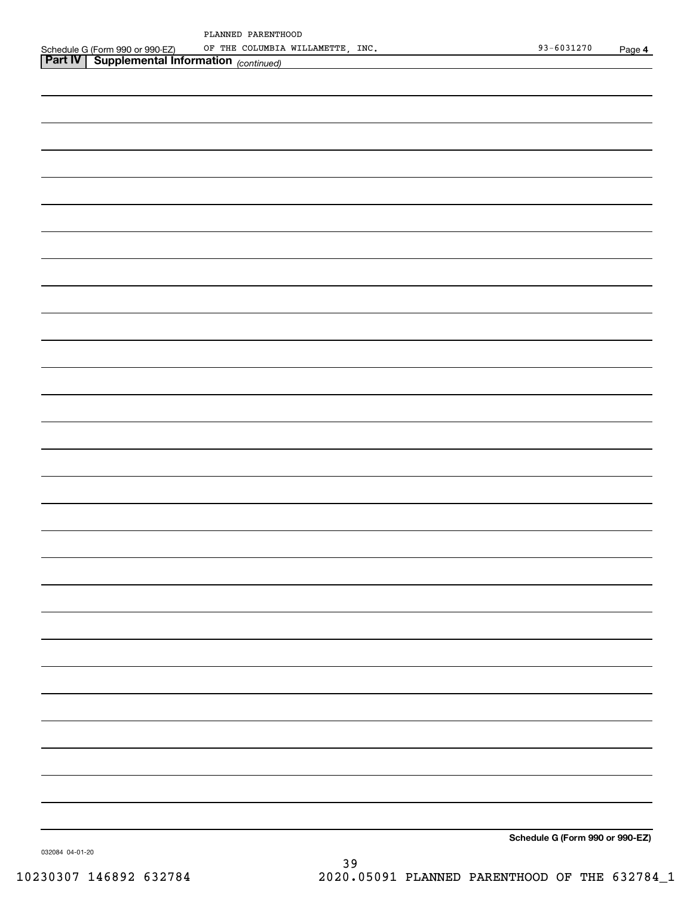PLANNED PARENTHOOD

Schedule G (Form 990 or 990-EZ) OF THE COLUMBIA WILLAMETTE, INC. 93-6031270 Page **4**

**Part IV | Supplemental Information** *(continued)*

**Schedule G (Form 990 or 990-EZ)**

032084 04-01-20

10230307 146892 632784 2020.05091 PLANNED PARENTHOOD OF THE 632784_1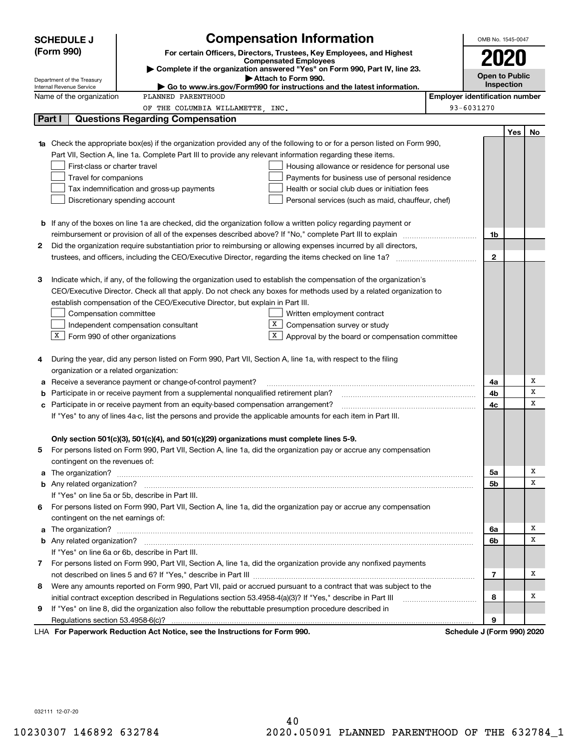# SCHEDULE J (Form 990)

## Compensation Information

**For certain Officers, Directors, Trustees, Key Employees, and Highest Compensated Employees**

▶ Complete if the organization answered "Yes" on Form 990, Part IV, line 23.

▶ Attach to Form 990.

▶ Go to www.irs.gov/Form990 for instructions and the latest information.

Department of the Treasury
Internal Revenue Service

OMB No. 1545-0047

**2020**

**Open to Public Inspection**

Name of the organization: PLANNED PARENTHOOD OF THE COLUMBIA WILLAMETTE, INC.

Employer identification number: 93-6031270

## Part I — Questions Regarding Compensation

| | | | Yes | No |
|---|---|---|---|---|
| **1a** | Check the appropriate box(es) if the organization provided any of the following to or for a person listed on Form 990, Part VII, Section A, line 1a. Complete Part III to provide any relevant information regarding these items.<br>☐ First-class or charter travel ☐ Housing allowance or residence for personal use<br>☐ Travel for companions ☐ Payments for business use of personal residence<br>☐ Tax indemnification and gross-up payments ☐ Health or social club dues or initiation fees<br>☐ Discretionary spending account ☐ Personal services (such as maid, chauffeur, chef) | | | |
| **b** | If any of the boxes on line 1a are checked, did the organization follow a written policy regarding payment or reimbursement or provision of all of the expenses described above? If "No," complete Part III to explain | 1b | | |
| **2** | Did the organization require substantiation prior to reimbursing or allowing expenses incurred by all directors, trustees, and officers, including the CEO/Executive Director, regarding the items checked on line 1a? | 2 | | |
| **3** | Indicate which, if any, of the following the organization used to establish the compensation of the organization's CEO/Executive Director. Check all that apply. Do not check any boxes for methods used by a related organization to establish compensation of the CEO/Executive Director, but explain in Part III.<br>☐ Compensation committee ☐ Written employment contract<br>☐ Independent compensation consultant ☒ Compensation survey or study<br>☒ Form 990 of other organizations ☒ Approval by the board or compensation committee | | | |
| **4** | During the year, did any person listed on Form 990, Part VII, Section A, line 1a, with respect to the filing organization or a related organization: | | | |
| **a** | Receive a severance payment or change-of-control payment? | 4a | | X |
| **b** | Participate in or receive payment from a supplemental nonqualified retirement plan? | 4b | | X |
| **c** | Participate in or receive payment from an equity-based compensation arrangement? | 4c | | X |
| | If "Yes" to any of lines 4a-c, list the persons and provide the applicable amounts for each item in Part III. | | | |
| | **Only section 501(c)(3), 501(c)(4), and 501(c)(29) organizations must complete lines 5-9.** | | | |
| **5** | For persons listed on Form 990, Part VII, Section A, line 1a, did the organization pay or accrue any compensation contingent on the revenues of: | | | |
| **a** | The organization? | 5a | | X |
| **b** | Any related organization? | 5b | | X |
| | If "Yes" on line 5a or 5b, describe in Part III. | | | |
| **6** | For persons listed on Form 990, Part VII, Section A, line 1a, did the organization pay or accrue any compensation contingent on the net earnings of: | | | |
| **a** | The organization? | 6a | | X |
| **b** | Any related organization? | 6b | | X |
| | If "Yes" on line 6a or 6b, describe in Part III. | | | |
| **7** | For persons listed on Form 990, Part VII, Section A, line 1a, did the organization provide any nonfixed payments not described on lines 5 and 6? If "Yes," describe in Part III | 7 | | X |
| **8** | Were any amounts reported on Form 990, Part VII, paid or accrued pursuant to a contract that was subject to the initial contract exception described in Regulations section 53.4958-4(a)(3)? If "Yes," describe in Part III | 8 | | X |
| **9** | If "Yes" on line 8, did the organization also follow the rebuttable presumption procedure described in Regulations section 53.4958-6(c)? | 9 | | |

LHA **For Paperwork Reduction Act Notice, see the Instructions for Form 990.** **Schedule J (Form 990) 2020**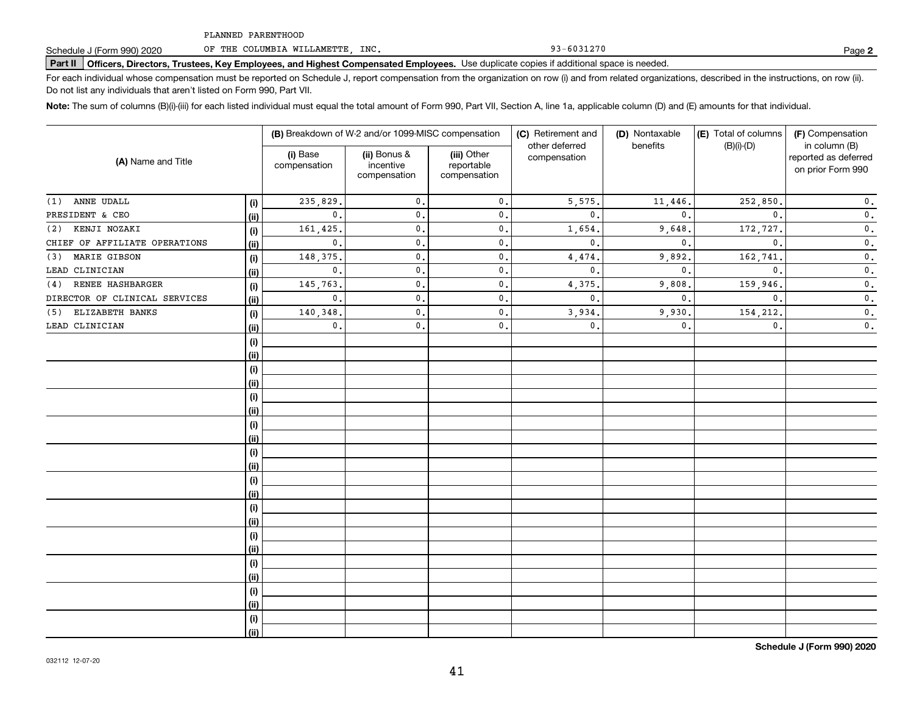PLANNED PARENTHOOD

Schedule J (Form 990) 2020 OF THE COLUMBIA WILLAMETTE, INC. 93-6031270 Page **2**

**Part II** **Officers, Directors, Trustees, Key Employees, and Highest Compensated Employees.** Use duplicate copies if additional space is needed.

For each individual whose compensation must be reported on Schedule J, report compensation from the organization on row (i) and from related organizations, described in the instructions, on row (ii). Do not list any individuals that aren't listed on Form 990, Part VII.

**Note:** The sum of columns (B)(i)-(iii) for each listed individual must equal the total amount of Form 990, Part VII, Section A, line 1a, applicable column (D) and (E) amounts for that individual.

| (A) Name and Title | | (B) Breakdown of W-2 and/or 1099-MISC compensation | | | (C) Retirement and other deferred compensation | (D) Nontaxable benefits | (E) Total of columns (B)(i)-(D) | (F) Compensation in column (B) reported as deferred on prior Form 990 |
|---|---|---|---|---|---|---|---|---|
| | | (i) Base compensation | (ii) Bonus & incentive compensation | (iii) Other reportable compensation | | | | |
| (1) ANNE UDALL | (i) | 235,829. | 0. | 0. | 5,575. | 11,446. | 252,850. | 0. |
| PRESIDENT & CEO | (ii) | 0. | 0. | 0. | 0. | 0. | 0. | 0. |
| (2) KENJI NOZAKI | (i) | 161,425. | 0. | 0. | 1,654. | 9,648. | 172,727. | 0. |
| CHIEF OF AFFILIATE OPERATIONS | (ii) | 0. | 0. | 0. | 0. | 0. | 0. | 0. |
| (3) MARIE GIBSON | (i) | 148,375. | 0. | 0. | 4,474. | 9,892. | 162,741. | 0. |
| LEAD CLINICIAN | (ii) | 0. | 0. | 0. | 0. | 0. | 0. | 0. |
| (4) RENEE HASHBARGER | (i) | 145,763. | 0. | 0. | 4,375. | 9,808. | 159,946. | 0. |
| DIRECTOR OF CLINICAL SERVICES | (ii) | 0. | 0. | 0. | 0. | 0. | 0. | 0. |
| (5) ELIZABETH BANKS | (i) | 140,348. | 0. | 0. | 3,934. | 9,930. | 154,212. | 0. |
| LEAD CLINICIAN | (ii) | 0. | 0. | 0. | 0. | 0. | 0. | 0. |

**Schedule J (Form 990) 2020**

032112 12-07-20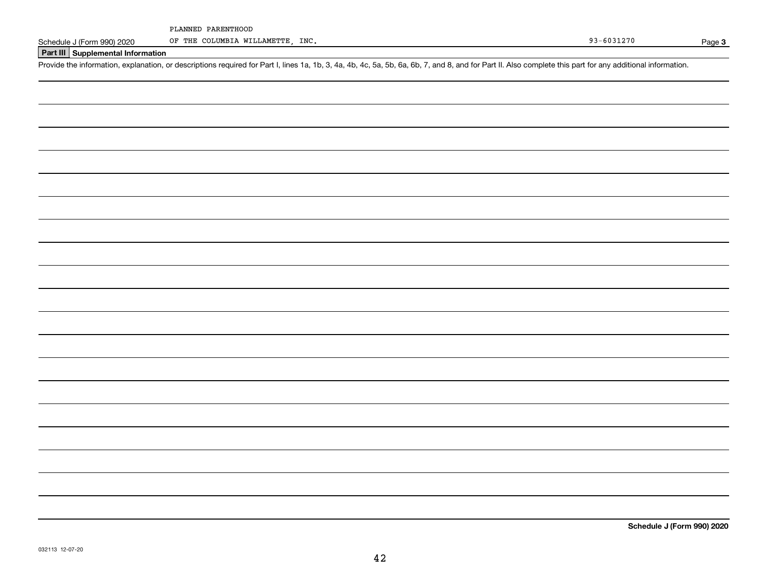PLANNED PARENTHOOD
OF THE COLUMBIA WILLAMETTE, INC. 93-6031270

## Part III Supplemental Information

Provide the information, explanation, or descriptions required for Part I, lines 1a, 1b, 3, 4a, 4b, 4c, 5a, 5b, 6a, 6b, 7, and 8, and for Part II. Also complete this part for any additional information.

**Schedule J (Form 990) 2020**

032113 12-07-20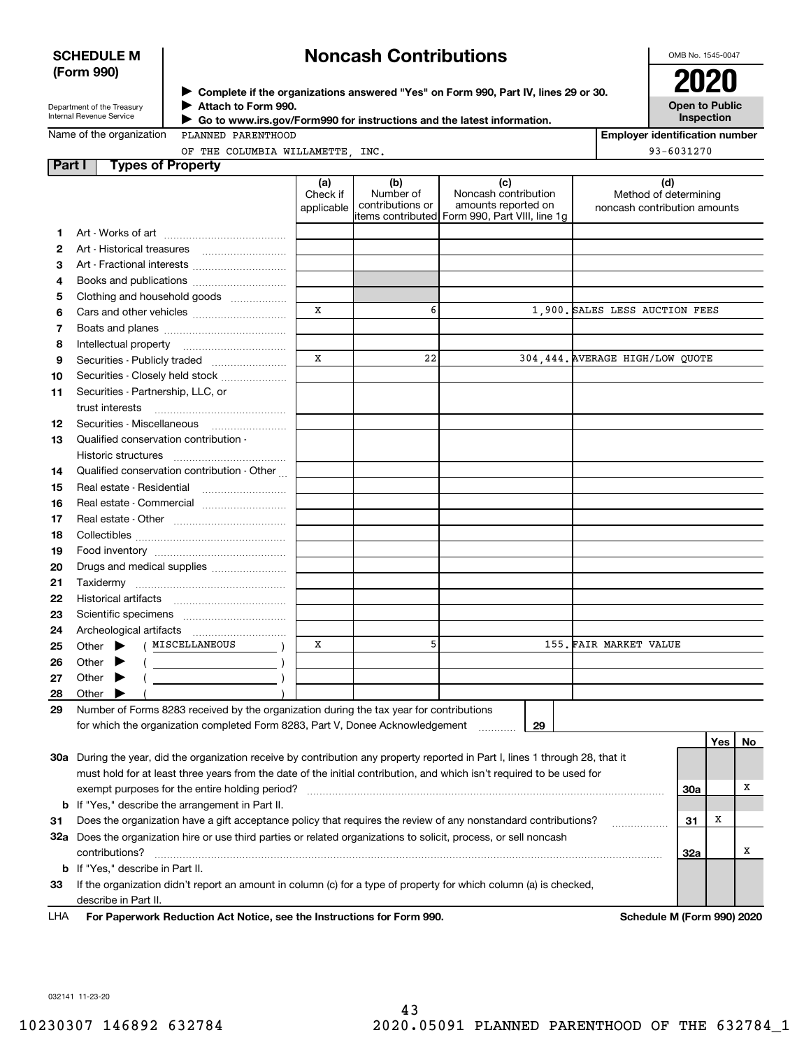**SCHEDULE M (Form 990)**

Department of the Treasury
Internal Revenue Service

# Noncash Contributions

▶ Complete if the organizations answered "Yes" on Form 990, Part IV, lines 29 or 30.
▶ Attach to Form 990.
▶ Go to www.irs.gov/Form990 for instructions and the latest information.

OMB No. 1545-0047

**2020**

**Open to Public Inspection**

Name of the organization: PLANNED PARENTHOOD OF THE COLUMBIA WILLAMETTE, INC.

Employer identification number: 93-6031270

## Part I — Types of Property

| | | (a) Check if applicable | (b) Number of contributions or items contributed | (c) Noncash contribution amounts reported on Form 990, Part VIII, line 1g | (d) Method of determining noncash contribution amounts |
|---|---|---|---|---|---|
| 1 | Art - Works of art | | | | |
| 2 | Art - Historical treasures | | | | |
| 3 | Art - Fractional interests | | | | |
| 4 | Books and publications | | | | |
| 5 | Clothing and household goods | | | | |
| 6 | Cars and other vehicles | X | 6 | 1,900. | SALES LESS AUCTION FEES |
| 7 | Boats and planes | | | | |
| 8 | Intellectual property | | | | |
| 9 | Securities - Publicly traded | X | 22 | 304,444. | AVERAGE HIGH/LOW QUOTE |
| 10 | Securities - Closely held stock | | | | |
| 11 | Securities - Partnership, LLC, or trust interests | | | | |
| 12 | Securities - Miscellaneous | | | | |
| 13 | Qualified conservation contribution - Historic structures | | | | |
| 14 | Qualified conservation contribution - Other | | | | |
| 15 | Real estate - Residential | | | | |
| 16 | Real estate - Commercial | | | | |
| 17 | Real estate - Other | | | | |
| 18 | Collectibles | | | | |
| 19 | Food inventory | | | | |
| 20 | Drugs and medical supplies | | | | |
| 21 | Taxidermy | | | | |
| 22 | Historical artifacts | | | | |
| 23 | Scientific specimens | | | | |
| 24 | Archeological artifacts | | | | |
| 25 | Other ▶ ( MISCELLANEOUS ) | X | 5 | 155. | FAIR MARKET VALUE |
| 26 | Other ▶ ( ) | | | | |
| 27 | Other ▶ ( ) | | | | |
| 28 | Other ▶ ( ) | | | | |

29 Number of Forms 8283 received by the organization during the tax year for contributions for which the organization completed Form 8283, Part V, Donee Acknowledgement ..... 29

| | | | Yes | No |
|---|---|---|---|---|
| 30a | During the year, did the organization receive by contribution any property reported in Part I, lines 1 through 28, that it must hold for at least three years from the date of the initial contribution, and which isn't required to be used for exempt purposes for the entire holding period? | 30a | | X |
| b | If "Yes," describe the arrangement in Part II. | | | |
| 31 | Does the organization have a gift acceptance policy that requires the review of any nonstandard contributions? | 31 | X | |
| 32a | Does the organization hire or use third parties or related organizations to solicit, process, or sell noncash contributions? | 32a | | X |
| b | If "Yes," describe in Part II. | | | |
| 33 | If the organization didn't report an amount in column (c) for a type of property for which column (a) is checked, describe in Part II. | | | |

LHA For Paperwork Reduction Act Notice, see the Instructions for Form 990. Schedule M (Form 990) 2020

032141 11-23-20

10230307 146892 632784 2020.05091 PLANNED PARENTHOOD OF THE 632784_1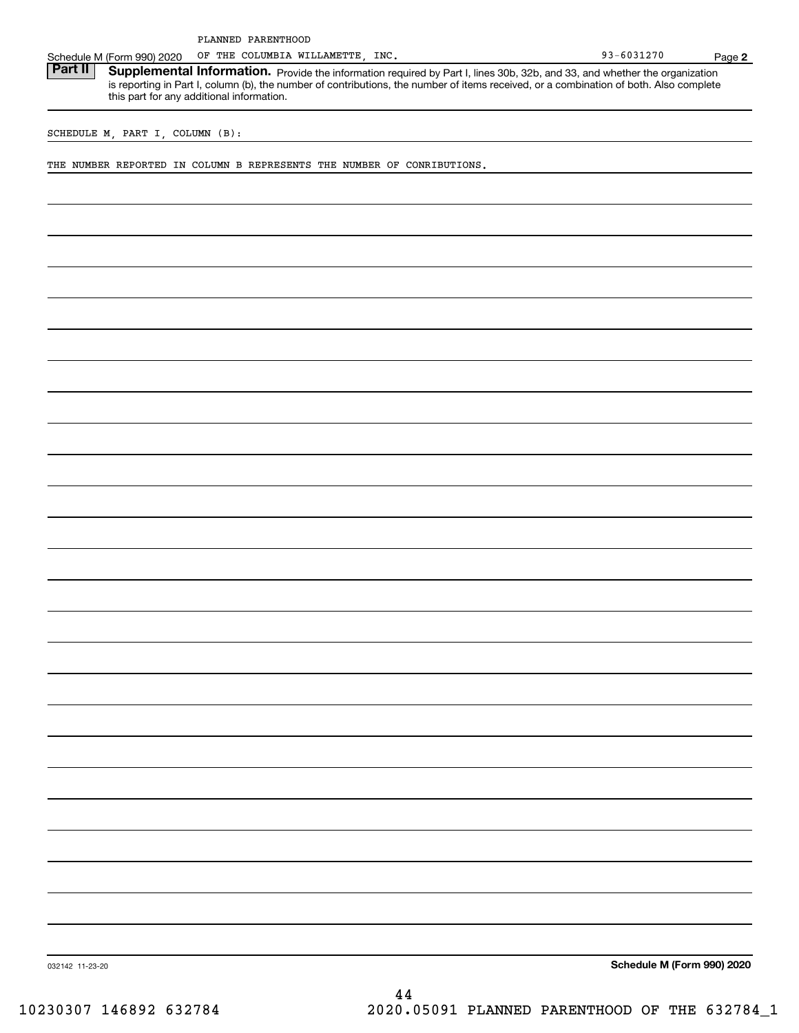PLANNED PARENTHOOD

Schedule M (Form 990) 2020 OF THE COLUMBIA WILLAMETTE, INC. 93-6031270 Page **2**

## Part II Supplemental Information.

Provide the information required by Part I, lines 30b, 32b, and 33, and whether the organization is reporting in Part I, column (b), the number of contributions, the number of items received, or a combination of both. Also complete this part for any additional information.

SCHEDULE M, PART I, COLUMN (B):

THE NUMBER REPORTED IN COLUMN B REPRESENTS THE NUMBER OF CONRIBUTIONS.

032142 11-23-20 **Schedule M (Form 990) 2020**

10230307 146892 632784 2020.05091 PLANNED PARENTHOOD OF THE 632784_1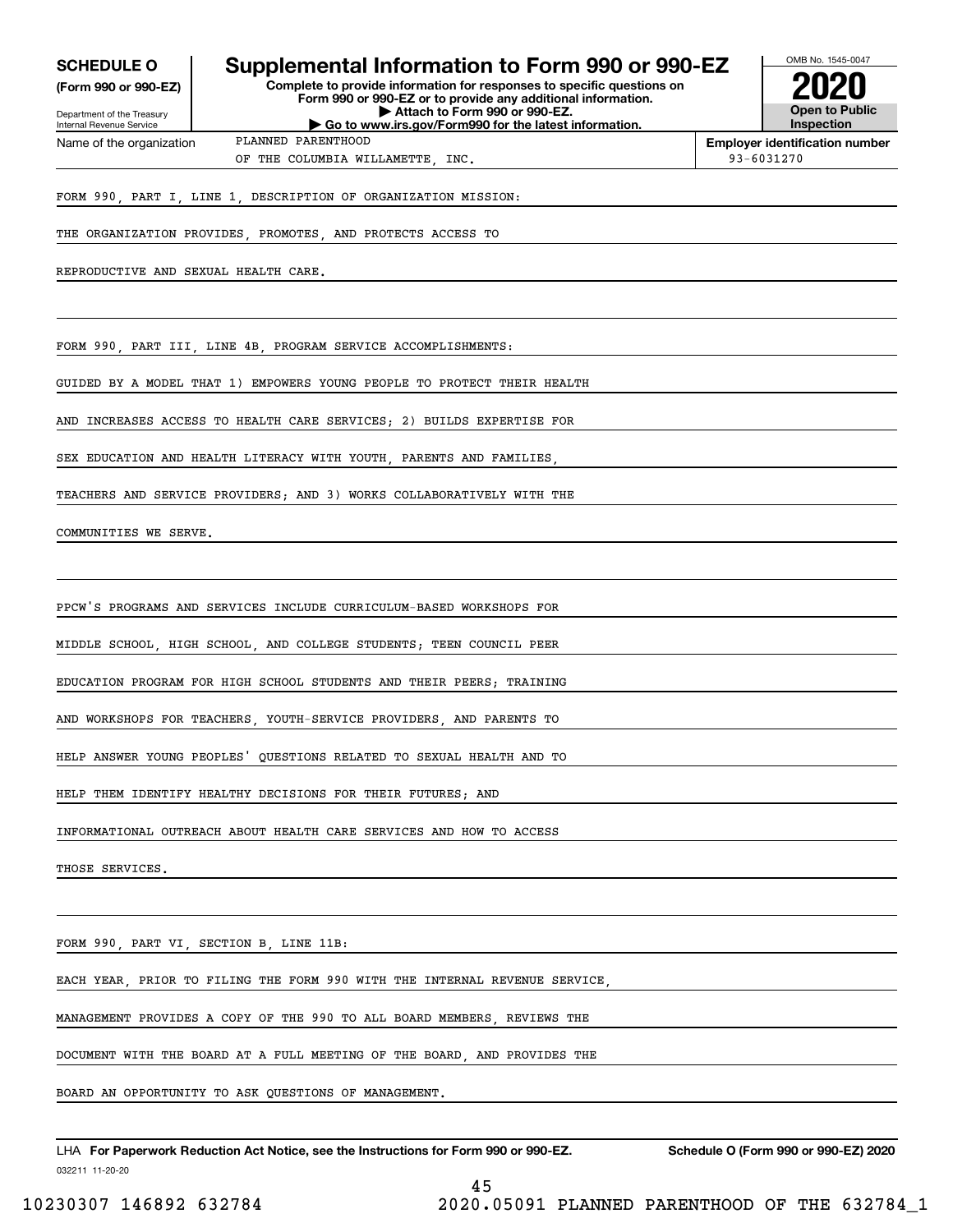**SCHEDULE O**
**(Form 990 or 990-EZ)**

Department of the Treasury
Internal Revenue Service

# Supplemental Information to Form 990 or 990-EZ

**Complete to provide information for responses to specific questions on Form 990 or 990-EZ or to provide any additional information.**
**▶ Attach to Form 990 or 990-EZ.**
**▶ Go to www.irs.gov/Form990 for the latest information.**

OMB No. 1545-0047

**2020**

**Open to Public Inspection**

Name of the organization: PLANNED PARENTHOOD OF THE COLUMBIA WILLAMETTE, INC.

**Employer identification number:** 93-6031270

FORM 990, PART I, LINE 1, DESCRIPTION OF ORGANIZATION MISSION:

THE ORGANIZATION PROVIDES, PROMOTES, AND PROTECTS ACCESS TO REPRODUCTIVE AND SEXUAL HEALTH CARE.

FORM 990, PART III, LINE 4B, PROGRAM SERVICE ACCOMPLISHMENTS:

GUIDED BY A MODEL THAT 1) EMPOWERS YOUNG PEOPLE TO PROTECT THEIR HEALTH AND INCREASES ACCESS TO HEALTH CARE SERVICES; 2) BUILDS EXPERTISE FOR SEX EDUCATION AND HEALTH LITERACY WITH YOUTH, PARENTS AND FAMILIES, TEACHERS AND SERVICE PROVIDERS; AND 3) WORKS COLLABORATIVELY WITH THE COMMUNITIES WE SERVE.

PPCW'S PROGRAMS AND SERVICES INCLUDE CURRICULUM-BASED WORKSHOPS FOR MIDDLE SCHOOL, HIGH SCHOOL, AND COLLEGE STUDENTS; TEEN COUNCIL PEER EDUCATION PROGRAM FOR HIGH SCHOOL STUDENTS AND THEIR PEERS; TRAINING AND WORKSHOPS FOR TEACHERS, YOUTH-SERVICE PROVIDERS, AND PARENTS TO HELP ANSWER YOUNG PEOPLES' QUESTIONS RELATED TO SEXUAL HEALTH AND TO HELP THEM IDENTIFY HEALTHY DECISIONS FOR THEIR FUTURES; AND INFORMATIONAL OUTREACH ABOUT HEALTH CARE SERVICES AND HOW TO ACCESS THOSE SERVICES.

FORM 990, PART VI, SECTION B, LINE 11B:

EACH YEAR, PRIOR TO FILING THE FORM 990 WITH THE INTERNAL REVENUE SERVICE, MANAGEMENT PROVIDES A COPY OF THE 990 TO ALL BOARD MEMBERS, REVIEWS THE DOCUMENT WITH THE BOARD AT A FULL MEETING OF THE BOARD, AND PROVIDES THE BOARD AN OPPORTUNITY TO ASK QUESTIONS OF MANAGEMENT.

LHA **For Paperwork Reduction Act Notice, see the Instructions for Form 990 or 990-EZ.** **Schedule O (Form 990 or 990-EZ) 2020**

032211 11-20-20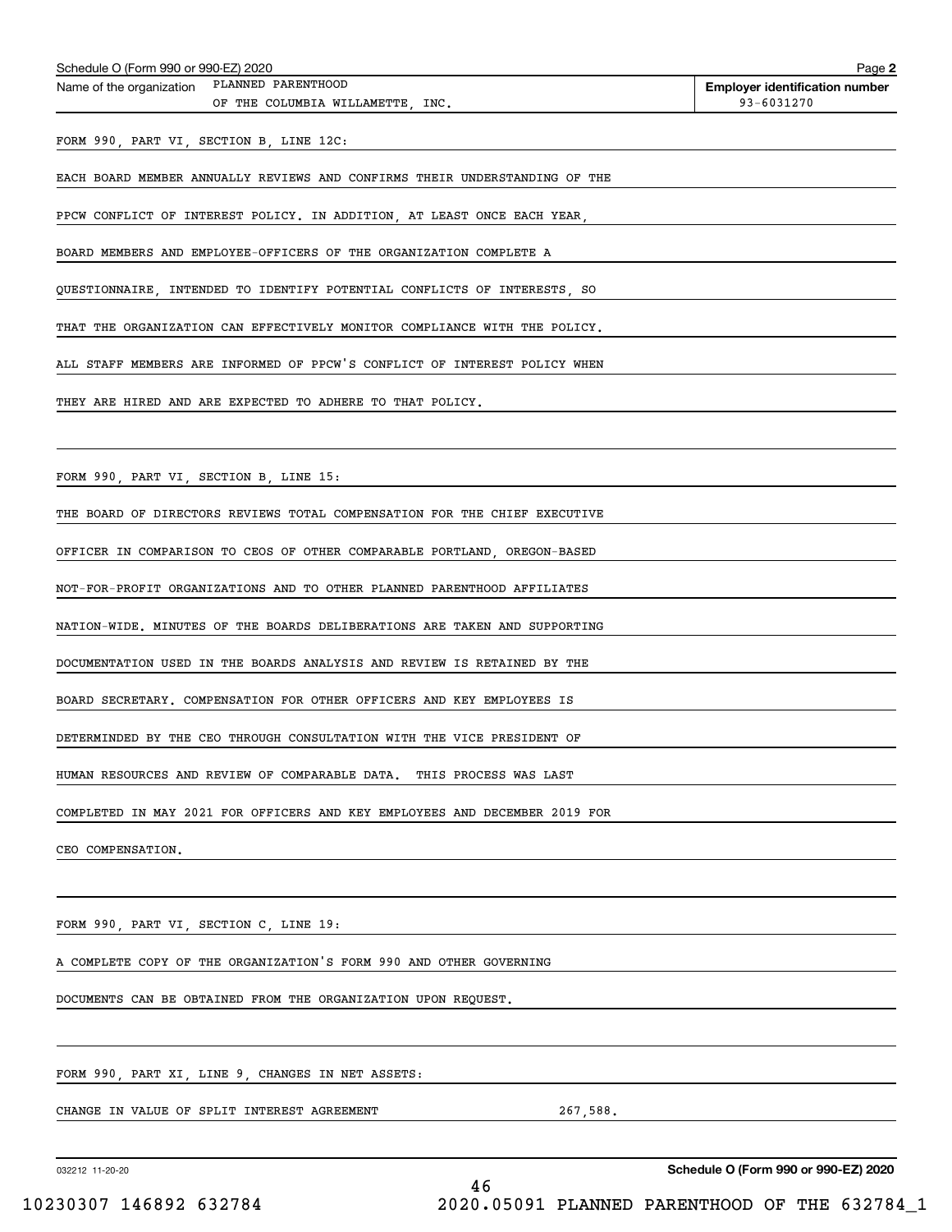Schedule O (Form 990 or 990-EZ) 2020

| Name of the organization | Employer identification number |
|---|---|
| PLANNED PARENTHOOD OF THE COLUMBIA WILLAMETTE, INC. | 93-6031270 |

FORM 990, PART VI, SECTION B, LINE 12C:

EACH BOARD MEMBER ANNUALLY REVIEWS AND CONFIRMS THEIR UNDERSTANDING OF THE PPCW CONFLICT OF INTEREST POLICY. IN ADDITION, AT LEAST ONCE EACH YEAR, BOARD MEMBERS AND EMPLOYEE-OFFICERS OF THE ORGANIZATION COMPLETE A QUESTIONNAIRE, INTENDED TO IDENTIFY POTENTIAL CONFLICTS OF INTERESTS, SO THAT THE ORGANIZATION CAN EFFECTIVELY MONITOR COMPLIANCE WITH THE POLICY. ALL STAFF MEMBERS ARE INFORMED OF PPCW'S CONFLICT OF INTEREST POLICY WHEN THEY ARE HIRED AND ARE EXPECTED TO ADHERE TO THAT POLICY.

FORM 990, PART VI, SECTION B, LINE 15:

THE BOARD OF DIRECTORS REVIEWS TOTAL COMPENSATION FOR THE CHIEF EXECUTIVE OFFICER IN COMPARISON TO CEOS OF OTHER COMPARABLE PORTLAND, OREGON-BASED NOT-FOR-PROFIT ORGANIZATIONS AND TO OTHER PLANNED PARENTHOOD AFFILIATES NATION-WIDE. MINUTES OF THE BOARDS DELIBERATIONS ARE TAKEN AND SUPPORTING DOCUMENTATION USED IN THE BOARDS ANALYSIS AND REVIEW IS RETAINED BY THE BOARD SECRETARY. COMPENSATION FOR OTHER OFFICERS AND KEY EMPLOYEES IS DETERMINDED BY THE CEO THROUGH CONSULTATION WITH THE VICE PRESIDENT OF HUMAN RESOURCES AND REVIEW OF COMPARABLE DATA. THIS PROCESS WAS LAST COMPLETED IN MAY 2021 FOR OFFICERS AND KEY EMPLOYEES AND DECEMBER 2019 FOR CEO COMPENSATION.

FORM 990, PART VI, SECTION C, LINE 19:

A COMPLETE COPY OF THE ORGANIZATION'S FORM 990 AND OTHER GOVERNING DOCUMENTS CAN BE OBTAINED FROM THE ORGANIZATION UPON REQUEST.

FORM 990, PART XI, LINE 9, CHANGES IN NET ASSETS:

| | |
|---|---|
| CHANGE IN VALUE OF SPLIT INTEREST AGREEMENT | 267,588. |

032212 11-20-20

Schedule O (Form 990 or 990-EZ) 2020

10230307 146892 632784 2020.05091 PLANNED PARENTHOOD OF THE 632784_1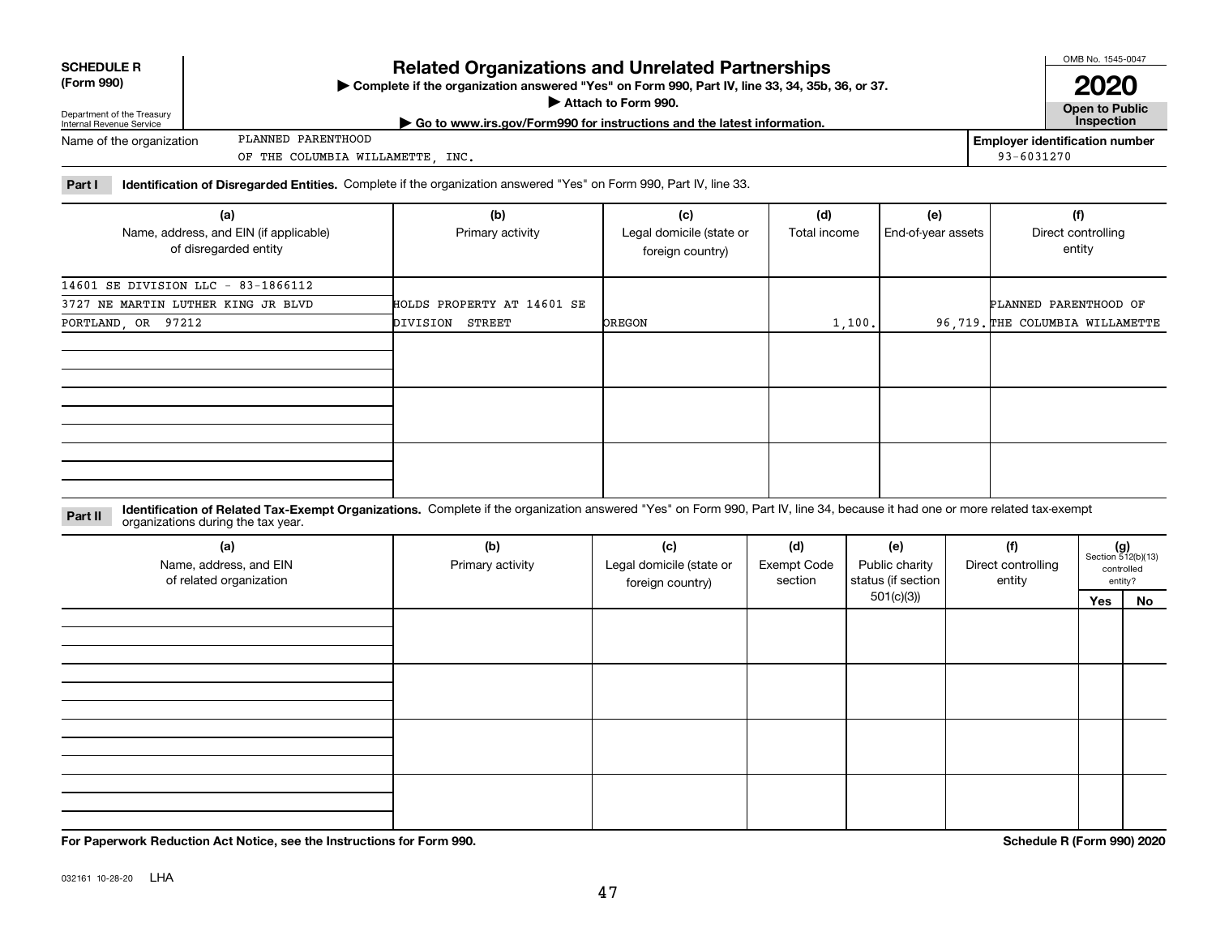**SCHEDULE R (Form 990)**

Department of the Treasury
Internal Revenue Service

# Related Organizations and Unrelated Partnerships

▶ Complete if the organization answered "Yes" on Form 990, Part IV, line 33, 34, 35b, 36, or 37.

▶ Attach to Form 990.

▶ Go to www.irs.gov/Form990 for instructions and the latest information.

OMB No. 1545-0047

**2020**

**Open to Public Inspection**

Name of the organization: PLANNED PARENTHOOD OF THE COLUMBIA WILLAMETTE, INC.

Employer identification number: 93-6031270

**Part I — Identification of Disregarded Entities.** Complete if the organization answered "Yes" on Form 990, Part IV, line 33.

| (a) Name, address, and EIN (if applicable) of disregarded entity | (b) Primary activity | (c) Legal domicile (state or foreign country) | (d) Total income | (e) End-of-year assets | (f) Direct controlling entity |
|---|---|---|---|---|---|
| 14601 SE DIVISION LLC - 83-1866112 3727 NE MARTIN LUTHER KING JR BLVD PORTLAND, OR 97212 | HOLDS PROPERTY AT 14601 SE DIVISION STREET | OREGON | 1,100. | 96,719. | PLANNED PARENTHOOD OF THE COLUMBIA WILLAMETTE |
| | | | | | |
| | | | | | |
| | | | | | |

**Part II — Identification of Related Tax-Exempt Organizations.** Complete if the organization answered "Yes" on Form 990, Part IV, line 34, because it had one or more related tax-exempt organizations during the tax year.

| (a) Name, address, and EIN of related organization | (b) Primary activity | (c) Legal domicile (state or foreign country) | (d) Exempt Code section | (e) Public charity status (if section 501(c)(3)) | (f) Direct controlling entity | (g) Section 512(b)(13) controlled entity? Yes | No |
|---|---|---|---|---|---|---|---|
| | | | | | | | |
| | | | | | | | |
| | | | | | | | |
| | | | | | | | |

**For Paperwork Reduction Act Notice, see the Instructions for Form 990.**

**Schedule R (Form 990) 2020**

032161 10-28-20 LHA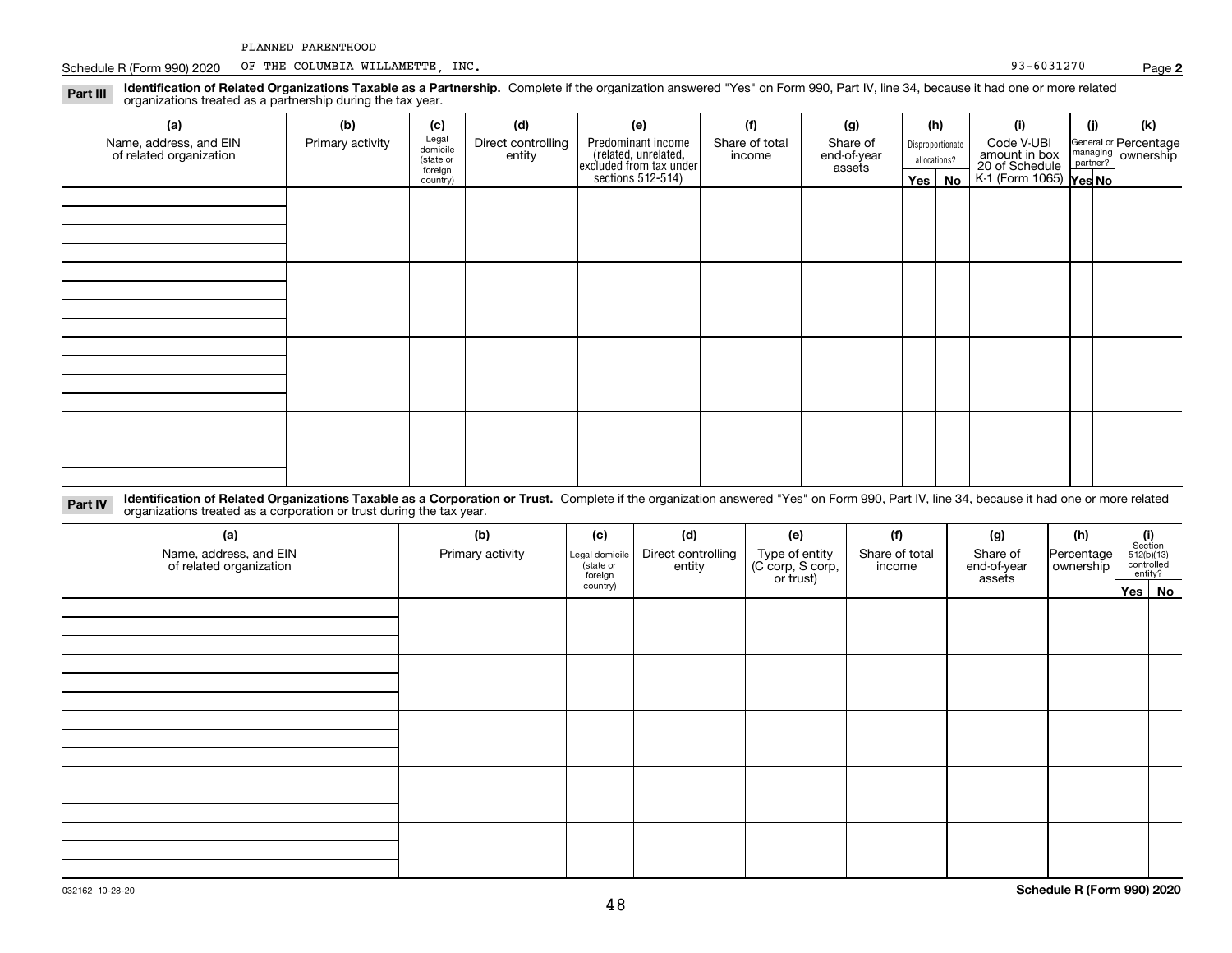PLANNED PARENTHOOD

Schedule R (Form 990) 2020 OF THE COLUMBIA WILLAMETTE, INC. 93-6031270 Page **2**

**Part III** **Identification of Related Organizations Taxable as a Partnership.** Complete if the organization answered "Yes" on Form 990, Part IV, line 34, because it had one or more related organizations treated as a partnership during the tax year.

| (a) Name, address, and EIN of related organization | (b) Primary activity | (c) Legal domicile (state or foreign country) | (d) Direct controlling entity | (e) Predominant income (related, unrelated, excluded from tax under sections 512-514) | (f) Share of total income | (g) Share of end-of-year assets | (h) Disproportionate allocations? Yes | No | (i) Code V-UBI amount in box 20 of Schedule K-1 (Form 1065) | (j) General or managing partner? Yes | No | (k) Percentage ownership |
|---|---|---|---|---|---|---|---|---|---|---|---|---|
| | | | | | | | | | | | | |
| | | | | | | | | | | | | |
| | | | | | | | | | | | | |
| | | | | | | | | | | | | |

**Part IV** **Identification of Related Organizations Taxable as a Corporation or Trust.** Complete if the organization answered "Yes" on Form 990, Part IV, line 34, because it had one or more related organizations treated as a corporation or trust during the tax year.

| (a) Name, address, and EIN of related organization | (b) Primary activity | (c) Legal domicile (state or foreign country) | (d) Direct controlling entity | (e) Type of entity (C corp, S corp, or trust) | (f) Share of total income | (g) Share of end-of-year assets | (h) Percentage ownership | (i) Section 512(b)(13) controlled entity? Yes | No |
|---|---|---|---|---|---|---|---|---|---|
| | | | | | | | | | |
| | | | | | | | | | |
| | | | | | | | | | |
| | | | | | | | | | |
| | | | | | | | | | |

032162 10-28-20 **Schedule R (Form 990) 2020**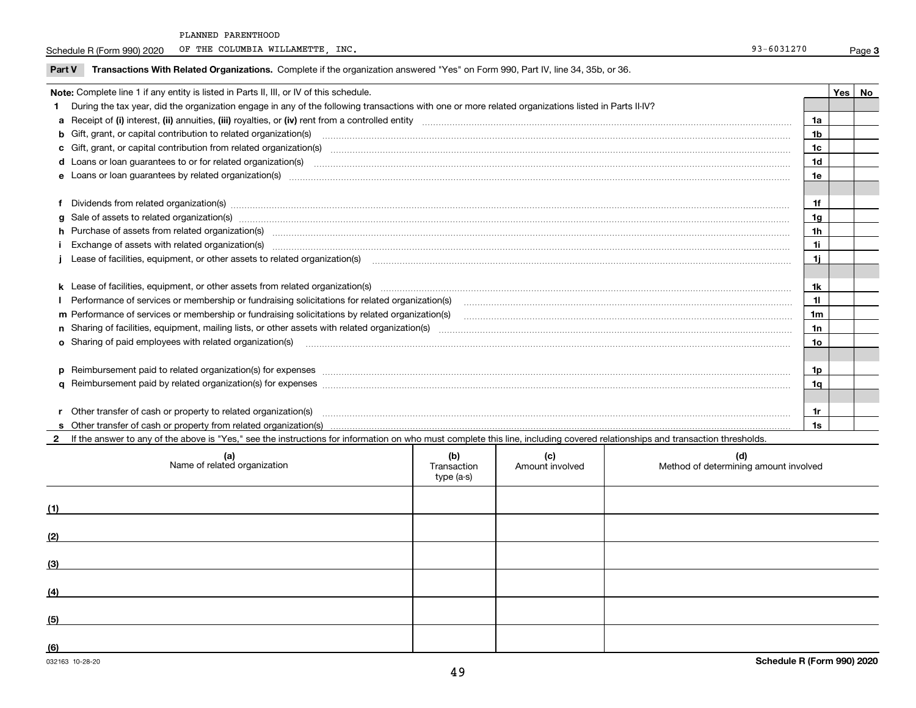PLANNED PARENTHOOD

Schedule R (Form 990) 2020 OF THE COLUMBIA WILLAMETTE, INC. 93-6031270 Page 3

**Part V** **Transactions With Related Organizations.** Complete if the organization answered "Yes" on Form 990, Part IV, line 34, 35b, or 36.

| Note: Complete line 1 if any entity is listed in Parts II, III, or IV of this schedule. | | Yes | No |
|---|---|---|---|
| **1** During the tax year, did the organization engage in any of the following transactions with one or more related organizations listed in Parts II-IV? | | | |
| **a** Receipt of **(i)** interest, **(ii)** annuities, **(iii)** royalties, or **(iv)** rent from a controlled entity | 1a | | |
| **b** Gift, grant, or capital contribution to related organization(s) | 1b | | |
| **c** Gift, grant, or capital contribution from related organization(s) | 1c | | |
| **d** Loans or loan guarantees to or for related organization(s) | 1d | | |
| **e** Loans or loan guarantees by related organization(s) | 1e | | |
| **f** Dividends from related organization(s) | 1f | | |
| **g** Sale of assets to related organization(s) | 1g | | |
| **h** Purchase of assets from related organization(s) | 1h | | |
| **i** Exchange of assets with related organization(s) | 1i | | |
| **j** Lease of facilities, equipment, or other assets to related organization(s) | 1j | | |
| **k** Lease of facilities, equipment, or other assets from related organization(s) | 1k | | |
| **l** Performance of services or membership or fundraising solicitations for related organization(s) | 1l | | |
| **m** Performance of services or membership or fundraising solicitations by related organization(s) | 1m | | |
| **n** Sharing of facilities, equipment, mailing lists, or other assets with related organization(s) | 1n | | |
| **o** Sharing of paid employees with related organization(s) | 1o | | |
| **p** Reimbursement paid to related organization(s) for expenses | 1p | | |
| **q** Reimbursement paid by related organization(s) for expenses | 1q | | |
| **r** Other transfer of cash or property to related organization(s) | 1r | | |
| **s** Other transfer of cash or property from related organization(s) | 1s | | |

**2** If the answer to any of the above is "Yes," see the instructions for information on who must complete this line, including covered relationships and transaction thresholds.

| | (a) Name of related organization | (b) Transaction type (a-s) | (c) Amount involved | (d) Method of determining amount involved |
|---|---|---|---|---|
| (1) | | | | |
| (2) | | | | |
| (3) | | | | |
| (4) | | | | |
| (5) | | | | |
| (6) | | | | |

032163 10-28-20

**Schedule R (Form 990) 2020**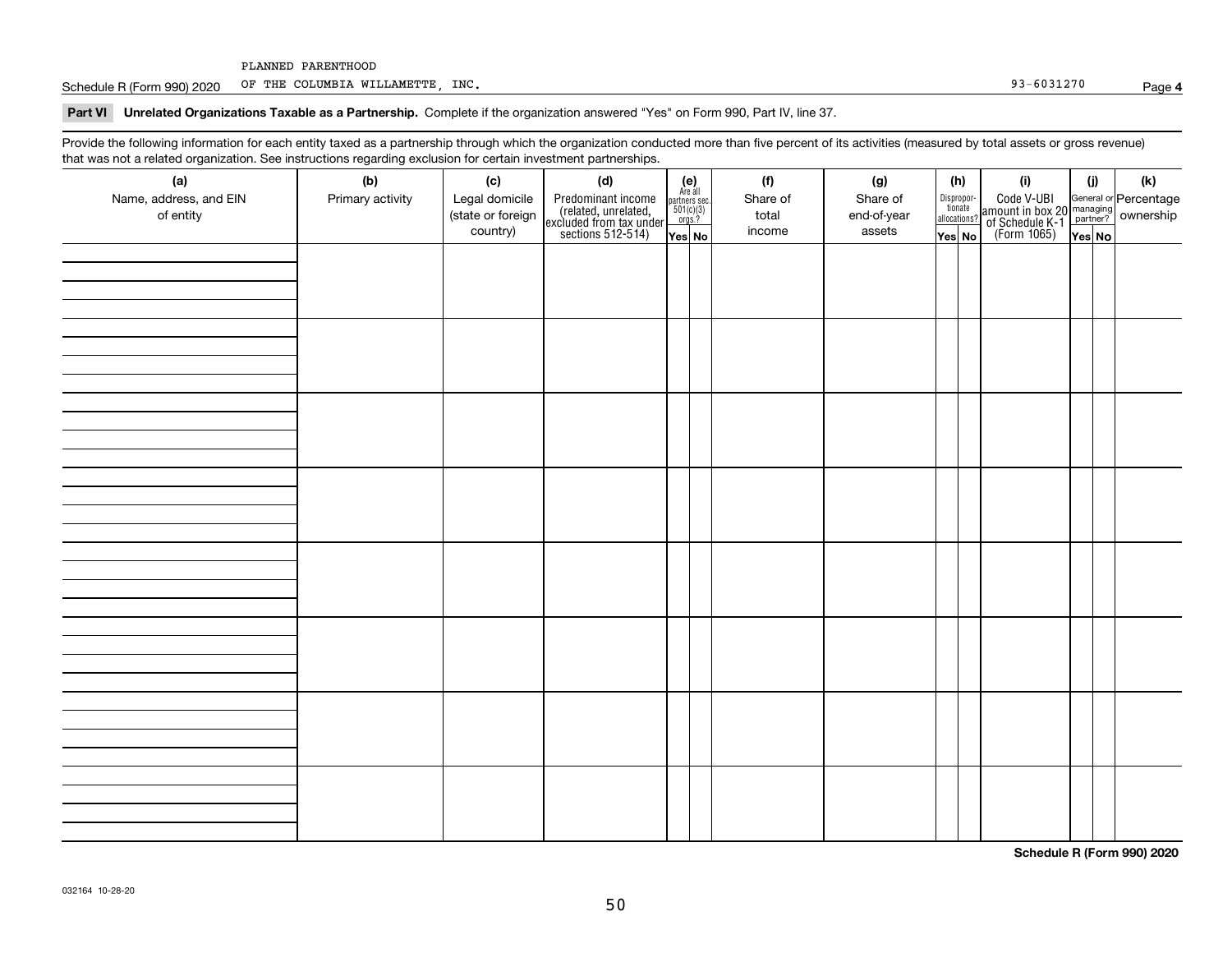PLANNED PARENTHOOD

Schedule R (Form 990) 2020 OF THE COLUMBIA WILLAMETTE, INC. 93-6031270 Page **4**

**Part VI Unrelated Organizations Taxable as a Partnership.** Complete if the organization answered "Yes" on Form 990, Part IV, line 37.

Provide the following information for each entity taxed as a partnership through which the organization conducted more than five percent of its activities (measured by total assets or gross revenue) that was not a related organization. See instructions regarding exclusion for certain investment partnerships.

| (a) Name, address, and EIN of entity | (b) Primary activity | (c) Legal domicile (state or foreign country) | (d) Predominant income (related, unrelated, excluded from tax under sections 512-514) | (e) Are all partners sec. 501(c)(3) orgs.? | | (f) Share of total income | (g) Share of end-of-year assets | (h) Disproportionate allocations? | | (i) Code V-UBI amount in box 20 of Schedule K-1 (Form 1065) | (j) General or managing partner? | | (k) Percentage ownership |
|---|---|---|---|---|---|---|---|---|---|---|---|---|---|
| | | | | Yes | No | | | Yes | No | | Yes | No | |
| | | | | | | | | | | | | | |
| | | | | | | | | | | | | | |
| | | | | | | | | | | | | | |
| | | | | | | | | | | | | | |
| | | | | | | | | | | | | | |
| | | | | | | | | | | | | | |
| | | | | | | | | | | | | | |
| | | | | | | | | | | | | | |

**Schedule R (Form 990) 2020**

032164 10-28-20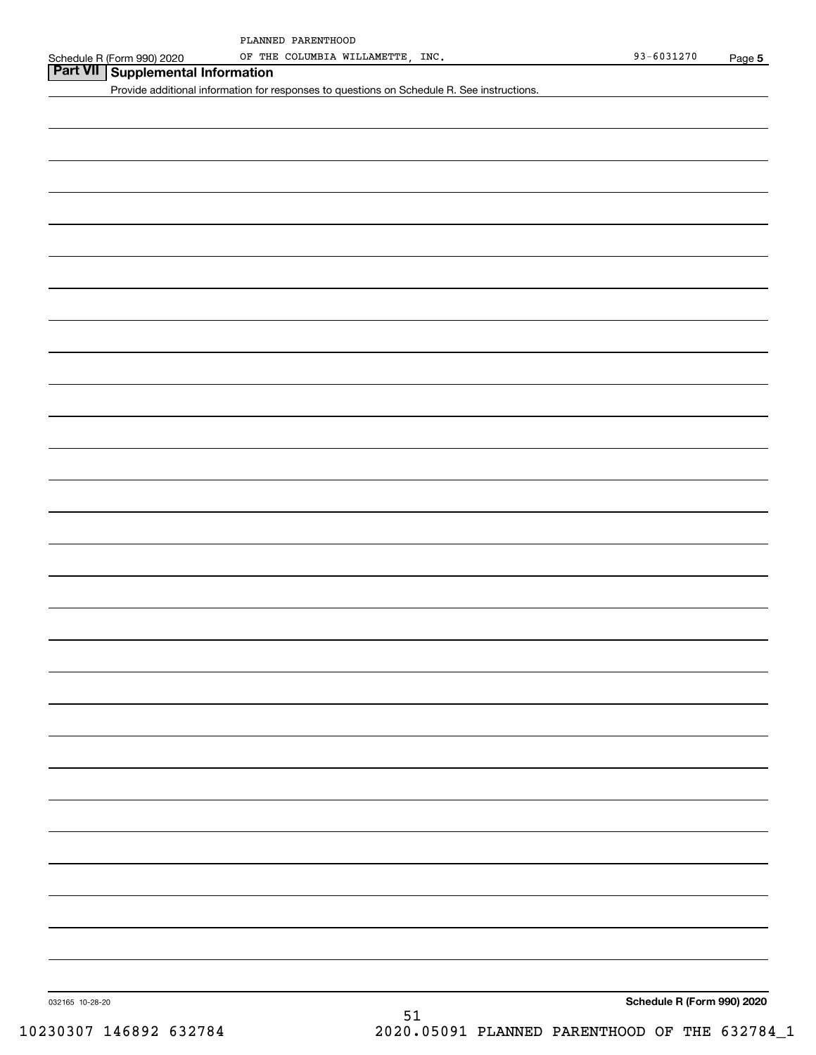PLANNED PARENTHOOD
Schedule R (Form 990) 2020 OF THE COLUMBIA WILLAMETTE, INC. 93-6031270 Page 5

## Part VII Supplemental Information

Provide additional information for responses to questions on Schedule R. See instructions.

032165 10-28-20 **Schedule R (Form 990) 2020**

10230307 146892 632784 2020.05091 PLANNED PARENTHOOD OF THE 632784_1